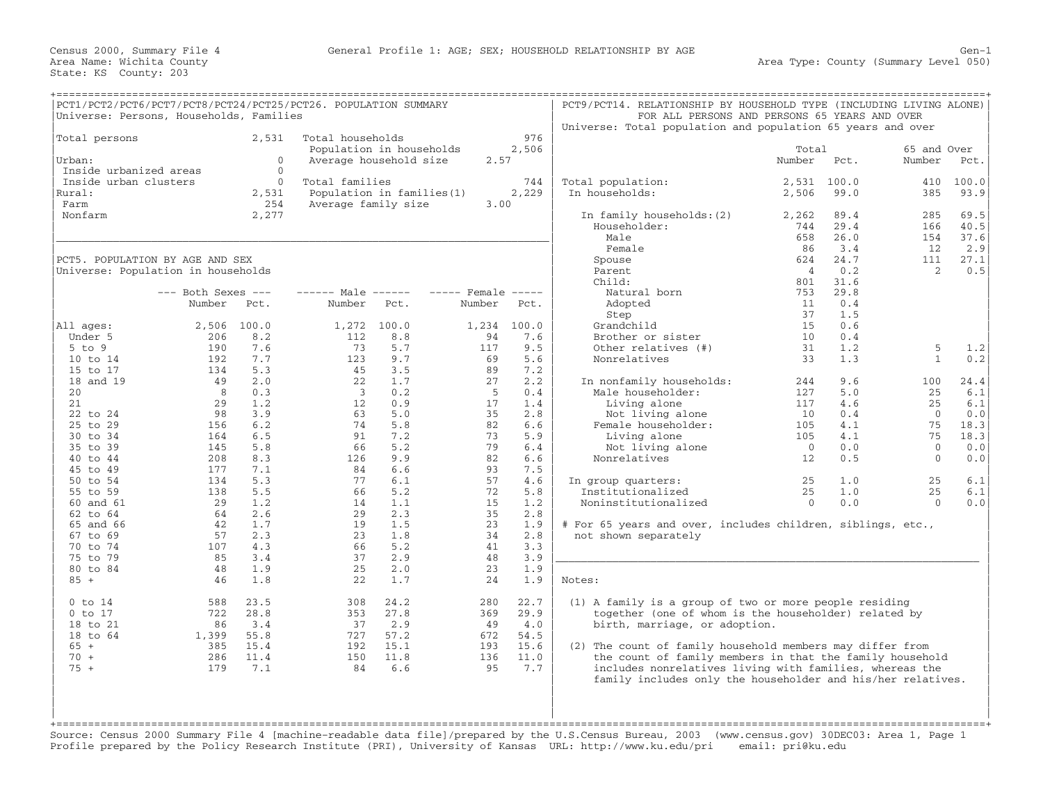Census 2000, Summary File 4 — General Profile 1: AGE; SEX; HOUSEHOLD RELATIONSHIP BY AGE — Gen-1

Area Name: Wichita County — Area Type: County (Summary Level 050)

State: KS County: 203

## PCT1/PCT2/PCT6/PCT7/PCT8/PCT24/PCT25/PCT26. POPULATION SUMMARY

Universe: Persons, Households, Families

| | | | |
|---|---|---|---|
| Total persons | 2,531 | Total households | 976 |
| | | Population in households | 2,506 |
| Urban: | 0 | Average household size | 2.57 |
| Inside urbanized areas | 0 | | |
| Inside urban clusters | 0 | Total families | 744 |
| Rural: | 2,531 | Population in families(1) | 2,229 |
| Farm | 254 | Average family size | 3.00 |
| Nonfarm | 2,277 | | |

## PCT5. POPULATION BY AGE AND SEX

Universe: Population in households

| | Both Sexes Number | Both Sexes Pct. | Male Number | Male Pct. | Female Number | Female Pct. |
|---|---|---|---|---|---|---|
| All ages: | 2,506 | 100.0 | 1,272 | 100.0 | 1,234 | 100.0 |
| Under 5 | 206 | 8.2 | 112 | 8.8 | 94 | 7.6 |
| 5 to 9 | 190 | 7.6 | 73 | 5.7 | 117 | 9.5 |
| 10 to 14 | 192 | 7.7 | 123 | 9.7 | 69 | 5.6 |
| 15 to 17 | 134 | 5.3 | 45 | 3.5 | 89 | 7.2 |
| 18 and 19 | 49 | 2.0 | 22 | 1.7 | 27 | 2.2 |
| 20 | 8 | 0.3 | 3 | 0.2 | 5 | 0.4 |
| 21 | 29 | 1.2 | 12 | 0.9 | 17 | 1.4 |
| 22 to 24 | 98 | 3.9 | 63 | 5.0 | 35 | 2.8 |
| 25 to 29 | 156 | 6.2 | 74 | 5.8 | 82 | 6.6 |
| 30 to 34 | 164 | 6.5 | 91 | 7.2 | 73 | 5.9 |
| 35 to 39 | 145 | 5.8 | 66 | 5.2 | 79 | 6.4 |
| 40 to 44 | 208 | 8.3 | 126 | 9.9 | 82 | 6.6 |
| 45 to 49 | 177 | 7.1 | 84 | 6.6 | 93 | 7.5 |
| 50 to 54 | 134 | 5.3 | 77 | 6.1 | 57 | 4.6 |
| 55 to 59 | 138 | 5.5 | 66 | 5.2 | 72 | 5.8 |
| 60 and 61 | 29 | 1.2 | 14 | 1.1 | 15 | 1.2 |
| 62 to 64 | 64 | 2.6 | 29 | 2.3 | 35 | 2.8 |
| 65 and 66 | 42 | 1.7 | 19 | 1.5 | 23 | 1.9 |
| 67 to 69 | 57 | 2.3 | 23 | 1.8 | 34 | 2.8 |
| 70 to 74 | 107 | 4.3 | 66 | 5.2 | 41 | 3.3 |
| 75 to 79 | 85 | 3.4 | 37 | 2.9 | 48 | 3.9 |
| 80 to 84 | 48 | 1.9 | 25 | 2.0 | 23 | 1.9 |
| 85 + | 46 | 1.8 | 22 | 1.7 | 24 | 1.9 |
| 0 to 14 | 588 | 23.5 | 308 | 24.2 | 280 | 22.7 |
| 0 to 17 | 722 | 28.8 | 353 | 27.8 | 369 | 29.9 |
| 18 to 21 | 86 | 3.4 | 37 | 2.9 | 49 | 4.0 |
| 18 to 64 | 1,399 | 55.8 | 727 | 57.2 | 672 | 54.5 |
| 65 + | 385 | 15.4 | 192 | 15.1 | 193 | 15.6 |
| 70 + | 286 | 11.4 | 150 | 11.8 | 136 | 11.0 |
| 75 + | 179 | 7.1 | 84 | 6.6 | 95 | 7.7 |

## PCT9/PCT14. RELATIONSHIP BY HOUSEHOLD TYPE (INCLUDING LIVING ALONE) FOR ALL PERSONS AND PERSONS 65 YEARS AND OVER

Universe: Total population and population 65 years and over

| | Total Number | Total Pct. | 65 and Over Number | 65 and Over Pct. |
|---|---|---|---|---|
| Total population: | 2,531 | 100.0 | 410 | 100.0 |
| In households: | 2,506 | 99.0 | 385 | 93.9 |
| In family households:(2) | 2,262 | 89.4 | 285 | 69.5 |
| Householder: | 744 | 29.4 | 166 | 40.5 |
| Male | 658 | 26.0 | 154 | 37.6 |
| Female | 86 | 3.4 | 12 | 2.9 |
| Spouse | 624 | 24.7 | 111 | 27.1 |
| Parent | 4 | 0.2 | 2 | 0.5 |
| Child: | 801 | 31.6 | | |
| Natural born | 753 | 29.8 | | |
| Adopted | 11 | 0.4 | | |
| Step | 37 | 1.5 | | |
| Grandchild | 15 | 0.6 | | |
| Brother or sister | 10 | 0.4 | | |
| Other relatives (#) | 31 | 1.2 | 5 | 1.2 |
| Nonrelatives | 33 | 1.3 | 1 | 0.2 |
| In nonfamily households: | 244 | 9.6 | 100 | 24.4 |
| Male householder: | 127 | 5.0 | 25 | 6.1 |
| Living alone | 117 | 4.6 | 25 | 6.1 |
| Not living alone | 10 | 0.4 | 0 | 0.0 |
| Female householder: | 105 | 4.1 | 75 | 18.3 |
| Living alone | 105 | 4.1 | 75 | 18.3 |
| Not living alone | 0 | 0.0 | 0 | 0.0 |
| Nonrelatives | 12 | 0.5 | 0 | 0.0 |
| In group quarters: | 25 | 1.0 | 25 | 6.1 |
| Institutionalized | 25 | 1.0 | 25 | 6.1 |
| Noninstitutionalized | 0 | 0.0 | 0 | 0.0 |

# For 65 years and over, includes children, siblings, etc., not shown separately

Notes:

(1) A family is a group of two or more people residing together (one of whom is the householder) related by birth, marriage, or adoption.

(2) The count of family household members may differ from the count of family members in that the family household includes nonrelatives living with families, whereas the family includes only the householder and his/her relatives.

Source: Census 2000 Summary File 4 [machine-readable data file]/prepared by the U.S.Census Bureau, 2003 (www.census.gov) 30DEC03: Area 1, Page 1
Profile prepared by the Policy Research Institute (PRI), University of Kansas URL: http://www.ku.edu/pri email: pri@ku.edu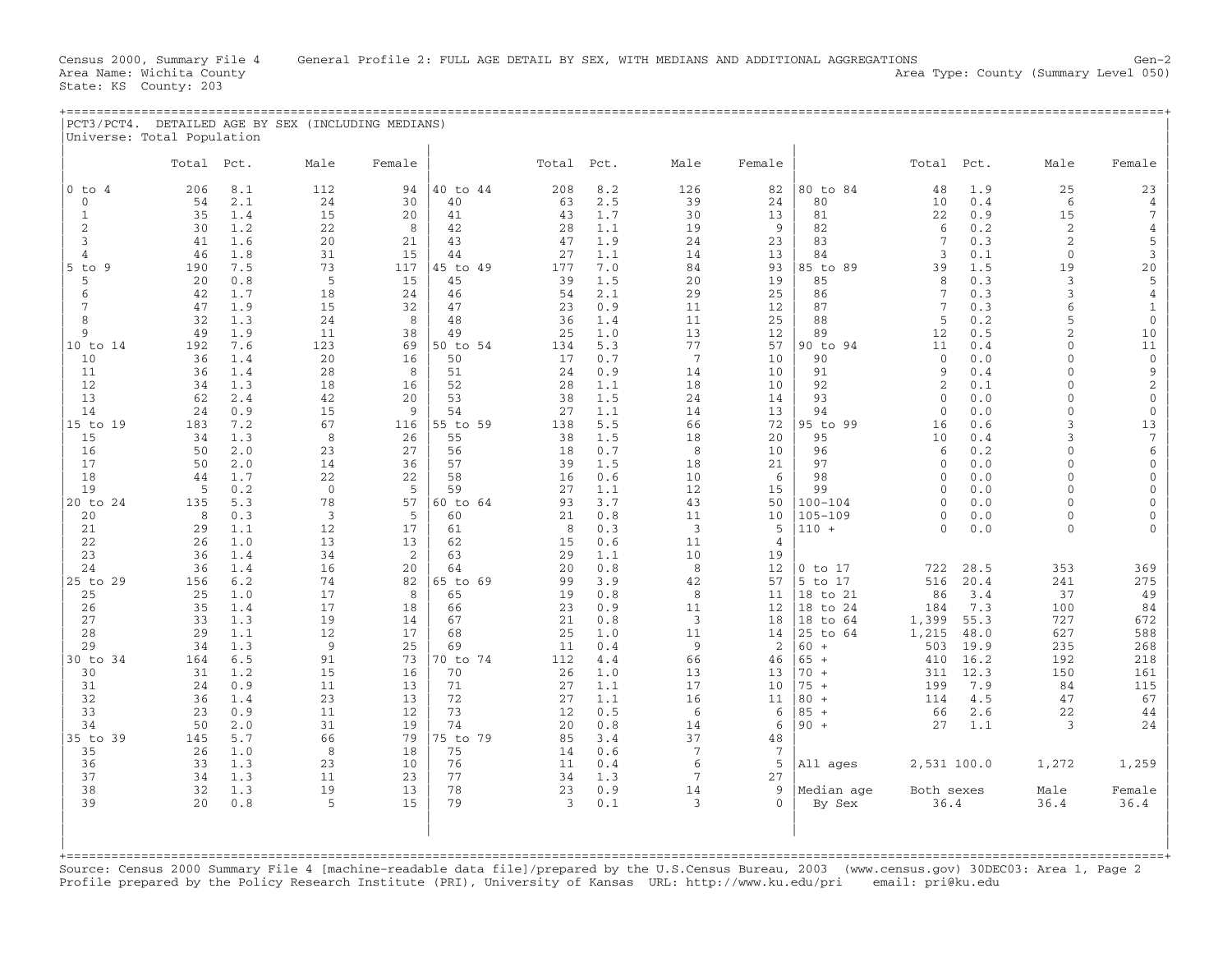Census 2000, Summary File 4 General Profile 2: FULL AGE DETAIL BY SEX, WITH MEDIANS AND ADDITIONAL AGGREGATIONS Gen-2
Area Name: Wichita County Area Type: County (Summary Level 050)
State: KS County: 203

## PCT3/PCT4. DETAILED AGE BY SEX (INCLUDING MEDIANS)

Universe: Total Population

| | Total | Pct. | Male | Female | | Total | Pct. | Male | Female | | Total | Pct. | Male | Female |
|---|---|---|---|---|---|---|---|---|---|---|---|---|---|---|
| 0 to 4 | 206 | 8.1 | 112 | 94 | 40 to 44 | 208 | 8.2 | 126 | 82 | 80 to 84 | 48 | 1.9 | 25 | 23 |
| 0 | 54 | 2.1 | 24 | 30 | 40 | 63 | 2.5 | 39 | 24 | 80 | 10 | 0.4 | 6 | 4 |
| 1 | 35 | 1.4 | 15 | 20 | 41 | 43 | 1.7 | 30 | 13 | 81 | 22 | 0.9 | 15 | 7 |
| 2 | 30 | 1.2 | 22 | 8 | 42 | 28 | 1.1 | 19 | 9 | 82 | 6 | 0.2 | 2 | 4 |
| 3 | 41 | 1.6 | 20 | 21 | 43 | 47 | 1.9 | 24 | 23 | 83 | 7 | 0.3 | 2 | 5 |
| 4 | 46 | 1.8 | 31 | 15 | 44 | 27 | 1.1 | 14 | 13 | 84 | 3 | 0.1 | 0 | 3 |
| 5 to 9 | 190 | 7.5 | 73 | 117 | 45 to 49 | 177 | 7.0 | 84 | 93 | 85 to 89 | 39 | 1.5 | 19 | 20 |
| 5 | 20 | 0.8 | 5 | 15 | 45 | 39 | 1.5 | 20 | 19 | 85 | 8 | 0.3 | 3 | 5 |
| 6 | 42 | 1.7 | 18 | 24 | 46 | 54 | 2.1 | 29 | 25 | 86 | 7 | 0.3 | 3 | 4 |
| 7 | 47 | 1.9 | 15 | 32 | 47 | 23 | 0.9 | 11 | 12 | 87 | 7 | 0.3 | 6 | 1 |
| 8 | 32 | 1.3 | 24 | 8 | 48 | 36 | 1.4 | 11 | 25 | 88 | 5 | 0.2 | 5 | 0 |
| 9 | 49 | 1.9 | 11 | 38 | 49 | 25 | 1.0 | 13 | 12 | 89 | 12 | 0.5 | 2 | 10 |
| 10 to 14 | 192 | 7.6 | 123 | 69 | 50 to 54 | 134 | 5.3 | 77 | 57 | 90 to 94 | 11 | 0.4 | 0 | 11 |
| 10 | 36 | 1.4 | 20 | 16 | 50 | 17 | 0.7 | 7 | 10 | 90 | 0 | 0.0 | 0 | 0 |
| 11 | 36 | 1.4 | 28 | 8 | 51 | 24 | 0.9 | 14 | 10 | 91 | 9 | 0.4 | 0 | 9 |
| 12 | 34 | 1.3 | 18 | 16 | 52 | 28 | 1.1 | 18 | 10 | 92 | 2 | 0.1 | 0 | 2 |
| 13 | 62 | 2.4 | 42 | 20 | 53 | 38 | 1.5 | 24 | 14 | 93 | 0 | 0.0 | 0 | 0 |
| 14 | 24 | 0.9 | 15 | 9 | 54 | 27 | 1.1 | 14 | 13 | 94 | 0 | 0.0 | 0 | 0 |
| 15 to 19 | 183 | 7.2 | 67 | 116 | 55 to 59 | 138 | 5.5 | 66 | 72 | 95 to 99 | 16 | 0.6 | 3 | 13 |
| 15 | 34 | 1.3 | 8 | 26 | 55 | 38 | 1.5 | 18 | 20 | 95 | 10 | 0.4 | 3 | 7 |
| 16 | 50 | 2.0 | 23 | 27 | 56 | 18 | 0.7 | 8 | 10 | 96 | 6 | 0.2 | 0 | 6 |
| 17 | 50 | 2.0 | 14 | 36 | 57 | 39 | 1.5 | 18 | 21 | 97 | 0 | 0.0 | 0 | 0 |
| 18 | 44 | 1.7 | 22 | 22 | 58 | 16 | 0.6 | 10 | 6 | 98 | 0 | 0.0 | 0 | 0 |
| 19 | 5 | 0.2 | 0 | 5 | 59 | 27 | 1.1 | 12 | 15 | 99 | 0 | 0.0 | 0 | 0 |
| 20 to 24 | 135 | 5.3 | 78 | 57 | 60 to 64 | 93 | 3.7 | 43 | 50 | 100-104 | 0 | 0.0 | 0 | 0 |
| 20 | 8 | 0.3 | 3 | 5 | 60 | 21 | 0.8 | 11 | 10 | 105-109 | 0 | 0.0 | 0 | 0 |
| 21 | 29 | 1.1 | 12 | 17 | 61 | 8 | 0.3 | 3 | 5 | 110 + | 0 | 0.0 | 0 | 0 |
| 22 | 26 | 1.0 | 13 | 13 | 62 | 15 | 0.6 | 11 | 4 | | | | | |
| 23 | 36 | 1.4 | 34 | 2 | 63 | 29 | 1.1 | 10 | 19 | | | | | |
| 24 | 36 | 1.4 | 16 | 20 | 64 | 20 | 0.8 | 8 | 12 | 0 to 17 | 722 | 28.5 | 353 | 369 |
| 25 to 29 | 156 | 6.2 | 74 | 82 | 65 to 69 | 99 | 3.9 | 42 | 57 | 5 to 17 | 516 | 20.4 | 241 | 275 |
| 25 | 25 | 1.0 | 17 | 8 | 65 | 19 | 0.8 | 8 | 11 | 18 to 21 | 86 | 3.4 | 37 | 49 |
| 26 | 35 | 1.4 | 17 | 18 | 66 | 23 | 0.9 | 11 | 12 | 18 to 24 | 184 | 7.3 | 100 | 84 |
| 27 | 33 | 1.3 | 19 | 14 | 67 | 21 | 0.8 | 3 | 18 | 18 to 64 | 1,399 | 55.3 | 727 | 672 |
| 28 | 29 | 1.1 | 12 | 17 | 68 | 25 | 1.0 | 11 | 14 | 25 to 64 | 1,215 | 48.0 | 627 | 588 |
| 29 | 34 | 1.3 | 9 | 25 | 69 | 11 | 0.4 | 9 | 2 | 60 + | 503 | 19.9 | 235 | 268 |
| 30 to 34 | 164 | 6.5 | 91 | 73 | 70 to 74 | 112 | 4.4 | 66 | 46 | 65 + | 410 | 16.2 | 192 | 218 |
| 30 | 31 | 1.2 | 15 | 16 | 70 | 26 | 1.0 | 13 | 13 | 70 + | 311 | 12.3 | 150 | 161 |
| 31 | 24 | 0.9 | 11 | 13 | 71 | 27 | 1.1 | 17 | 10 | 75 + | 199 | 7.9 | 84 | 115 |
| 32 | 36 | 1.4 | 23 | 13 | 72 | 27 | 1.1 | 16 | 11 | 80 + | 114 | 4.5 | 47 | 67 |
| 33 | 23 | 0.9 | 11 | 12 | 73 | 12 | 0.5 | 6 | 6 | 85 + | 66 | 2.6 | 22 | 44 |
| 34 | 50 | 2.0 | 31 | 19 | 74 | 20 | 0.8 | 14 | 6 | 90 + | 27 | 1.1 | 3 | 24 |
| 35 to 39 | 145 | 5.7 | 66 | 79 | 75 to 79 | 85 | 3.4 | 37 | 48 | | | | | |
| 35 | 26 | 1.0 | 8 | 18 | 75 | 14 | 0.6 | 7 | 7 | | | | | |
| 36 | 33 | 1.3 | 23 | 10 | 76 | 11 | 0.4 | 6 | 5 | All ages | 2,531 | 100.0 | 1,272 | 1,259 |
| 37 | 34 | 1.3 | 11 | 23 | 77 | 34 | 1.3 | 7 | 27 | | | | | |
| 38 | 32 | 1.3 | 19 | 13 | 78 | 23 | 0.9 | 14 | 9 | Median age | Both sexes | | Male | Female |
| 39 | 20 | 0.8 | 5 | 15 | 79 | 3 | 0.1 | 3 | 0 | By Sex | 36.4 | | 36.4 | 36.4 |

Source: Census 2000 Summary File 4 [machine-readable data file]/prepared by the U.S.Census Bureau, 2003 (www.census.gov) 30DEC03: Area 1, Page 2
Profile prepared by the Policy Research Institute (PRI), University of Kansas URL: http://www.ku.edu/pri email: pri@ku.edu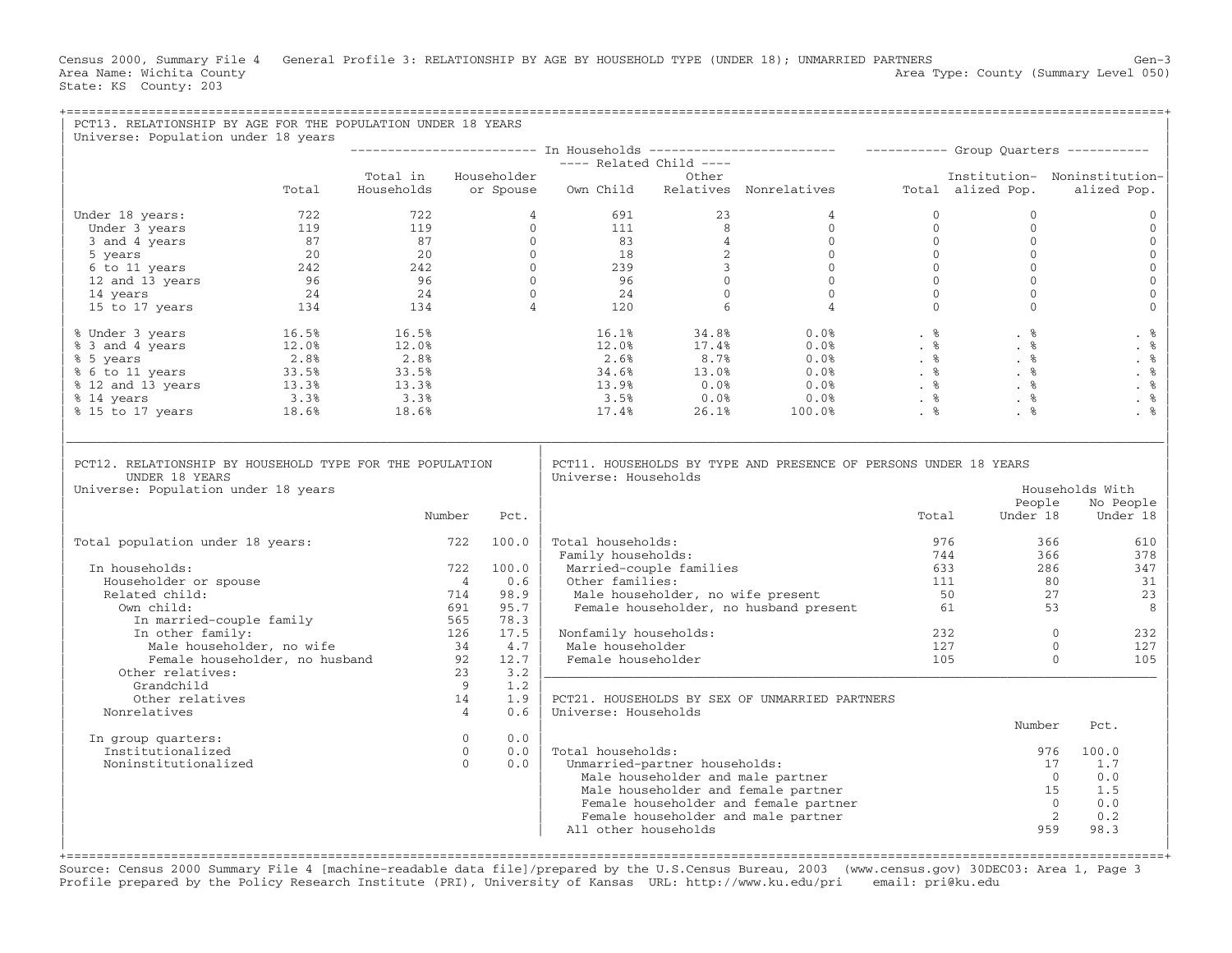Census 2000, Summary File 4 General Profile 3: RELATIONSHIP BY AGE BY HOUSEHOLD TYPE (UNDER 18); UNMARRIED PARTNERS Gen-3
Area Name: Wichita County Area Type: County (Summary Level 050)
State: KS County: 203

## PCT13. RELATIONSHIP BY AGE FOR THE POPULATION UNDER 18 YEARS

Universe: Population under 18 years

| | | In Households | | | | | Group Quarters | | |
|---|---|---|---|---|---|---|---|---|---|
| | | | | Related Child | | | | | |
| | Total | Total in Households | Householder or Spouse | Own Child | Other Relatives | Nonrelatives | Total | Institutionalized Pop. | Noninstitutionalized Pop. |
| Under 18 years: | 722 | 722 | 4 | 691 | 23 | 4 | 0 | 0 | 0 |
| Under 3 years | 119 | 119 | 0 | 111 | 8 | 0 | 0 | 0 | 0 |
| 3 and 4 years | 87 | 87 | 0 | 83 | 4 | 0 | 0 | 0 | 0 |
| 5 years | 20 | 20 | 0 | 18 | 2 | 0 | 0 | 0 | 0 |
| 6 to 11 years | 242 | 242 | 0 | 239 | 3 | 0 | 0 | 0 | 0 |
| 12 and 13 years | 96 | 96 | 0 | 96 | 0 | 0 | 0 | 0 | 0 |
| 14 years | 24 | 24 | 0 | 24 | 0 | 0 | 0 | 0 | 0 |
| 15 to 17 years | 134 | 134 | 4 | 120 | 6 | 4 | 0 | 0 | 0 |
| % Under 3 years | 16.5% | 16.5% | | 16.1% | 34.8% | 0.0% | . % | . % | . % |
| % 3 and 4 years | 12.0% | 12.0% | | 12.0% | 17.4% | 0.0% | . % | . % | . % |
| % 5 years | 2.8% | 2.8% | | 2.6% | 8.7% | 0.0% | . % | . % | . % |
| % 6 to 11 years | 33.5% | 33.5% | | 34.6% | 13.0% | 0.0% | . % | . % | . % |
| % 12 and 13 years | 13.3% | 13.3% | | 13.9% | 0.0% | 0.0% | . % | . % | . % |
| % 14 years | 3.3% | 3.3% | | 3.5% | 0.0% | 0.0% | . % | . % | . % |
| % 15 to 17 years | 18.6% | 18.6% | | 17.4% | 26.1% | 100.0% | . % | . % | . % |

## PCT12. RELATIONSHIP BY HOUSEHOLD TYPE FOR THE POPULATION UNDER 18 YEARS

Universe: Population under 18 years

| | Number | Pct. |
|---|---|---|
| Total population under 18 years: | 722 | 100.0 |
| In households: | 722 | 100.0 |
| Householder or spouse | 4 | 0.6 |
| Related child: | 714 | 98.9 |
| Own child: | 691 | 95.7 |
| In married-couple family | 565 | 78.3 |
| In other family: | 126 | 17.5 |
| Male householder, no wife | 34 | 4.7 |
| Female householder, no husband | 92 | 12.7 |
| Other relatives: | 23 | 3.2 |
| Grandchild | 9 | 1.2 |
| Other relatives | 14 | 1.9 |
| Nonrelatives | 4 | 0.6 |
| In group quarters: | 0 | 0.0 |
| Institutionalized | 0 | 0.0 |
| Noninstitutionalized | 0 | 0.0 |

## PCT11. HOUSEHOLDS BY TYPE AND PRESENCE OF PERSONS UNDER 18 YEARS

Universe: Households

| | Total | Households With People Under 18 | Households With No People Under 18 |
|---|---|---|---|
| Total households: | 976 | 366 | 610 |
| Family households: | 744 | 366 | 378 |
| Married-couple families | 633 | 286 | 347 |
| Other families: | 111 | 80 | 31 |
| Male householder, no wife present | 50 | 27 | 23 |
| Female householder, no husband present | 61 | 53 | 8 |
| Nonfamily households: | 232 | 0 | 232 |
| Male householder | 127 | 0 | 127 |
| Female householder | 105 | 0 | 105 |

## PCT21. HOUSEHOLDS BY SEX OF UNMARRIED PARTNERS

Universe: Households

| | Number | Pct. |
|---|---|---|
| Total households: | 976 | 100.0 |
| Unmarried-partner households: | 17 | 1.7 |
| Male householder and male partner | 0 | 0.0 |
| Male householder and female partner | 15 | 1.5 |
| Female householder and female partner | 0 | 0.0 |
| Female householder and male partner | 2 | 0.2 |
| All other households | 959 | 98.3 |

Source: Census 2000 Summary File 4 [machine-readable data file]/prepared by the U.S.Census Bureau, 2003 (www.census.gov) 30DEC03: Area 1, Page 3
Profile prepared by the Policy Research Institute (PRI), University of Kansas URL: http://www.ku.edu/pri email: pri@ku.edu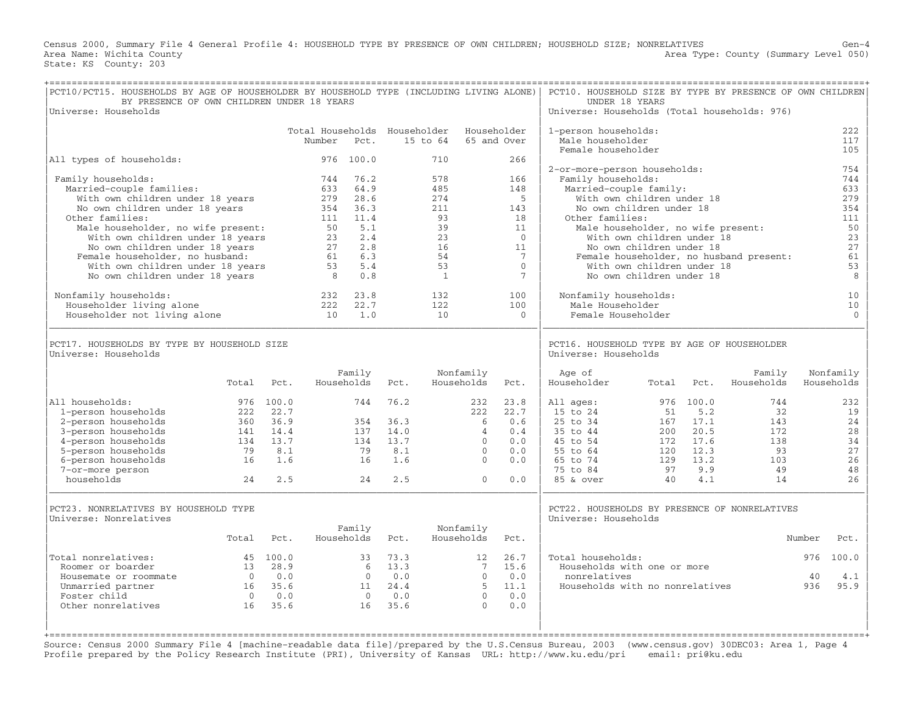Census 2000, Summary File 4 General Profile 4: HOUSEHOLD TYPE BY PRESENCE OF OWN CHILDREN; HOUSEHOLD SIZE; NONRELATIVES

Gen-4

Area Name: Wichita County

Area Type: County (Summary Level 050)

State: KS County: 203

## PCT10/PCT15. HOUSEHOLDS BY AGE OF HOUSEHOLDER BY HOUSEHOLD TYPE (INCLUDING LIVING ALONE) BY PRESENCE OF OWN CHILDREN UNDER 18 YEARS

Universe: Households

| | Total Households Number | Pct. | Householder 15 to 64 | Householder 65 and Over |
|---|---|---|---|---|
| All types of households: | 976 | 100.0 | 710 | 266 |
| Family households: | 744 | 76.2 | 578 | 166 |
| Married-couple families: | 633 | 64.9 | 485 | 148 |
| With own children under 18 years | 279 | 28.6 | 274 | 5 |
| No own children under 18 years | 354 | 36.3 | 211 | 143 |
| Other families: | 111 | 11.4 | 93 | 18 |
| Male householder, no wife present: | 50 | 5.1 | 39 | 11 |
| With own children under 18 years | 23 | 2.4 | 23 | 0 |
| No own children under 18 years | 27 | 2.8 | 16 | 11 |
| Female householder, no husband: | 61 | 6.3 | 54 | 7 |
| With own children under 18 years | 53 | 5.4 | 53 | 0 |
| No own children under 18 years | 8 | 0.8 | 1 | 7 |
| Nonfamily households: | 232 | 23.8 | 132 | 100 |
| Householder living alone | 222 | 22.7 | 122 | 100 |
| Householder not living alone | 10 | 1.0 | 10 | 0 |

## PCT10. HOUSEHOLD SIZE BY TYPE BY PRESENCE OF OWN CHILDREN UNDER 18 YEARS

Universe: Households (Total households: 976)

| | |
|---|---|
| 1-person households: | 222 |
| Male householder | 117 |
| Female householder | 105 |
| 2-or-more-person households: | 754 |
| Family households: | 744 |
| Married-couple family: | 633 |
| With own children under 18 | 279 |
| No own children under 18 | 354 |
| Other families: | 111 |
| Male householder, no wife present: | 50 |
| With own children under 18 | 23 |
| No own children under 18 | 27 |
| Female householder, no husband present: | 61 |
| With own children under 18 | 53 |
| No own children under 18 | 8 |
| Nonfamily households: | 10 |
| Male Householder | 10 |
| Female Householder | 0 |

## PCT17. HOUSEHOLDS BY TYPE BY HOUSEHOLD SIZE

Universe: Households

| | Total | Pct. | Family Households | Pct. | Nonfamily Households | Pct. |
|---|---|---|---|---|---|---|
| All households: | 976 | 100.0 | 744 | 76.2 | 232 | 23.8 |
| 1-person households | 222 | 22.7 | | | 222 | 22.7 |
| 2-person households | 360 | 36.9 | 354 | 36.3 | 6 | 0.6 |
| 3-person households | 141 | 14.4 | 137 | 14.0 | 4 | 0.4 |
| 4-person households | 134 | 13.7 | 134 | 13.7 | 0 | 0.0 |
| 5-person households | 79 | 8.1 | 79 | 8.1 | 0 | 0.0 |
| 6-person households | 16 | 1.6 | 16 | 1.6 | 0 | 0.0 |
| 7-or-more person households | 24 | 2.5 | 24 | 2.5 | 0 | 0.0 |

## PCT16. HOUSEHOLD TYPE BY AGE OF HOUSEHOLDER

Universe: Households

| Age of Householder | Total | Pct. | Family Households | Nonfamily Households |
|---|---|---|---|---|
| All ages: | 976 | 100.0 | 744 | 232 |
| 15 to 24 | 51 | 5.2 | 32 | 19 |
| 25 to 34 | 167 | 17.1 | 143 | 24 |
| 35 to 44 | 200 | 20.5 | 172 | 28 |
| 45 to 54 | 172 | 17.6 | 138 | 34 |
| 55 to 64 | 120 | 12.3 | 93 | 27 |
| 65 to 74 | 129 | 13.2 | 103 | 26 |
| 75 to 84 | 97 | 9.9 | 49 | 48 |
| 85 & over | 40 | 4.1 | 14 | 26 |

## PCT23. NONRELATIVES BY HOUSEHOLD TYPE

Universe: Nonrelatives

| | Total | Pct. | Family Households | Pct. | Nonfamily Households | Pct. |
|---|---|---|---|---|---|---|
| Total nonrelatives: | 45 | 100.0 | 33 | 73.3 | 12 | 26.7 |
| Roomer or boarder | 13 | 28.9 | 6 | 13.3 | 7 | 15.6 |
| Housemate or roommate | 0 | 0.0 | 0 | 0.0 | 0 | 0.0 |
| Unmarried partner | 16 | 35.6 | 11 | 24.4 | 5 | 11.1 |
| Foster child | 0 | 0.0 | 0 | 0.0 | 0 | 0.0 |
| Other nonrelatives | 16 | 35.6 | 16 | 35.6 | 0 | 0.0 |

## PCT22. HOUSEHOLDS BY PRESENCE OF NONRELATIVES

Universe: Households

| | Number | Pct. |
|---|---|---|
| Total households: | 976 | 100.0 |
| Households with one or more nonrelatives | 40 | 4.1 |
| Households with no nonrelatives | 936 | 95.9 |

Source: Census 2000 Summary File 4 [machine-readable data file]/prepared by the U.S.Census Bureau, 2003 (www.census.gov) 30DEC03: Area 1, Page 4
Profile prepared by the Policy Research Institute (PRI), University of Kansas URL: http://www.ku.edu/pri email: pri@ku.edu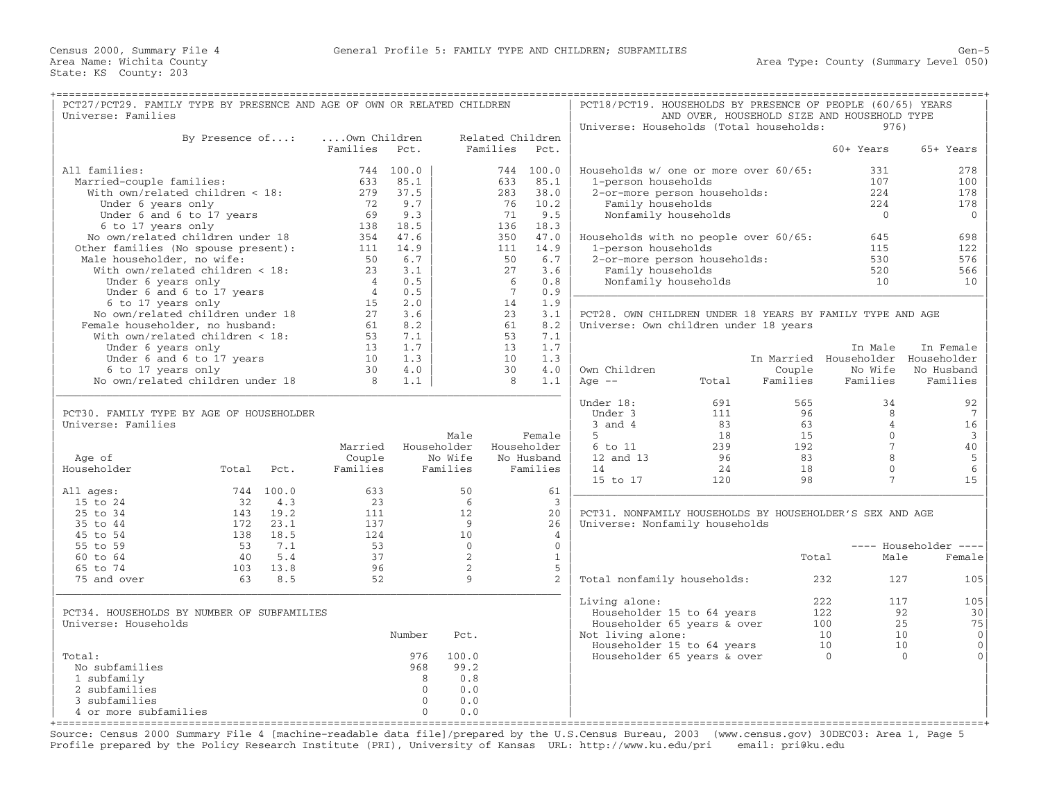Census 2000, Summary File 4 — General Profile 5: FAMILY TYPE AND CHILDREN; SUBFAMILIES — Gen-5

Area Name: Wichita County — Area Type: County (Summary Level 050)

State: KS County: 203

## PCT27/PCT29. FAMILY TYPE BY PRESENCE AND AGE OF OWN OR RELATED CHILDREN

Universe: Families

| By Presence of...: | ....Own Children Families | Pct. | Related Children Families | Pct. |
|---|---|---|---|---|
| All families: | 744 | 100.0 | 744 | 100.0 |
| Married-couple families: | 633 | 85.1 | 633 | 85.1 |
| With own/related children < 18: | 279 | 37.5 | 283 | 38.0 |
| Under 6 years only | 72 | 9.7 | 76 | 10.2 |
| Under 6 and 6 to 17 years | 69 | 9.3 | 71 | 9.5 |
| 6 to 17 years only | 138 | 18.5 | 136 | 18.3 |
| No own/related children under 18 | 354 | 47.6 | 350 | 47.0 |
| Other families (No spouse present): | 111 | 14.9 | 111 | 14.9 |
| Male householder, no wife: | 50 | 6.7 | 50 | 6.7 |
| With own/related children < 18: | 23 | 3.1 | 27 | 3.6 |
| Under 6 years only | 4 | 0.5 | 6 | 0.8 |
| Under 6 and 6 to 17 years | 4 | 0.5 | 7 | 0.9 |
| 6 to 17 years only | 15 | 2.0 | 14 | 1.9 |
| No own/related children under 18 | 27 | 3.6 | 23 | 3.1 |
| Female householder, no husband: | 61 | 8.2 | 61 | 8.2 |
| With own/related children < 18: | 53 | 7.1 | 53 | 7.1 |
| Under 6 years only | 13 | 1.7 | 13 | 1.7 |
| Under 6 and 6 to 17 years | 10 | 1.3 | 10 | 1.3 |
| 6 to 17 years only | 30 | 4.0 | 30 | 4.0 |
| No own/related children under 18 | 8 | 1.1 | 8 | 1.1 |

## PCT30. FAMILY TYPE BY AGE OF HOUSEHOLDER

Universe: Families

| Age of Householder | Total | Pct. | Married Couple Families | Male Householder No Wife Families | Female Householder No Husband Families |
|---|---|---|---|---|---|
| All ages: | 744 | 100.0 | 633 | 50 | 61 |
| 15 to 24 | 32 | 4.3 | 23 | 6 | 3 |
| 25 to 34 | 143 | 19.2 | 111 | 12 | 20 |
| 35 to 44 | 172 | 23.1 | 137 | 9 | 26 |
| 45 to 54 | 138 | 18.5 | 124 | 10 | 4 |
| 55 to 59 | 53 | 7.1 | 53 | 0 | 0 |
| 60 to 64 | 40 | 5.4 | 37 | 2 | 1 |
| 65 to 74 | 103 | 13.8 | 96 | 2 | 5 |
| 75 and over | 63 | 8.5 | 52 | 9 | 2 |

## PCT34. HOUSEHOLDS BY NUMBER OF SUBFAMILIES

Universe: Households

| | Number | Pct. |
|---|---|---|
| Total: | 976 | 100.0 |
| No subfamilies | 968 | 99.2 |
| 1 subfamily | 8 | 0.8 |
| 2 subfamilies | 0 | 0.0 |
| 3 subfamilies | 0 | 0.0 |
| 4 or more subfamilies | 0 | 0.0 |

## PCT18/PCT19. HOUSEHOLDS BY PRESENCE OF PEOPLE (60/65) YEARS AND OVER, HOUSEHOLD SIZE AND HOUSEHOLD TYPE

Universe: Households (Total households: 976)

| | 60+ Years | 65+ Years |
|---|---|---|
| Households w/ one or more over 60/65: | 331 | 278 |
| 1-person households | 107 | 100 |
| 2-or-more person households: | 224 | 178 |
| Family households | 224 | 178 |
| Nonfamily households | 0 | 0 |
| Households with no people over 60/65: | 645 | 698 |
| 1-person households | 115 | 122 |
| 2-or-more person households: | 530 | 576 |
| Family households | 520 | 566 |
| Nonfamily households | 10 | 10 |

## PCT28. OWN CHILDREN UNDER 18 YEARS BY FAMILY TYPE AND AGE

Universe: Own children under 18 years

| Own Children Age -- | Total | In Married Couple Families | In Male Householder No Wife Families | In Female Householder No Husband Families |
|---|---|---|---|---|
| Under 18: | 691 | 565 | 34 | 92 |
| Under 3 | 111 | 96 | 8 | 7 |
| 3 and 4 | 83 | 63 | 4 | 16 |
| 5 | 18 | 15 | 0 | 3 |
| 6 to 11 | 239 | 192 | 7 | 40 |
| 12 and 13 | 96 | 83 | 8 | 5 |
| 14 | 24 | 18 | 0 | 6 |
| 15 to 17 | 120 | 98 | 7 | 15 |

## PCT31. NONFAMILY HOUSEHOLDS BY HOUSEHOLDER'S SEX AND AGE

Universe: Nonfamily households

| | Total | Householder Male | Householder Female |
|---|---|---|---|
| Total nonfamily households: | 232 | 127 | 105 |
| Living alone: | 222 | 117 | 105 |
| Householder 15 to 64 years | 122 | 92 | 30 |
| Householder 65 years & over | 100 | 25 | 75 |
| Not living alone: | 10 | 10 | 0 |
| Householder 15 to 64 years | 10 | 10 | 0 |
| Householder 65 years & over | 0 | 0 | 0 |

Source: Census 2000 Summary File 4 [machine-readable data file]/prepared by the U.S.Census Bureau, 2003 (www.census.gov) 30DEC03: Area 1, Page 5
Profile prepared by the Policy Research Institute (PRI), University of Kansas URL: http://www.ku.edu/pri email: pri@ku.edu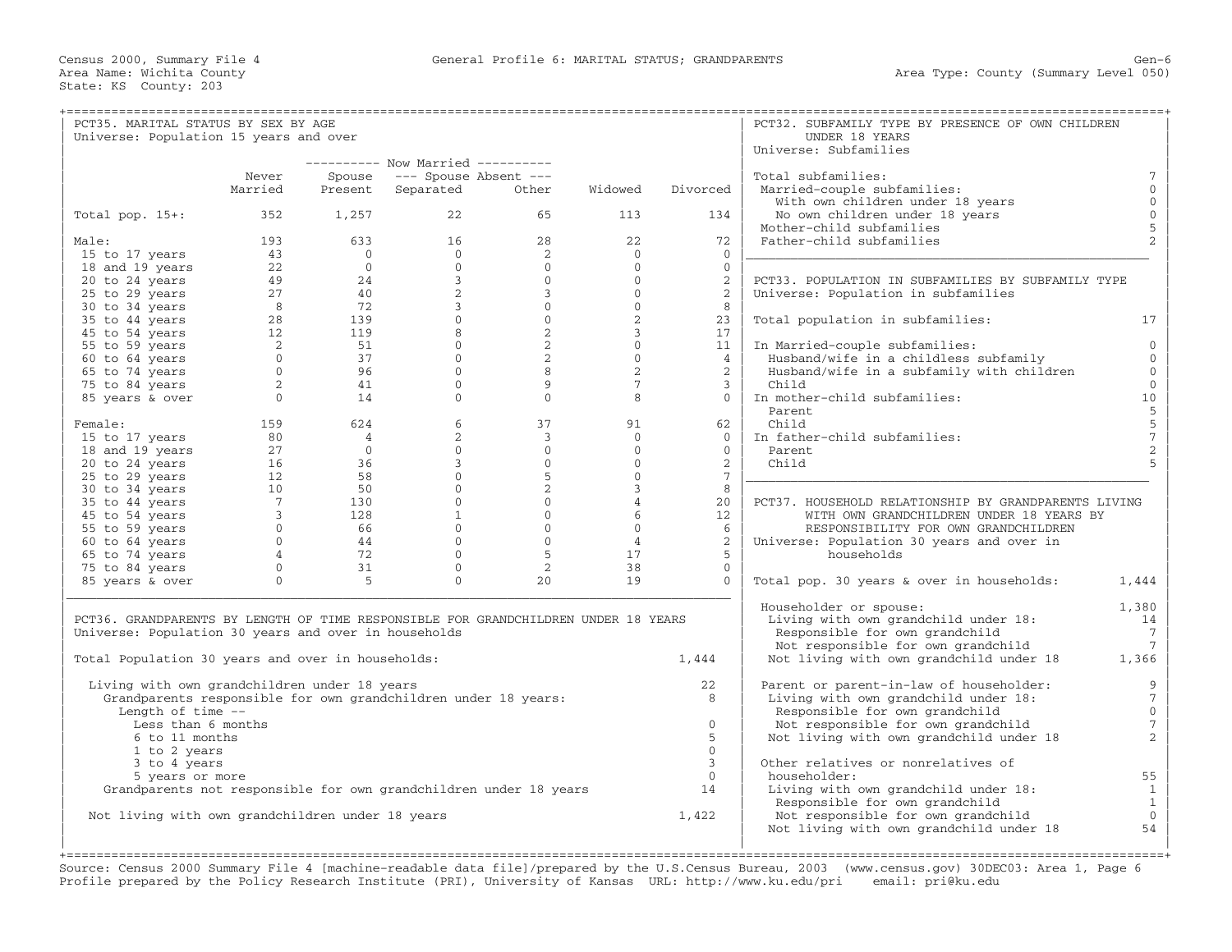Census 2000, Summary File 4 — General Profile 6: MARITAL STATUS; GRANDPARENTS — Gen-6

Area Name: Wichita County — Area Type: County (Summary Level 050)

State: KS County: 203

## PCT35. MARITAL STATUS BY SEX BY AGE

Universe: Population 15 years and over

| | Never Married | Now Married: Spouse Present | Now Married: Spouse Absent: Separated | Now Married: Spouse Absent: Other | Widowed | Divorced |
|---|---|---|---|---|---|---|
| Total pop. 15+: | 352 | 1,257 | 22 | 65 | 113 | 134 |
| Male: | 193 | 633 | 16 | 28 | 22 | 72 |
| 15 to 17 years | 43 | 0 | 0 | 2 | 0 | 0 |
| 18 and 19 years | 22 | 0 | 0 | 0 | 0 | 0 |
| 20 to 24 years | 49 | 24 | 3 | 0 | 0 | 2 |
| 25 to 29 years | 27 | 40 | 2 | 3 | 0 | 2 |
| 30 to 34 years | 8 | 72 | 3 | 0 | 0 | 8 |
| 35 to 44 years | 28 | 139 | 0 | 0 | 2 | 23 |
| 45 to 54 years | 12 | 119 | 8 | 2 | 3 | 17 |
| 55 to 59 years | 2 | 51 | 0 | 2 | 0 | 11 |
| 60 to 64 years | 0 | 37 | 0 | 2 | 0 | 4 |
| 65 to 74 years | 0 | 96 | 0 | 8 | 2 | 2 |
| 75 to 84 years | 2 | 41 | 0 | 9 | 7 | 3 |
| 85 years & over | 0 | 14 | 0 | 0 | 8 | 0 |
| Female: | 159 | 624 | 6 | 37 | 91 | 62 |
| 15 to 17 years | 80 | 4 | 2 | 3 | 0 | 0 |
| 18 and 19 years | 27 | 0 | 0 | 0 | 0 | 0 |
| 20 to 24 years | 16 | 36 | 3 | 0 | 0 | 2 |
| 25 to 29 years | 12 | 58 | 0 | 5 | 0 | 7 |
| 30 to 34 years | 10 | 50 | 0 | 2 | 3 | 8 |
| 35 to 44 years | 7 | 130 | 0 | 0 | 4 | 20 |
| 45 to 54 years | 3 | 128 | 1 | 0 | 6 | 12 |
| 55 to 59 years | 0 | 66 | 0 | 0 | 0 | 6 |
| 60 to 64 years | 0 | 44 | 0 | 0 | 4 | 2 |
| 65 to 74 years | 4 | 72 | 0 | 5 | 17 | 5 |
| 75 to 84 years | 0 | 31 | 0 | 2 | 38 | 0 |
| 85 years & over | 0 | 5 | 0 | 20 | 19 | 0 |

## PCT36. GRANDPARENTS BY LENGTH OF TIME RESPONSIBLE FOR GRANDCHILDREN UNDER 18 YEARS

Universe: Population 30 years and over in households

| | |
|---|---|
| Total Population 30 years and over in households: | 1,444 |
| Living with own grandchildren under 18 years | 22 |
| Grandparents responsible for own grandchildren under 18 years: | 8 |
| Length of time -- | |
| Less than 6 months | 0 |
| 6 to 11 months | 5 |
| 1 to 2 years | 0 |
| 3 to 4 years | 3 |
| 5 years or more | 0 |
| Grandparents not responsible for own grandchildren under 18 years | 14 |
| Not living with own grandchildren under 18 years | 1,422 |

## PCT32. SUBFAMILY TYPE BY PRESENCE OF OWN CHILDREN UNDER 18 YEARS

Universe: Subfamilies

| | |
|---|---|
| Total subfamilies: | 7 |
| Married-couple subfamilies: | 0 |
| With own children under 18 years | 0 |
| No own children under 18 years | 0 |
| Mother-child subfamilies | 5 |
| Father-child subfamilies | 2 |

## PCT33. POPULATION IN SUBFAMILIES BY SUBFAMILY TYPE

Universe: Population in subfamilies

| | |
|---|---|
| Total population in subfamilies: | 17 |
| In Married-couple subfamilies: | 0 |
| Husband/wife in a childless subfamily | 0 |
| Husband/wife in a subfamily with children | 0 |
| Child | 0 |
| In mother-child subfamilies: | 10 |
| Parent | 5 |
| Child | 5 |
| In father-child subfamilies: | 7 |
| Parent | 2 |
| Child | 5 |

## PCT37. HOUSEHOLD RELATIONSHIP BY GRANDPARENTS LIVING WITH OWN GRANDCHILDREN UNDER 18 YEARS BY RESPONSIBILITY FOR OWN GRANDCHILDREN

Universe: Population 30 years and over in households

| | |
|---|---|
| Total pop. 30 years & over in households: | 1,444 |
| Householder or spouse: | 1,380 |
| Living with own grandchild under 18: | 14 |
| Responsible for own grandchild | 7 |
| Not responsible for own grandchild | 7 |
| Not living with own grandchild under 18 | 1,366 |
| Parent or parent-in-law of householder: | 9 |
| Living with own grandchild under 18: | 7 |
| Responsible for own grandchild | 0 |
| Not responsible for own grandchild | 7 |
| Not living with own grandchild under 18 | 2 |
| Other relatives or nonrelatives of householder: | 55 |
| Living with own grandchild under 18: | 1 |
| Responsible for own grandchild | 1 |
| Not responsible for own grandchild | 0 |
| Not living with own grandchild under 18 | 54 |

Source: Census 2000 Summary File 4 [machine-readable data file]/prepared by the U.S.Census Bureau, 2003 (www.census.gov) 30DEC03: Area 1, Page 6
Profile prepared by the Policy Research Institute (PRI), University of Kansas URL: http://www.ku.edu/pri email: pri@ku.edu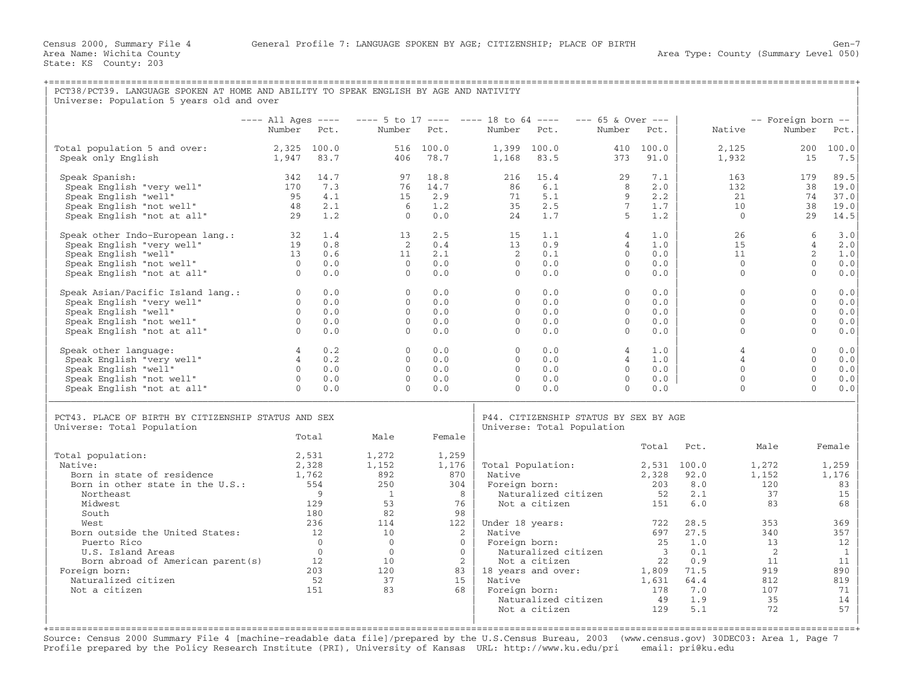Census 2000, Summary File 4 — General Profile 7: LANGUAGE SPOKEN BY AGE; CITIZENSHIP; PLACE OF BIRTH — Gen-7

Area Name: Wichita County — Area Type: County (Summary Level 050)

State: KS County: 203

## PCT38/PCT39. LANGUAGE SPOKEN AT HOME AND ABILITY TO SPEAK ENGLISH BY AGE AND NATIVITY

Universe: Population 5 years old and over

| | All Ages Number | All Ages Pct. | 5 to 17 Number | 5 to 17 Pct. | 18 to 64 Number | 18 to 64 Pct. | 65 & Over Number | 65 & Over Pct. | Native | Foreign born Number | Foreign born Pct. |
|---|---|---|---|---|---|---|---|---|---|---|---|
| Total population 5 and over: | 2,325 | 100.0 | 516 | 100.0 | 1,399 | 100.0 | 410 | 100.0 | 2,125 | 200 | 100.0 |
| Speak only English | 1,947 | 83.7 | 406 | 78.7 | 1,168 | 83.5 | 373 | 91.0 | 1,932 | 15 | 7.5 |
| Speak Spanish: | 342 | 14.7 | 97 | 18.8 | 216 | 15.4 | 29 | 7.1 | 163 | 179 | 89.5 |
| Speak English "very well" | 170 | 7.3 | 76 | 14.7 | 86 | 6.1 | 8 | 2.0 | 132 | 38 | 19.0 |
| Speak English "well" | 95 | 4.1 | 15 | 2.9 | 71 | 5.1 | 9 | 2.2 | 21 | 74 | 37.0 |
| Speak English "not well" | 48 | 2.1 | 6 | 1.2 | 35 | 2.5 | 7 | 1.7 | 10 | 38 | 19.0 |
| Speak English "not at all" | 29 | 1.2 | 0 | 0.0 | 24 | 1.7 | 5 | 1.2 | 0 | 29 | 14.5 |
| Speak other Indo-European lang.: | 32 | 1.4 | 13 | 2.5 | 15 | 1.1 | 4 | 1.0 | 26 | 6 | 3.0 |
| Speak English "very well" | 19 | 0.8 | 2 | 0.4 | 13 | 0.9 | 4 | 1.0 | 15 | 4 | 2.0 |
| Speak English "well" | 13 | 0.6 | 11 | 2.1 | 2 | 0.1 | 0 | 0.0 | 11 | 2 | 1.0 |
| Speak English "not well" | 0 | 0.0 | 0 | 0.0 | 0 | 0.0 | 0 | 0.0 | 0 | 0 | 0.0 |
| Speak English "not at all" | 0 | 0.0 | 0 | 0.0 | 0 | 0.0 | 0 | 0.0 | 0 | 0 | 0.0 |
| Speak Asian/Pacific Island lang.: | 0 | 0.0 | 0 | 0.0 | 0 | 0.0 | 0 | 0.0 | 0 | 0 | 0.0 |
| Speak English "very well" | 0 | 0.0 | 0 | 0.0 | 0 | 0.0 | 0 | 0.0 | 0 | 0 | 0.0 |
| Speak English "well" | 0 | 0.0 | 0 | 0.0 | 0 | 0.0 | 0 | 0.0 | 0 | 0 | 0.0 |
| Speak English "not well" | 0 | 0.0 | 0 | 0.0 | 0 | 0.0 | 0 | 0.0 | 0 | 0 | 0.0 |
| Speak English "not at all" | 0 | 0.0 | 0 | 0.0 | 0 | 0.0 | 0 | 0.0 | 0 | 0 | 0.0 |
| Speak other language: | 4 | 0.2 | 0 | 0.0 | 0 | 0.0 | 4 | 1.0 | 4 | 0 | 0.0 |
| Speak English "very well" | 4 | 0.2 | 0 | 0.0 | 0 | 0.0 | 4 | 1.0 | 4 | 0 | 0.0 |
| Speak English "well" | 0 | 0.0 | 0 | 0.0 | 0 | 0.0 | 0 | 0.0 | 0 | 0 | 0.0 |
| Speak English "not well" | 0 | 0.0 | 0 | 0.0 | 0 | 0.0 | 0 | 0.0 | 0 | 0 | 0.0 |
| Speak English "not at all" | 0 | 0.0 | 0 | 0.0 | 0 | 0.0 | 0 | 0.0 | 0 | 0 | 0.0 |

## PCT43. PLACE OF BIRTH BY CITIZENSHIP STATUS AND SEX

Universe: Total Population

| | Total | Male | Female |
|---|---|---|---|
| Total population: | 2,531 | 1,272 | 1,259 |
| Native: | 2,328 | 1,152 | 1,176 |
| Born in state of residence | 1,762 | 892 | 870 |
| Born in other state in the U.S.: | 554 | 250 | 304 |
| Northeast | 9 | 1 | 8 |
| Midwest | 129 | 53 | 76 |
| South | 180 | 82 | 98 |
| West | 236 | 114 | 122 |
| Born outside the United States: | 12 | 10 | 2 |
| Puerto Rico | 0 | 0 | 0 |
| U.S. Island Areas | 0 | 0 | 0 |
| Born abroad of American parent(s) | 12 | 10 | 2 |
| Foreign born: | 203 | 120 | 83 |
| Naturalized citizen | 52 | 37 | 15 |
| Not a citizen | 151 | 83 | 68 |

## P44. CITIZENSHIP STATUS BY SEX BY AGE

Universe: Total Population

| | Total | Pct. | Male | Female |
|---|---|---|---|---|
| Total Population: | 2,531 | 100.0 | 1,272 | 1,259 |
| Native | 2,328 | 92.0 | 1,152 | 1,176 |
| Foreign born: | 203 | 8.0 | 120 | 83 |
| Naturalized citizen | 52 | 2.1 | 37 | 15 |
| Not a citizen | 151 | 6.0 | 83 | 68 |
| Under 18 years: | 722 | 28.5 | 353 | 369 |
| Native | 697 | 27.5 | 340 | 357 |
| Foreign born: | 25 | 1.0 | 13 | 12 |
| Naturalized citizen | 3 | 0.1 | 2 | 1 |
| Not a citizen | 22 | 0.9 | 11 | 11 |
| 18 years and over: | 1,809 | 71.5 | 919 | 890 |
| Native | 1,631 | 64.4 | 812 | 819 |
| Foreign born: | 178 | 7.0 | 107 | 71 |
| Naturalized citizen | 49 | 1.9 | 35 | 14 |
| Not a citizen | 129 | 5.1 | 72 | 57 |

Source: Census 2000 Summary File 4 [machine-readable data file]/prepared by the U.S.Census Bureau, 2003 (www.census.gov) 30DEC03: Area 1, Page 7
Profile prepared by the Policy Research Institute (PRI), University of Kansas URL: http://www.ku.edu/pri email: pri@ku.edu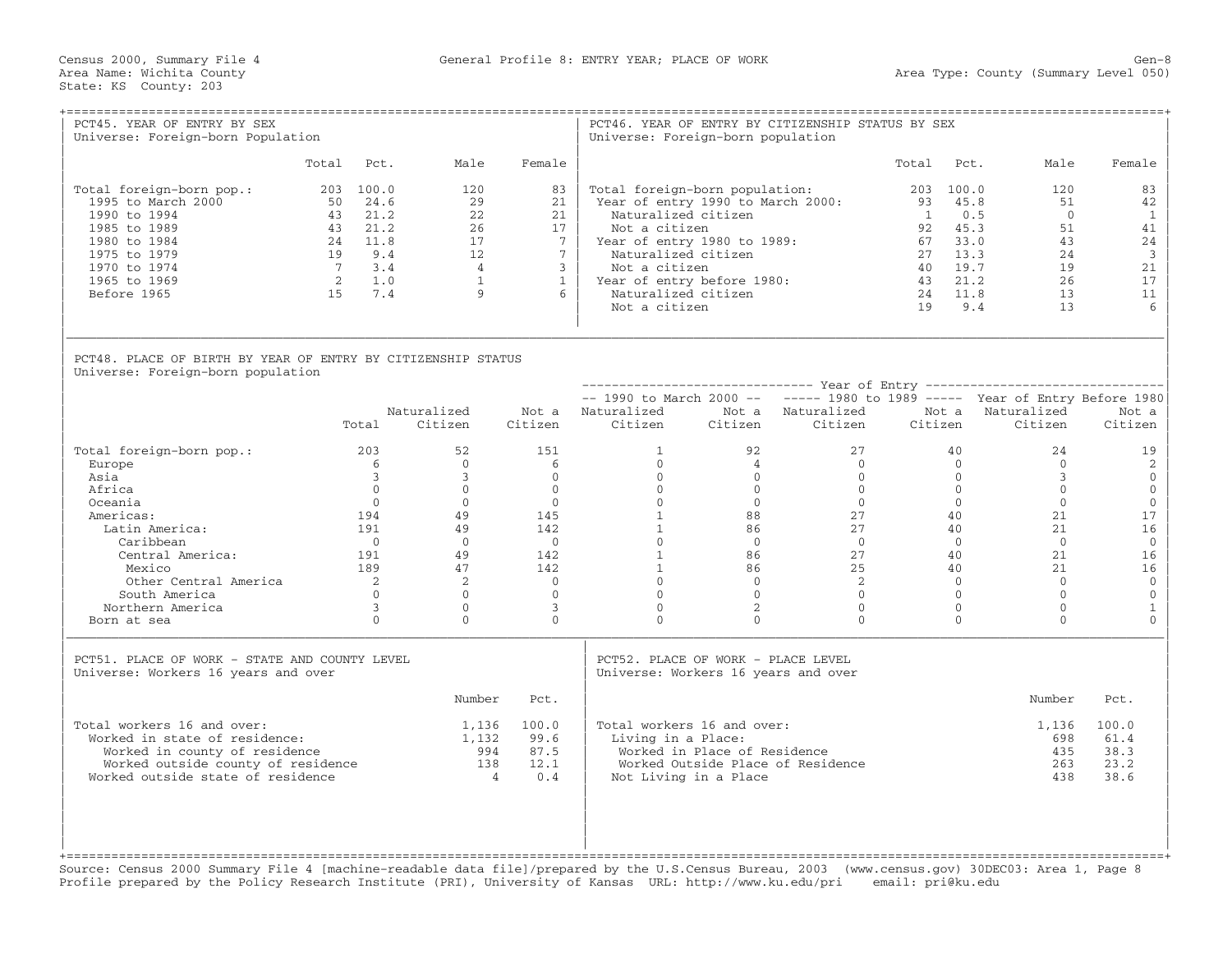Census 2000, Summary File 4 — General Profile 8: ENTRY YEAR; PLACE OF WORK — Gen-8

Area Name: Wichita County — Area Type: County (Summary Level 050)

State: KS County: 203

## PCT45. YEAR OF ENTRY BY SEX

Universe: Foreign-born Population

| | Total | Pct. | Male | Female |
|---|---|---|---|---|
| Total foreign-born pop.: | 203 | 100.0 | 120 | 83 |
| 1995 to March 2000 | 50 | 24.6 | 29 | 21 |
| 1990 to 1994 | 43 | 21.2 | 22 | 21 |
| 1985 to 1989 | 43 | 21.2 | 26 | 17 |
| 1980 to 1984 | 24 | 11.8 | 17 | 7 |
| 1975 to 1979 | 19 | 9.4 | 12 | 7 |
| 1970 to 1974 | 7 | 3.4 | 4 | 3 |
| 1965 to 1969 | 2 | 1.0 | 1 | 1 |
| Before 1965 | 15 | 7.4 | 9 | 6 |

## PCT46. YEAR OF ENTRY BY CITIZENSHIP STATUS BY SEX

Universe: Foreign-born population

| | Total | Pct. | Male | Female |
|---|---|---|---|---|
| Total foreign-born population: | 203 | 100.0 | 120 | 83 |
| Year of entry 1990 to March 2000: | 93 | 45.8 | 51 | 42 |
| Naturalized citizen | 1 | 0.5 | 0 | 1 |
| Not a citizen | 92 | 45.3 | 51 | 41 |
| Year of entry 1980 to 1989: | 67 | 33.0 | 43 | 24 |
| Naturalized citizen | 27 | 13.3 | 24 | 3 |
| Not a citizen | 40 | 19.7 | 19 | 21 |
| Year of entry before 1980: | 43 | 21.2 | 26 | 17 |
| Naturalized citizen | 24 | 11.8 | 13 | 11 |
| Not a citizen | 19 | 9.4 | 13 | 6 |

## PCT48. PLACE OF BIRTH BY YEAR OF ENTRY BY CITIZENSHIP STATUS

Universe: Foreign-born population

| | | | | Year of Entry | | | | | |
|---|---|---|---|---|---|---|---|---|---|
| | | | | 1990 to March 2000 | | 1980 to 1989 | | Year of Entry Before 1980 | |
| | Total | Naturalized Citizen | Not a Citizen | Naturalized Citizen | Not a Citizen | Naturalized Citizen | Not a Citizen | Naturalized Citizen | Not a Citizen |
| Total foreign-born pop.: | 203 | 52 | 151 | 1 | 92 | 27 | 40 | 24 | 19 |
| Europe | 6 | 0 | 6 | 0 | 4 | 0 | 0 | 0 | 2 |
| Asia | 3 | 3 | 0 | 0 | 0 | 0 | 0 | 3 | 0 |
| Africa | 0 | 0 | 0 | 0 | 0 | 0 | 0 | 0 | 0 |
| Oceania | 0 | 0 | 0 | 0 | 0 | 0 | 0 | 0 | 0 |
| Americas: | 194 | 49 | 145 | 1 | 88 | 27 | 40 | 21 | 17 |
| Latin America: | 191 | 49 | 142 | 1 | 86 | 27 | 40 | 21 | 16 |
| Caribbean | 0 | 0 | 0 | 0 | 0 | 0 | 0 | 0 | 0 |
| Central America: | 191 | 49 | 142 | 1 | 86 | 27 | 40 | 21 | 16 |
| Mexico | 189 | 47 | 142 | 1 | 86 | 25 | 40 | 21 | 16 |
| Other Central America | 2 | 2 | 0 | 0 | 0 | 2 | 0 | 0 | 0 |
| South America | 0 | 0 | 0 | 0 | 0 | 0 | 0 | 0 | 0 |
| Northern America | 3 | 0 | 3 | 0 | 2 | 0 | 0 | 0 | 1 |
| Born at sea | 0 | 0 | 0 | 0 | 0 | 0 | 0 | 0 | 0 |

## PCT51. PLACE OF WORK - STATE AND COUNTY LEVEL

Universe: Workers 16 years and over

| | Number | Pct. |
|---|---|---|
| Total workers 16 and over: | 1,136 | 100.0 |
| Worked in state of residence: | 1,132 | 99.6 |
| Worked in county of residence | 994 | 87.5 |
| Worked outside county of residence | 138 | 12.1 |
| Worked outside state of residence | 4 | 0.4 |

## PCT52. PLACE OF WORK - PLACE LEVEL

Universe: Workers 16 years and over

| | Number | Pct. |
|---|---|---|
| Total workers 16 and over: | 1,136 | 100.0 |
| Living in a Place: | 698 | 61.4 |
| Worked in Place of Residence | 435 | 38.3 |
| Worked Outside Place of Residence | 263 | 23.2 |
| Not Living in a Place | 438 | 38.6 |

Source: Census 2000 Summary File 4 [machine-readable data file]/prepared by the U.S.Census Bureau, 2003 (www.census.gov) 30DEC03: Area 1, Page 8
Profile prepared by the Policy Research Institute (PRI), University of Kansas URL: http://www.ku.edu/pri email: pri@ku.edu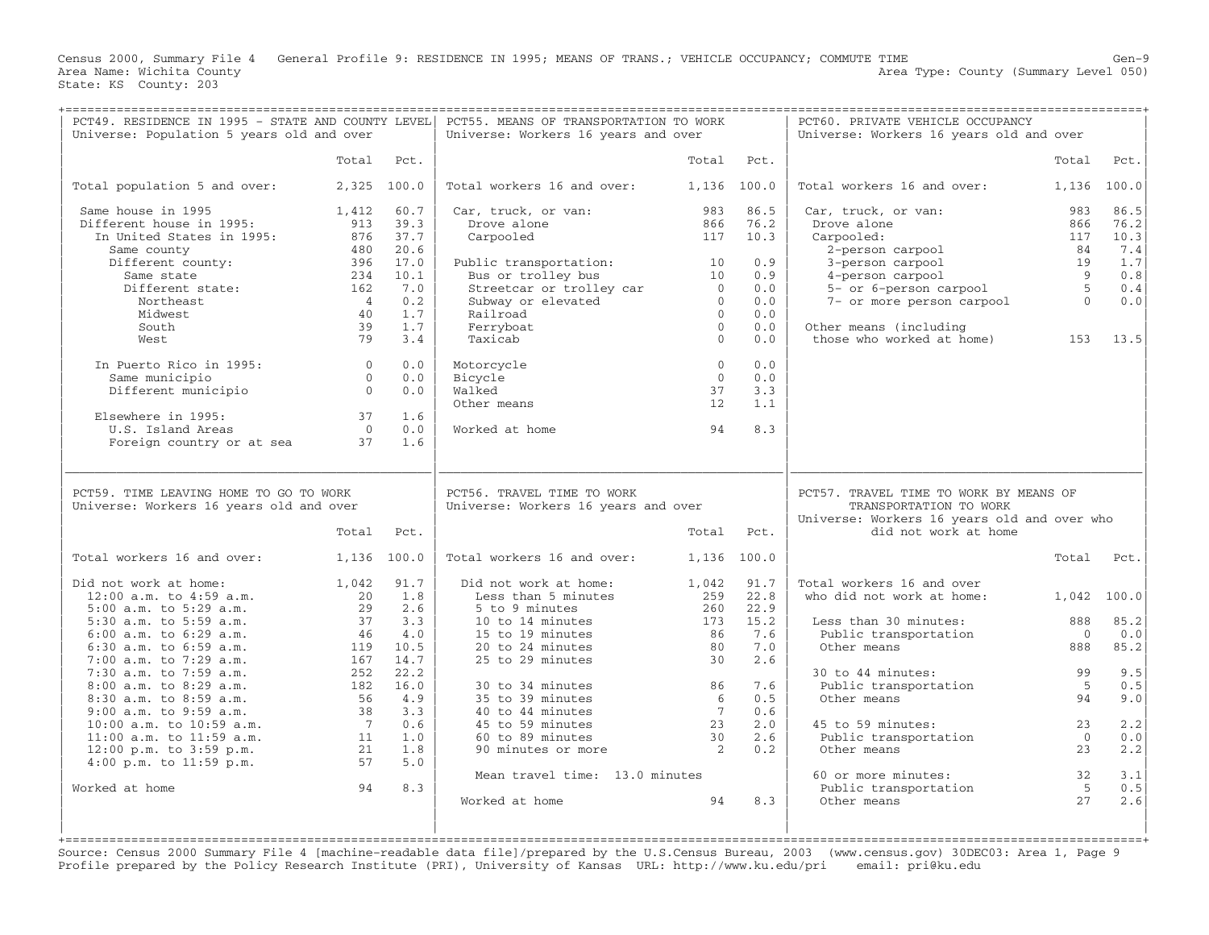Census 2000, Summary File 4 General Profile 9: RESIDENCE IN 1995; MEANS OF TRANS.; VEHICLE OCCUPANCY; COMMUTE TIME Gen-9
Area Name: Wichita County Area Type: County (Summary Level 050)
State: KS County: 203

## PCT49. RESIDENCE IN 1995 - STATE AND COUNTY LEVEL
Universe: Population 5 years old and over

| | Total | Pct. |
|---|---|---|
| Total population 5 and over: | 2,325 | 100.0 |
| Same house in 1995 | 1,412 | 60.7 |
| Different house in 1995: | 913 | 39.3 |
| In United States in 1995: | 876 | 37.7 |
| Same county | 480 | 20.6 |
| Different county: | 396 | 17.0 |
| Same state | 234 | 10.1 |
| Different state: | 162 | 7.0 |
| Northeast | 4 | 0.2 |
| Midwest | 40 | 1.7 |
| South | 39 | 1.7 |
| West | 79 | 3.4 |
| In Puerto Rico in 1995: | 0 | 0.0 |
| Same municipio | 0 | 0.0 |
| Different municipio | 0 | 0.0 |
| Elsewhere in 1995: | 37 | 1.6 |
| U.S. Island Areas | 0 | 0.0 |
| Foreign country or at sea | 37 | 1.6 |

## PCT55. MEANS OF TRANSPORTATION TO WORK
Universe: Workers 16 years and over

| | Total | Pct. |
|---|---|---|
| Total workers 16 and over: | 1,136 | 100.0 |
| Car, truck, or van: | 983 | 86.5 |
| Drove alone | 866 | 76.2 |
| Carpooled | 117 | 10.3 |
| Public transportation: | 10 | 0.9 |
| Bus or trolley bus | 10 | 0.9 |
| Streetcar or trolley car | 0 | 0.0 |
| Subway or elevated | 0 | 0.0 |
| Railroad | 0 | 0.0 |
| Ferryboat | 0 | 0.0 |
| Taxicab | 0 | 0.0 |
| Motorcycle | 0 | 0.0 |
| Bicycle | 0 | 0.0 |
| Walked | 37 | 3.3 |
| Other means | 12 | 1.1 |
| Worked at home | 94 | 8.3 |

## PCT60. PRIVATE VEHICLE OCCUPANCY
Universe: Workers 16 years old and over

| | Total | Pct. |
|---|---|---|
| Total workers 16 and over: | 1,136 | 100.0 |
| Car, truck, or van: | 983 | 86.5 |
| Drove alone | 866 | 76.2 |
| Carpooled: | 117 | 10.3 |
| 2-person carpool | 84 | 7.4 |
| 3-person carpool | 19 | 1.7 |
| 4-person carpool | 9 | 0.8 |
| 5- or 6-person carpool | 5 | 0.4 |
| 7- or more person carpool | 0 | 0.0 |
| Other means (including those who worked at home) | 153 | 13.5 |

## PCT59. TIME LEAVING HOME TO GO TO WORK
Universe: Workers 16 years old and over

| | Total | Pct. |
|---|---|---|
| Total workers 16 and over: | 1,136 | 100.0 |
| Did not work at home: | 1,042 | 91.7 |
| 12:00 a.m. to 4:59 a.m. | 20 | 1.8 |
| 5:00 a.m. to 5:29 a.m. | 29 | 2.6 |
| 5:30 a.m. to 5:59 a.m. | 37 | 3.3 |
| 6:00 a.m. to 6:29 a.m. | 46 | 4.0 |
| 6:30 a.m. to 6:59 a.m. | 119 | 10.5 |
| 7:00 a.m. to 7:29 a.m. | 167 | 14.7 |
| 7:30 a.m. to 7:59 a.m. | 252 | 22.2 |
| 8:00 a.m. to 8:29 a.m. | 182 | 16.0 |
| 8:30 a.m. to 8:59 a.m. | 56 | 4.9 |
| 9:00 a.m. to 9:59 a.m. | 38 | 3.3 |
| 10:00 a.m. to 10:59 a.m. | 7 | 0.6 |
| 11:00 a.m. to 11:59 a.m. | 11 | 1.0 |
| 12:00 p.m. to 3:59 p.m. | 21 | 1.8 |
| 4:00 p.m. to 11:59 p.m. | 57 | 5.0 |
| Worked at home | 94 | 8.3 |

## PCT56. TRAVEL TIME TO WORK
Universe: Workers 16 years and over

| | Total | Pct. |
|---|---|---|
| Total workers 16 and over: | 1,136 | 100.0 |
| Did not work at home: | 1,042 | 91.7 |
| Less than 5 minutes | 259 | 22.8 |
| 5 to 9 minutes | 260 | 22.9 |
| 10 to 14 minutes | 173 | 15.2 |
| 15 to 19 minutes | 86 | 7.6 |
| 20 to 24 minutes | 80 | 7.0 |
| 25 to 29 minutes | 30 | 2.6 |
| 30 to 34 minutes | 86 | 7.6 |
| 35 to 39 minutes | 6 | 0.5 |
| 40 to 44 minutes | 7 | 0.6 |
| 45 to 59 minutes | 23 | 2.0 |
| 60 to 89 minutes | 30 | 2.6 |
| 90 minutes or more | 2 | 0.2 |
| Mean travel time: 13.0 minutes | | |
| Worked at home | 94 | 8.3 |

## PCT57. TRAVEL TIME TO WORK BY MEANS OF TRANSPORTATION TO WORK
Universe: Workers 16 years old and over who did not work at home

| | Total | Pct. |
|---|---|---|
| Total workers 16 and over who did not work at home: | 1,042 | 100.0 |
| Less than 30 minutes: | 888 | 85.2 |
| Public transportation | 0 | 0.0 |
| Other means | 888 | 85.2 |
| 30 to 44 minutes: | 99 | 9.5 |
| Public transportation | 5 | 0.5 |
| Other means | 94 | 9.0 |
| 45 to 59 minutes: | 23 | 2.2 |
| Public transportation | 0 | 0.0 |
| Other means | 23 | 2.2 |
| 60 or more minutes: | 32 | 3.1 |
| Public transportation | 5 | 0.5 |
| Other means | 27 | 2.6 |

Source: Census 2000 Summary File 4 [machine-readable data file]/prepared by the U.S.Census Bureau, 2003 (www.census.gov) 30DEC03: Area 1, Page 9
Profile prepared by the Policy Research Institute (PRI), University of Kansas URL: http://www.ku.edu/pri email: pri@ku.edu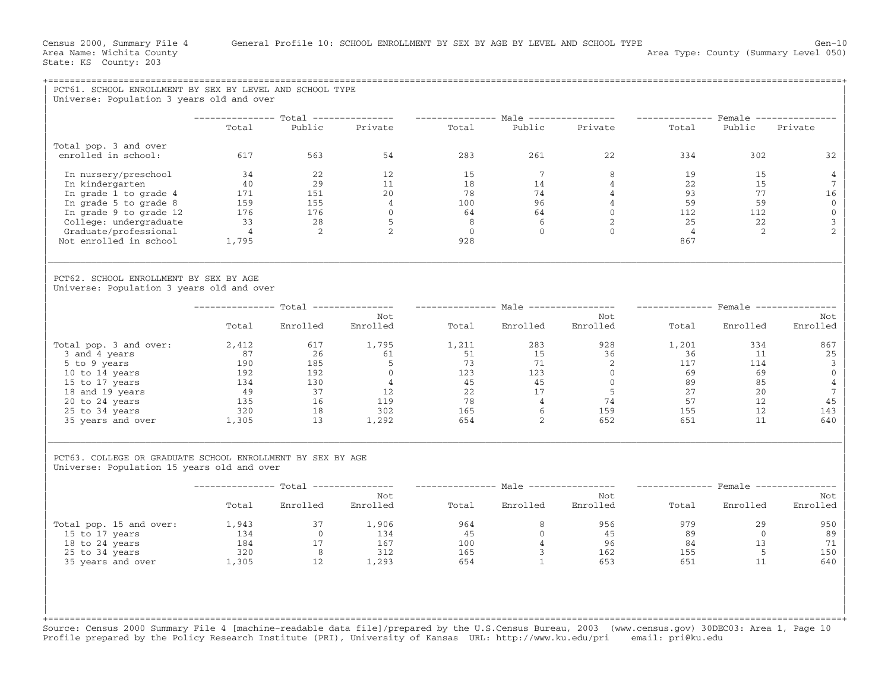Census 2000, Summary File 4 General Profile 10: SCHOOL ENROLLMENT BY SEX BY AGE BY LEVEL AND SCHOOL TYPE

Area Name: Wichita County
State: KS County: 203

Area Type: County (Summary Level 050)

## PCT61. SCHOOL ENROLLMENT BY SEX BY LEVEL AND SCHOOL TYPE

Universe: Population 3 years old and over

| | Total | | | Male | | | Female | | |
|---|---|---|---|---|---|---|---|---|---|
| | Total | Public | Private | Total | Public | Private | Total | Public | Private |
| Total pop. 3 and over enrolled in school: | 617 | 563 | 54 | 283 | 261 | 22 | 334 | 302 | 32 |
| In nursery/preschool | 34 | 22 | 12 | 15 | 7 | 8 | 19 | 15 | 4 |
| In kindergarten | 40 | 29 | 11 | 18 | 14 | 4 | 22 | 15 | 7 |
| In grade 1 to grade 4 | 171 | 151 | 20 | 78 | 74 | 4 | 93 | 77 | 16 |
| In grade 5 to grade 8 | 159 | 155 | 4 | 100 | 96 | 4 | 59 | 59 | 0 |
| In grade 9 to grade 12 | 176 | 176 | 0 | 64 | 64 | 0 | 112 | 112 | 0 |
| College: undergraduate | 33 | 28 | 5 | 8 | 6 | 2 | 25 | 22 | 3 |
| Graduate/professional | 4 | 2 | 2 | 0 | 0 | 0 | 4 | 2 | 2 |
| Not enrolled in school | 1,795 | | | 928 | | | 867 | | |

## PCT62. SCHOOL ENROLLMENT BY SEX BY AGE

Universe: Population 3 years old and over

| | Total | | | Male | | | Female | | |
|---|---|---|---|---|---|---|---|---|---|
| | Total | Enrolled | Not Enrolled | Total | Enrolled | Not Enrolled | Total | Enrolled | Not Enrolled |
| Total pop. 3 and over: | 2,412 | 617 | 1,795 | 1,211 | 283 | 928 | 1,201 | 334 | 867 |
| 3 and 4 years | 87 | 26 | 61 | 51 | 15 | 36 | 36 | 11 | 25 |
| 5 to 9 years | 190 | 185 | 5 | 73 | 71 | 2 | 117 | 114 | 3 |
| 10 to 14 years | 192 | 192 | 0 | 123 | 123 | 0 | 69 | 69 | 0 |
| 15 to 17 years | 134 | 130 | 4 | 45 | 45 | 0 | 89 | 85 | 4 |
| 18 and 19 years | 49 | 37 | 12 | 22 | 17 | 5 | 27 | 20 | 7 |
| 20 to 24 years | 135 | 16 | 119 | 78 | 4 | 74 | 57 | 12 | 45 |
| 25 to 34 years | 320 | 18 | 302 | 165 | 6 | 159 | 155 | 12 | 143 |
| 35 years and over | 1,305 | 13 | 1,292 | 654 | 2 | 652 | 651 | 11 | 640 |

## PCT63. COLLEGE OR GRADUATE SCHOOL ENROLLMENT BY SEX BY AGE

Universe: Population 15 years old and over

| | Total | | | Male | | | Female | | |
|---|---|---|---|---|---|---|---|---|---|
| | Total | Enrolled | Not Enrolled | Total | Enrolled | Not Enrolled | Total | Enrolled | Not Enrolled |
| Total pop. 15 and over: | 1,943 | 37 | 1,906 | 964 | 8 | 956 | 979 | 29 | 950 |
| 15 to 17 years | 134 | 0 | 134 | 45 | 0 | 45 | 89 | 0 | 89 |
| 18 to 24 years | 184 | 17 | 167 | 100 | 4 | 96 | 84 | 13 | 71 |
| 25 to 34 years | 320 | 8 | 312 | 165 | 3 | 162 | 155 | 5 | 150 |
| 35 years and over | 1,305 | 12 | 1,293 | 654 | 1 | 653 | 651 | 11 | 640 |

Source: Census 2000 Summary File 4 [machine-readable data file]/prepared by the U.S.Census Bureau, 2003 (www.census.gov) 30DEC03: Area 1, Page 10
Profile prepared by the Policy Research Institute (PRI), University of Kansas URL: http://www.ku.edu/pri email: pri@ku.edu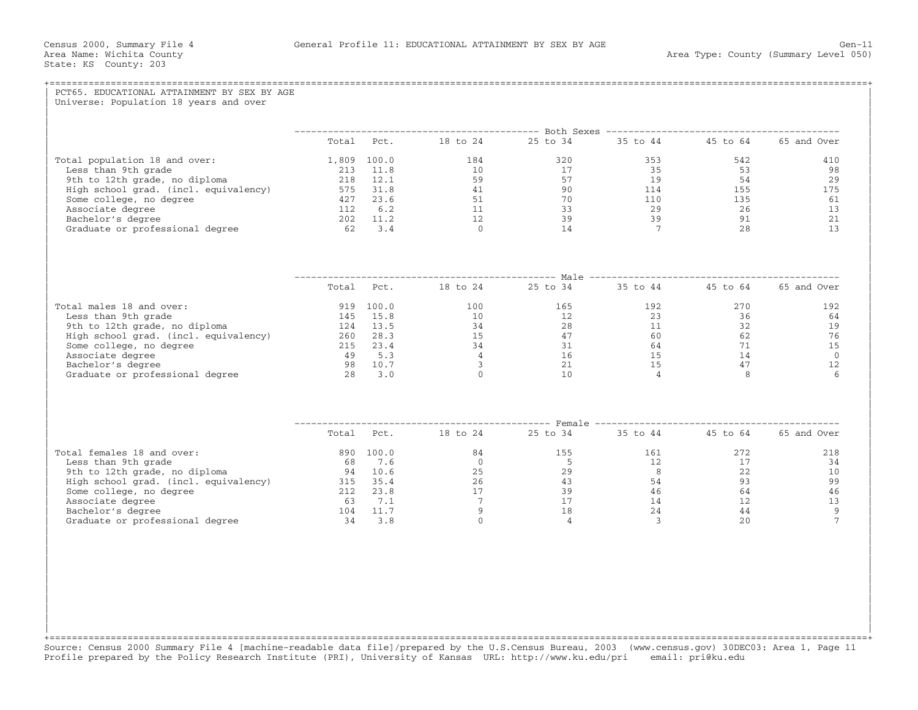Census 2000, Summary File 4 — General Profile 11: EDUCATIONAL ATTAINMENT BY SEX BY AGE — Gen-11

Area Name: Wichita County
State: KS County: 203
Area Type: County (Summary Level 050)

## PCT65. EDUCATIONAL ATTAINMENT BY SEX BY AGE

Universe: Population 18 years and over

### Both Sexes

| | Total | Pct. | 18 to 24 | 25 to 34 | 35 to 44 | 45 to 64 | 65 and Over |
|---|---|---|---|---|---|---|---|
| Total population 18 and over: | 1,809 | 100.0 | 184 | 320 | 353 | 542 | 410 |
| Less than 9th grade | 213 | 11.8 | 10 | 17 | 35 | 53 | 98 |
| 9th to 12th grade, no diploma | 218 | 12.1 | 59 | 57 | 19 | 54 | 29 |
| High school grad. (incl. equivalency) | 575 | 31.8 | 41 | 90 | 114 | 155 | 175 |
| Some college, no degree | 427 | 23.6 | 51 | 70 | 110 | 135 | 61 |
| Associate degree | 112 | 6.2 | 11 | 33 | 29 | 26 | 13 |
| Bachelor's degree | 202 | 11.2 | 12 | 39 | 39 | 91 | 21 |
| Graduate or professional degree | 62 | 3.4 | 0 | 14 | 7 | 28 | 13 |

### Male

| | Total | Pct. | 18 to 24 | 25 to 34 | 35 to 44 | 45 to 64 | 65 and Over |
|---|---|---|---|---|---|---|---|
| Total males 18 and over: | 919 | 100.0 | 100 | 165 | 192 | 270 | 192 |
| Less than 9th grade | 145 | 15.8 | 10 | 12 | 23 | 36 | 64 |
| 9th to 12th grade, no diploma | 124 | 13.5 | 34 | 28 | 11 | 32 | 19 |
| High school grad. (incl. equivalency) | 260 | 28.3 | 15 | 47 | 60 | 62 | 76 |
| Some college, no degree | 215 | 23.4 | 34 | 31 | 64 | 71 | 15 |
| Associate degree | 49 | 5.3 | 4 | 16 | 15 | 14 | 0 |
| Bachelor's degree | 98 | 10.7 | 3 | 21 | 15 | 47 | 12 |
| Graduate or professional degree | 28 | 3.0 | 0 | 10 | 4 | 8 | 6 |

### Female

| | Total | Pct. | 18 to 24 | 25 to 34 | 35 to 44 | 45 to 64 | 65 and Over |
|---|---|---|---|---|---|---|---|
| Total females 18 and over: | 890 | 100.0 | 84 | 155 | 161 | 272 | 218 |
| Less than 9th grade | 68 | 7.6 | 0 | 5 | 12 | 17 | 34 |
| 9th to 12th grade, no diploma | 94 | 10.6 | 25 | 29 | 8 | 22 | 10 |
| High school grad. (incl. equivalency) | 315 | 35.4 | 26 | 43 | 54 | 93 | 99 |
| Some college, no degree | 212 | 23.8 | 17 | 39 | 46 | 64 | 46 |
| Associate degree | 63 | 7.1 | 7 | 17 | 14 | 12 | 13 |
| Bachelor's degree | 104 | 11.7 | 9 | 18 | 24 | 44 | 9 |
| Graduate or professional degree | 34 | 3.8 | 0 | 4 | 3 | 20 | 7 |

Source: Census 2000 Summary File 4 [machine-readable data file]/prepared by the U.S.Census Bureau, 2003 (www.census.gov) 30DEC03: Area 1, Page 11
Profile prepared by the Policy Research Institute (PRI), University of Kansas URL: http://www.ku.edu/pri email: pri@ku.edu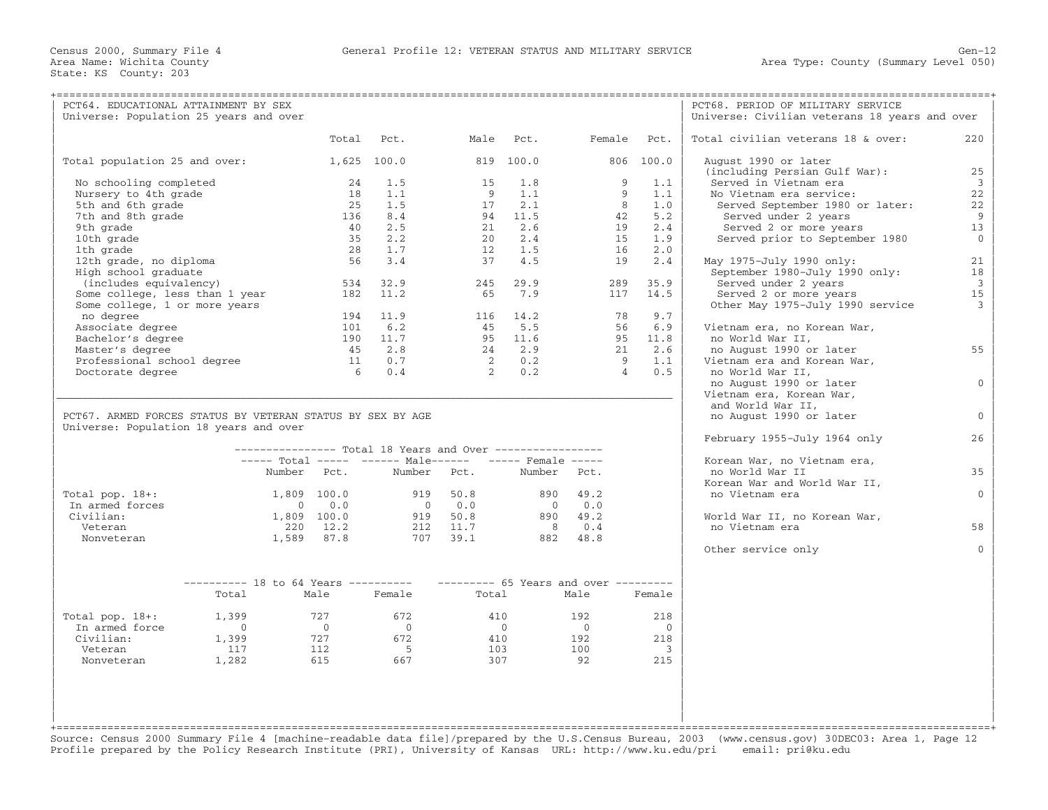Census 2000, Summary File 4 — General Profile 12: VETERAN STATUS AND MILITARY SERVICE — Gen-12

Area Name: Wichita County — Area Type: County (Summary Level 050)

State: KS County: 203

## PCT64. EDUCATIONAL ATTAINMENT BY SEX

Universe: Population 25 years and over

| | Total | Pct. | Male | Pct. | Female | Pct. |
|---|---|---|---|---|---|---|
| Total population 25 and over: | 1,625 | 100.0 | 819 | 100.0 | 806 | 100.0 |
| No schooling completed | 24 | 1.5 | 15 | 1.8 | 9 | 1.1 |
| Nursery to 4th grade | 18 | 1.1 | 9 | 1.1 | 9 | 1.1 |
| 5th and 6th grade | 25 | 1.5 | 17 | 2.1 | 8 | 1.0 |
| 7th and 8th grade | 136 | 8.4 | 94 | 11.5 | 42 | 5.2 |
| 9th grade | 40 | 2.5 | 21 | 2.6 | 19 | 2.4 |
| 10th grade | 35 | 2.2 | 20 | 2.4 | 15 | 1.9 |
| 1th grade | 28 | 1.7 | 12 | 1.5 | 16 | 2.0 |
| 12th grade, no diploma | 56 | 3.4 | 37 | 4.5 | 19 | 2.4 |
| High school graduate (includes equivalency) | 534 | 32.9 | 245 | 29.9 | 289 | 35.9 |
| Some college, less than 1 year | 182 | 11.2 | 65 | 7.9 | 117 | 14.5 |
| Some college, 1 or more years no degree | 194 | 11.9 | 116 | 14.2 | 78 | 9.7 |
| Associate degree | 101 | 6.2 | 45 | 5.5 | 56 | 6.9 |
| Bachelor's degree | 190 | 11.7 | 95 | 11.6 | 95 | 11.8 |
| Master's degree | 45 | 2.8 | 24 | 2.9 | 21 | 2.6 |
| Professional school degree | 11 | 0.7 | 2 | 0.2 | 9 | 1.1 |
| Doctorate degree | 6 | 0.4 | 2 | 0.2 | 4 | 0.5 |

## PCT67. ARMED FORCES STATUS BY VETERAN STATUS BY SEX BY AGE

Universe: Population 18 years and over

| | Total 18 Years and Over: Total Number | Total Pct. | Male Number | Male Pct. | Female Number | Female Pct. |
|---|---|---|---|---|---|---|
| Total pop. 18+: | 1,809 | 100.0 | 919 | 50.8 | 890 | 49.2 |
| In armed forces | 0 | 0.0 | 0 | 0.0 | 0 | 0.0 |
| Civilian: | 1,809 | 100.0 | 919 | 50.8 | 890 | 49.2 |
| Veteran | 220 | 12.2 | 212 | 11.7 | 8 | 0.4 |
| Nonveteran | 1,589 | 87.8 | 707 | 39.1 | 882 | 48.8 |

| | 18 to 64 Years | | | 65 Years and over | | |
|---|---|---|---|---|---|---|
| | Total | Male | Female | Total | Male | Female |
| Total pop. 18+: | 1,399 | 727 | 672 | 410 | 192 | 218 |
| In armed force | 0 | 0 | 0 | 0 | 0 | 0 |
| Civilian: | 1,399 | 727 | 672 | 410 | 192 | 218 |
| Veteran | 117 | 112 | 5 | 103 | 100 | 3 |
| Nonveteran | 1,282 | 615 | 667 | 307 | 92 | 215 |

## PCT68. PERIOD OF MILITARY SERVICE

Universe: Civilian veterans 18 years and over

| | |
|---|---|
| Total civilian veterans 18 & over: | 220 |
| August 1990 or later (including Persian Gulf War): | 25 |
| Served in Vietnam era | 3 |
| No Vietnam era service: | 22 |
| Served September 1980 or later: | 22 |
| Served under 2 years | 9 |
| Served 2 or more years | 13 |
| Served prior to September 1980 | 0 |
| May 1975-July 1990 only: | 21 |
| September 1980-July 1990 only: | 18 |
| Served under 2 years | 3 |
| Served 2 or more years | 15 |
| Other May 1975-July 1990 service | 3 |
| Vietnam era, no Korean War, no World War II, no August 1990 or later | 55 |
| Vietnam era and Korean War, no World War II, no August 1990 or later | 0 |
| Vietnam era, Korean War, and World War II, no August 1990 or later | 0 |
| February 1955-July 1964 only | 26 |
| Korean War, no Vietnam era, no World War II | 35 |
| Korean War and World War II, no Vietnam era | 0 |
| World War II, no Korean War, no Vietnam era | 58 |
| Other service only | 0 |

Source: Census 2000 Summary File 4 [machine-readable data file]/prepared by the U.S.Census Bureau, 2003 (www.census.gov) 30DEC03: Area 1, Page 12

Profile prepared by the Policy Research Institute (PRI), University of Kansas URL: http://www.ku.edu/pri email: pri@ku.edu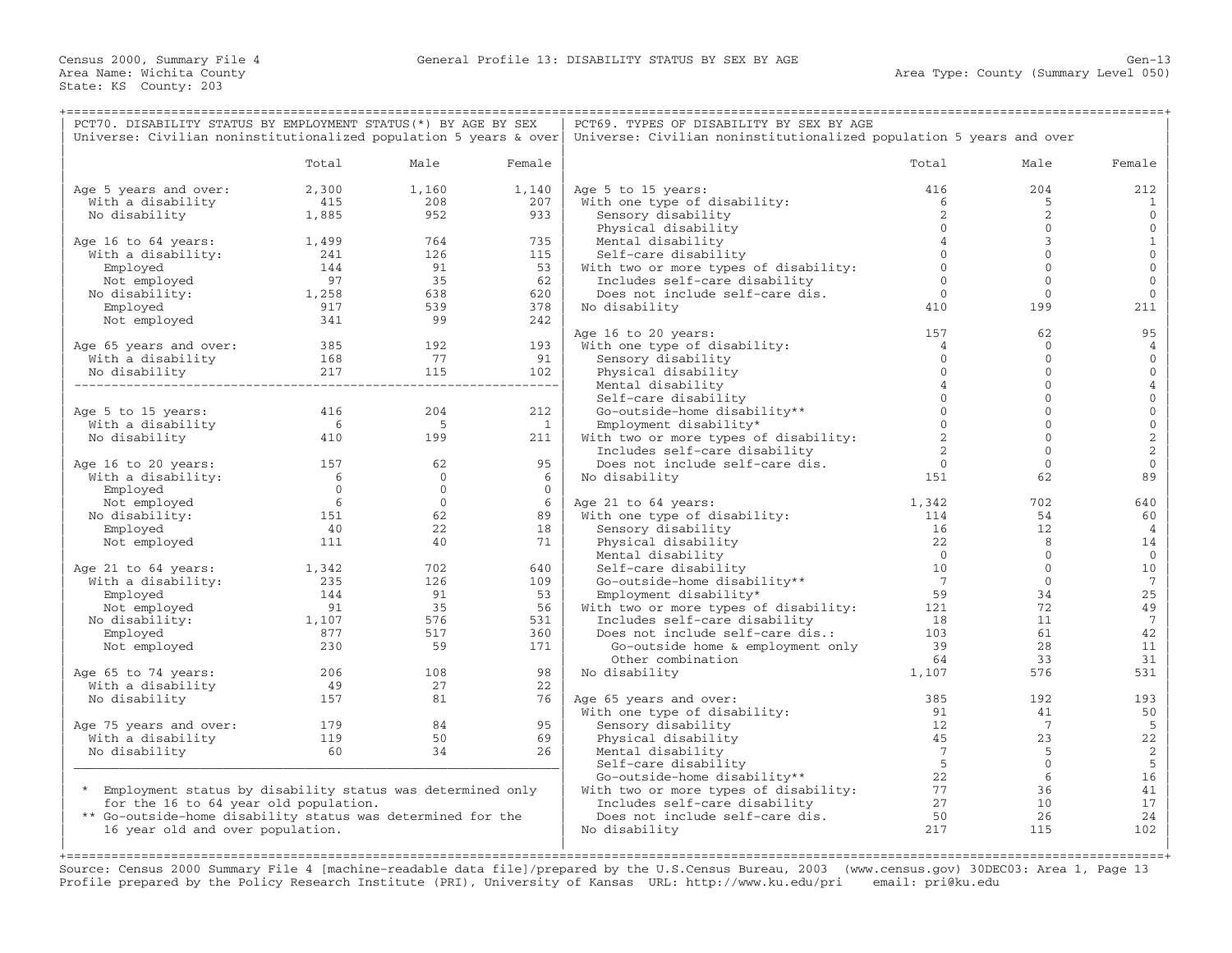Census 2000, Summary File 4
Area Name: Wichita County
State: KS County: 203

General Profile 13: DISABILITY STATUS BY SEX BY AGE

Area Type: County (Summary Level 050)

## PCT70. DISABILITY STATUS BY EMPLOYMENT STATUS(*) BY AGE BY SEX

Universe: Civilian noninstitutionalized population 5 years & over

| | Total | Male | Female |
|---|---|---|---|
| Age 5 years and over: | 2,300 | 1,160 | 1,140 |
| With a disability | 415 | 208 | 207 |
| No disability | 1,885 | 952 | 933 |
| Age 16 to 64 years: | 1,499 | 764 | 735 |
| With a disability: | 241 | 126 | 115 |
| Employed | 144 | 91 | 53 |
| Not employed | 97 | 35 | 62 |
| No disability: | 1,258 | 638 | 620 |
| Employed | 917 | 539 | 378 |
| Not employed | 341 | 99 | 242 |
| Age 65 years and over: | 385 | 192 | 193 |
| With a disability | 168 | 77 | 91 |
| No disability | 217 | 115 | 102 |
| Age 5 to 15 years: | 416 | 204 | 212 |
| With a disability | 6 | 5 | 1 |
| No disability | 410 | 199 | 211 |
| Age 16 to 20 years: | 157 | 62 | 95 |
| With a disability: | 6 | 0 | 6 |
| Employed | 0 | 0 | 0 |
| Not employed | 6 | 0 | 6 |
| No disability: | 151 | 62 | 89 |
| Employed | 40 | 22 | 18 |
| Not employed | 111 | 40 | 71 |
| Age 21 to 64 years: | 1,342 | 702 | 640 |
| With a disability: | 235 | 126 | 109 |
| Employed | 144 | 91 | 53 |
| Not employed | 91 | 35 | 56 |
| No disability: | 1,107 | 576 | 531 |
| Employed | 877 | 517 | 360 |
| Not employed | 230 | 59 | 171 |
| Age 65 to 74 years: | 206 | 108 | 98 |
| With a disability | 49 | 27 | 22 |
| No disability | 157 | 81 | 76 |
| Age 75 years and over: | 179 | 84 | 95 |
| With a disability | 119 | 50 | 69 |
| No disability | 60 | 34 | 26 |

\* Employment status by disability status was determined only for the 16 to 64 year old population.
\** Go-outside-home disability status was determined for the 16 year old and over population.

## PCT69. TYPES OF DISABILITY BY SEX BY AGE

Universe: Civilian noninstitutionalized population 5 years and over

| | Total | Male | Female |
|---|---|---|---|
| Age 5 to 15 years: | 416 | 204 | 212 |
| With one type of disability: | 6 | 5 | 1 |
| Sensory disability | 2 | 2 | 0 |
| Physical disability | 0 | 0 | 0 |
| Mental disability | 4 | 3 | 1 |
| Self-care disability | 0 | 0 | 0 |
| With two or more types of disability: | 0 | 0 | 0 |
| Includes self-care disability | 0 | 0 | 0 |
| Does not include self-care dis. | 0 | 0 | 0 |
| No disability | 410 | 199 | 211 |
| Age 16 to 20 years: | 157 | 62 | 95 |
| With one type of disability: | 4 | 0 | 4 |
| Sensory disability | 0 | 0 | 0 |
| Physical disability | 0 | 0 | 0 |
| Mental disability | 4 | 0 | 4 |
| Self-care disability | 0 | 0 | 0 |
| Go-outside-home disability** | 0 | 0 | 0 |
| Employment disability* | 0 | 0 | 0 |
| With two or more types of disability: | 2 | 0 | 2 |
| Includes self-care disability | 2 | 0 | 2 |
| Does not include self-care dis. | 0 | 0 | 0 |
| No disability | 151 | 62 | 89 |
| Age 21 to 64 years: | 1,342 | 702 | 640 |
| With one type of disability: | 114 | 54 | 60 |
| Sensory disability | 16 | 12 | 4 |
| Physical disability | 22 | 8 | 14 |
| Mental disability | 0 | 0 | 0 |
| Self-care disability | 10 | 0 | 10 |
| Go-outside-home disability** | 7 | 0 | 7 |
| Employment disability* | 59 | 34 | 25 |
| With two or more types of disability: | 121 | 72 | 49 |
| Includes self-care disability | 18 | 11 | 7 |
| Does not include self-care dis.: | 103 | 61 | 42 |
| Go-outside home & employment only | 39 | 28 | 11 |
| Other combination | 64 | 33 | 31 |
| No disability | 1,107 | 576 | 531 |
| Age 65 years and over: | 385 | 192 | 193 |
| With one type of disability: | 91 | 41 | 50 |
| Sensory disability | 12 | 7 | 5 |
| Physical disability | 45 | 23 | 22 |
| Mental disability | 7 | 5 | 2 |
| Self-care disability | 5 | 0 | 5 |
| Go-outside-home disability** | 22 | 6 | 16 |
| With two or more types of disability: | 77 | 36 | 41 |
| Includes self-care disability | 27 | 10 | 17 |
| Does not include self-care dis. | 50 | 26 | 24 |
| No disability | 217 | 115 | 102 |

Source: Census 2000 Summary File 4 [machine-readable data file]/prepared by the U.S.Census Bureau, 2003 (www.census.gov) 30DEC03: Area 1, Page 13
Profile prepared by the Policy Research Institute (PRI), University of Kansas URL: http://www.ku.edu/pri email: pri@ku.edu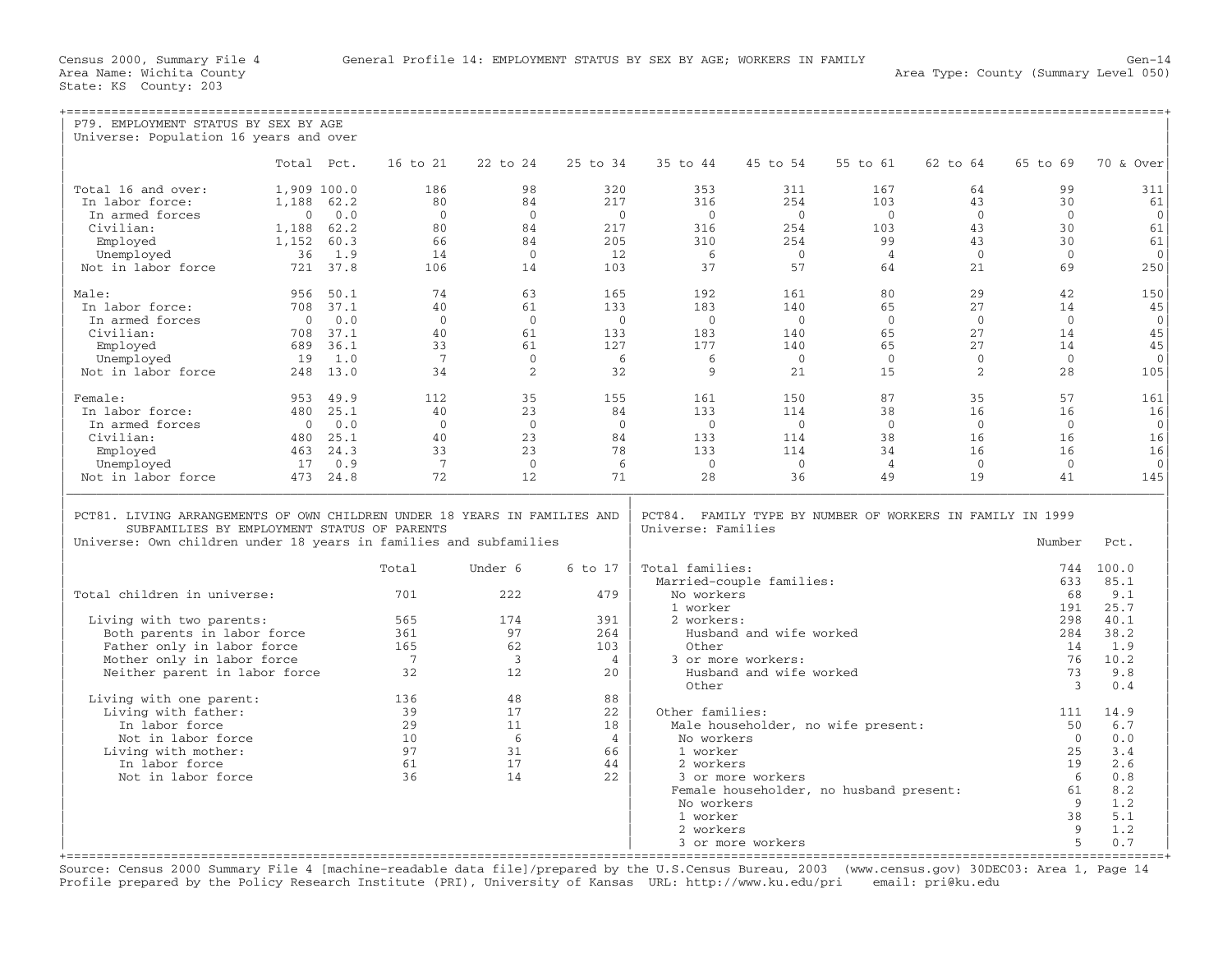Census 2000, Summary File 4 — General Profile 14: EMPLOYMENT STATUS BY SEX BY AGE; WORKERS IN FAMILY — Gen-14

Area Name: Wichita County — Area Type: County (Summary Level 050)

State: KS County: 203

## P79. EMPLOYMENT STATUS BY SEX BY AGE

Universe: Population 16 years and over

| | Total | Pct. | 16 to 21 | 22 to 24 | 25 to 34 | 35 to 44 | 45 to 54 | 55 to 61 | 62 to 64 | 65 to 69 | 70 & Over |
|---|---|---|---|---|---|---|---|---|---|---|---|
| Total 16 and over: | 1,909 | 100.0 | 186 | 98 | 320 | 353 | 311 | 167 | 64 | 99 | 311 |
| In labor force: | 1,188 | 62.2 | 80 | 84 | 217 | 316 | 254 | 103 | 43 | 30 | 61 |
| In armed forces | 0 | 0.0 | 0 | 0 | 0 | 0 | 0 | 0 | 0 | 0 | 0 |
| Civilian: | 1,188 | 62.2 | 80 | 84 | 217 | 316 | 254 | 103 | 43 | 30 | 61 |
| Employed | 1,152 | 60.3 | 66 | 84 | 205 | 310 | 254 | 99 | 43 | 30 | 61 |
| Unemployed | 36 | 1.9 | 14 | 0 | 12 | 6 | 0 | 4 | 0 | 0 | 0 |
| Not in labor force | 721 | 37.8 | 106 | 14 | 103 | 37 | 57 | 64 | 21 | 69 | 250 |
| Male: | 956 | 50.1 | 74 | 63 | 165 | 192 | 161 | 80 | 29 | 42 | 150 |
| In labor force: | 708 | 37.1 | 40 | 61 | 133 | 183 | 140 | 65 | 27 | 14 | 45 |
| In armed forces | 0 | 0.0 | 0 | 0 | 0 | 0 | 0 | 0 | 0 | 0 | 0 |
| Civilian: | 708 | 37.1 | 40 | 61 | 133 | 183 | 140 | 65 | 27 | 14 | 45 |
| Employed | 689 | 36.1 | 33 | 61 | 127 | 177 | 140 | 65 | 27 | 14 | 45 |
| Unemployed | 19 | 1.0 | 7 | 0 | 6 | 6 | 0 | 0 | 0 | 0 | 0 |
| Not in labor force | 248 | 13.0 | 34 | 2 | 32 | 9 | 21 | 15 | 2 | 28 | 105 |
| Female: | 953 | 49.9 | 112 | 35 | 155 | 161 | 150 | 87 | 35 | 57 | 161 |
| In labor force: | 480 | 25.1 | 40 | 23 | 84 | 133 | 114 | 38 | 16 | 16 | 16 |
| In armed forces | 0 | 0.0 | 0 | 0 | 0 | 0 | 0 | 0 | 0 | 0 | 0 |
| Civilian: | 480 | 25.1 | 40 | 23 | 84 | 133 | 114 | 38 | 16 | 16 | 16 |
| Employed | 463 | 24.3 | 33 | 23 | 78 | 133 | 114 | 34 | 16 | 16 | 16 |
| Unemployed | 17 | 0.9 | 7 | 0 | 6 | 0 | 0 | 4 | 0 | 0 | 0 |
| Not in labor force | 473 | 24.8 | 72 | 12 | 71 | 28 | 36 | 49 | 19 | 41 | 145 |

## PCT81. LIVING ARRANGEMENTS OF OWN CHILDREN UNDER 18 YEARS IN FAMILIES AND SUBFAMILIES BY EMPLOYMENT STATUS OF PARENTS

Universe: Own children under 18 years in families and subfamilies

| | Total | Under 6 | 6 to 17 |
|---|---|---|---|
| Total children in universe: | 701 | 222 | 479 |
| Living with two parents: | 565 | 174 | 391 |
| Both parents in labor force | 361 | 97 | 264 |
| Father only in labor force | 165 | 62 | 103 |
| Mother only in labor force | 7 | 3 | 4 |
| Neither parent in labor force | 32 | 12 | 20 |
| Living with one parent: | 136 | 48 | 88 |
| Living with father: | 39 | 17 | 22 |
| In labor force | 29 | 11 | 18 |
| Not in labor force | 10 | 6 | 4 |
| Living with mother: | 97 | 31 | 66 |
| In labor force | 61 | 17 | 44 |
| Not in labor force | 36 | 14 | 22 |

## PCT84. FAMILY TYPE BY NUMBER OF WORKERS IN FAMILY IN 1999

Universe: Families

| | Number | Pct. |
|---|---|---|
| Total families: | 744 | 100.0 |
| Married-couple families: | 633 | 85.1 |
| No workers | 68 | 9.1 |
| 1 worker | 191 | 25.7 |
| 2 workers: | 298 | 40.1 |
| Husband and wife worked | 284 | 38.2 |
| Other | 14 | 1.9 |
| 3 or more workers: | 76 | 10.2 |
| Husband and wife worked | 73 | 9.8 |
| Other | 3 | 0.4 |
| Other families: | 111 | 14.9 |
| Male householder, no wife present: | 50 | 6.7 |
| No workers | 0 | 0.0 |
| 1 worker | 25 | 3.4 |
| 2 workers | 19 | 2.6 |
| 3 or more workers | 6 | 0.8 |
| Female householder, no husband present: | 61 | 8.2 |
| No workers | 9 | 1.2 |
| 1 worker | 38 | 5.1 |
| 2 workers | 9 | 1.2 |
| 3 or more workers | 5 | 0.7 |

Source: Census 2000 Summary File 4 [machine-readable data file]/prepared by the U.S.Census Bureau, 2003 (www.census.gov) 30DEC03: Area 1, Page 14
Profile prepared by the Policy Research Institute (PRI), University of Kansas URL: http://www.ku.edu/pri email: pri@ku.edu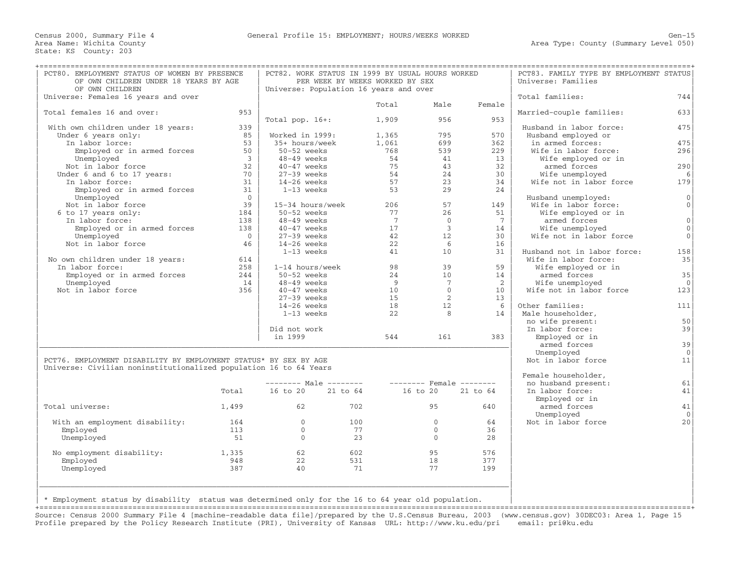Census 2000, Summary File 4 — General Profile 15: EMPLOYMENT; HOURS/WEEKS WORKED

Area Name: Wichita County
State: KS County: 203
Area Type: County (Summary Level 050)

## PCT80. EMPLOYMENT STATUS OF WOMEN BY PRESENCE OF OWN CHILDREN UNDER 18 YEARS BY AGE OF OWN CHILDREN

Universe: Females 16 years and over

| | |
|---|---|
| Total females 16 and over: | 953 |
| With own children under 18 years: | 339 |
| Under 6 years only: | 85 |
| In labor lorce: | 53 |
| Employed or in armed forces | 50 |
| Unemployed | 3 |
| Not in labor force | 32 |
| Under 6 and 6 to 17 years: | 70 |
| In labor force: | 31 |
| Employed or in armed forces | 31 |
| Unemployed | 0 |
| Not in labor force | 39 |
| 6 to 17 years only: | 184 |
| In labor force: | 138 |
| Employed or in armed forces | 138 |
| Unemployed | 0 |
| Not in labor force | 46 |
| No own children under 18 years: | 614 |
| In labor force: | 258 |
| Employed or in armed forces | 244 |
| Unemployed | 14 |
| Not in labor force | 356 |

## PCT82. WORK STATUS IN 1999 BY USUAL HOURS WORKED PER WEEK BY WEEKS WORKED BY SEX

Universe: Population 16 years and over

| | Total | Male | Female |
|---|---|---|---|
| Total pop. 16+: | 1,909 | 956 | 953 |
| Worked in 1999: | 1,365 | 795 | 570 |
| 35+ hours/week | 1,061 | 699 | 362 |
| 50-52 weeks | 768 | 539 | 229 |
| 48-49 weeks | 54 | 41 | 13 |
| 40-47 weeks | 75 | 43 | 32 |
| 27-39 weeks | 54 | 24 | 30 |
| 14-26 weeks | 57 | 23 | 34 |
| 1-13 weeks | 53 | 29 | 24 |
| 15-34 hours/week | 206 | 57 | 149 |
| 50-52 weeks | 77 | 26 | 51 |
| 48-49 weeks | 7 | 0 | 7 |
| 40-47 weeks | 17 | 3 | 14 |
| 27-39 weeks | 42 | 12 | 30 |
| 14-26 weeks | 22 | 6 | 16 |
| 1-13 weeks | 41 | 10 | 31 |
| 1-14 hours/week | 98 | 39 | 59 |
| 50-52 weeks | 24 | 10 | 14 |
| 48-49 weeks | 9 | 7 | 2 |
| 40-47 weeks | 10 | 0 | 10 |
| 27-39 weeks | 15 | 2 | 13 |
| 14-26 weeks | 18 | 12 | 6 |
| 1-13 weeks | 22 | 8 | 14 |
| Did not work in 1999 | 544 | 161 | 383 |

## PCT83. FAMILY TYPE BY EMPLOYMENT STATUS

Universe: Families

| | |
|---|---|
| Total families: | 744 |
| Married-couple families: | 633 |
| Husband in labor force: | 475 |
| Husband employed or in armed forces: | 475 |
| Wife in labor force: | 296 |
| Wife employed or in armed forces | 290 |
| Wife unemployed | 6 |
| Wife not in labor force | 179 |
| Husband unemployed: | 0 |
| Wife in labor force: | 0 |
| Wife employed or in armed forces | 0 |
| Wife unemployed | 0 |
| Wife not in labor force | 0 |
| Husband not in labor force: | 158 |
| Wife in labor force: | 35 |
| Wife employed or in armed forces | 35 |
| Wife unemployed | 0 |
| Wife not in labor force | 123 |
| Other families: | 111 |
| Male householder, no wife present: | 50 |
| In labor force: | 39 |
| Employed or in armed forces | 39 |
| Unemployed | 0 |
| Not in labor force | 11 |
| Female householder, no husband present: | 61 |
| In labor force: | 41 |
| Employed or in armed forces | 41 |
| Unemployed | 0 |
| Not in labor force | 20 |

## PCT76. EMPLOYMENT DISABILITY BY EMPLOYMENT STATUS* BY SEX BY AGE

Universe: Civilian noninstitutionalized population 16 to 64 Years

| | Total | Male 16 to 20 | Male 21 to 64 | Female 16 to 20 | Female 21 to 64 |
|---|---|---|---|---|---|
| Total universe: | 1,499 | 62 | 702 | 95 | 640 |
| With an employment disability: | 164 | 0 | 100 | 0 | 64 |
| Employed | 113 | 0 | 77 | 0 | 36 |
| Unemployed | 51 | 0 | 23 | 0 | 28 |
| No employment disability: | 1,335 | 62 | 602 | 95 | 576 |
| Employed | 948 | 22 | 531 | 18 | 377 |
| Unemployed | 387 | 40 | 71 | 77 | 199 |

* Employment status by disability status was determined only for the 16 to 64 year old population.

Source: Census 2000 Summary File 4 [machine-readable data file]/prepared by the U.S.Census Bureau, 2003 (www.census.gov) 30DEC03: Area 1, Page 15
Profile prepared by the Policy Research Institute (PRI), University of Kansas URL: http://www.ku.edu/pri email: pri@ku.edu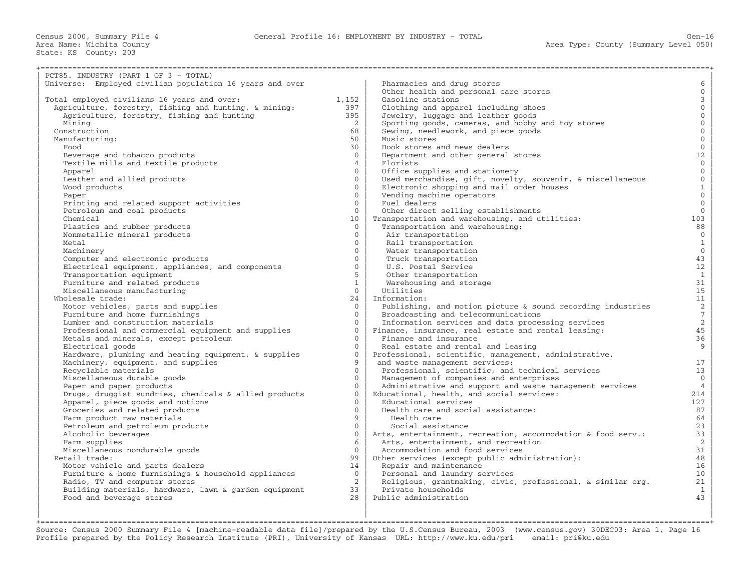Census 2000, Summary File 4 — General Profile 16: EMPLOYMENT BY INDUSTRY - TOTAL — Gen-16

Area Name: Wichita County — Area Type: County (Summary Level 050)

State: KS County: 203

## PCT85. INDUSTRY (PART 1 OF 3 - TOTAL)

Universe: Employed civilian population 16 years and over

| Industry | Count |
|---|---|
| Total employed civilians 16 years and over: | 1,152 |
| Agriculture, forestry, fishing and hunting, & mining: | 397 |
| Agriculture, forestry, fishing and hunting | 395 |
| Mining | 2 |
| Construction | 68 |
| Manufacturing: | 50 |
| Food | 30 |
| Beverage and tobacco products | 0 |
| Textile mills and textile products | 4 |
| Apparel | 0 |
| Leather and allied products | 0 |
| Wood products | 0 |
| Paper | 0 |
| Printing and related support activities | 0 |
| Petroleum and coal products | 0 |
| Chemical | 10 |
| Plastics and rubber products | 0 |
| Nonmetallic mineral products | 0 |
| Metal | 0 |
| Machinery | 0 |
| Computer and electronic products | 0 |
| Electrical equipment, appliances, and components | 0 |
| Transportation equipment | 5 |
| Furniture and related products | 1 |
| Miscellaneous manufacturing | 0 |
| Wholesale trade: | 24 |
| Motor vehicles, parts and supplies | 0 |
| Furniture and home furnishings | 0 |
| Lumber and construction materials | 0 |
| Professional and commercial equipment and supplies | 0 |
| Metals and minerals, except petroleum | 0 |
| Electrical goods | 0 |
| Hardware, plumbing and heating equipment, & supplies | 0 |
| Machinery, equipment, and supplies | 9 |
| Recyclable materials | 0 |
| Miscellaneous durable goods | 0 |
| Paper and paper products | 0 |
| Drugs, druggist sundries, chemicals & allied products | 0 |
| Apparel, piece goods and notions | 0 |
| Groceries and related products | 0 |
| Farm product raw materials | 9 |
| Petroleum and petroleum products | 0 |
| Alcoholic beverages | 0 |
| Farm supplies | 6 |
| Miscellaneous nondurable goods | 0 |
| Retail trade: | 99 |
| Motor vehicle and parts dealers | 14 |
| Furniture & home furnishings & household appliances | 0 |
| Radio, TV and computer stores | 2 |
| Building materials, hardware, lawn & garden equipment | 33 |
| Food and beverage stores | 28 |
| Pharmacies and drug stores | 6 |
| Other health and personal care stores | 0 |
| Gasoline stations | 3 |
| Clothing and apparel including shoes | 0 |
| Jewelry, luggage and leather goods | 0 |
| Sporting goods, cameras, and hobby and toy stores | 0 |
| Sewing, needlework, and piece goods | 0 |
| Music stores | 0 |
| Book stores and news dealers | 0 |
| Department and other general stores | 12 |
| Florists | 0 |
| Office supplies and stationery | 0 |
| Used merchandise, gift, novelty, souvenir, & miscellaneous | 0 |
| Electronic shopping and mail order houses | 1 |
| Vending machine operators | 0 |
| Fuel dealers | 0 |
| Other direct selling establishments | 0 |
| Transportation and warehousing, and utilities: | 103 |
| Transportation and warehousing: | 88 |
| Air transportation | 0 |
| Rail transportation | 1 |
| Water transportation | 0 |
| Truck transportation | 43 |
| U.S. Postal Service | 12 |
| Other transportation | 1 |
| Warehousing and storage | 31 |
| Utilities | 15 |
| Information: | 11 |
| Publishing, and motion picture & sound recording industries | 2 |
| Broadcasting and telecommunications | 7 |
| Information services and data processing services | 2 |
| Finance, insurance, real estate and rental leasing: | 45 |
| Finance and insurance | 36 |
| Real estate and rental and leasing | 9 |
| Professional, scientific, management, administrative, and waste management services: | 17 |
| Professional, scientific, and technical services | 13 |
| Management of companies and enterprises | 0 |
| Administrative and support and waste management services | 4 |
| Educational, health, and social services: | 214 |
| Educational services | 127 |
| Health care and social assistance: | 87 |
| Health care | 64 |
| Social assistance | 23 |
| Arts, entertainment, recreation, accommodation & food serv.: | 33 |
| Arts, entertainment, and recreation | 2 |
| Accommodation and food services | 31 |
| Other services (except public administration): | 48 |
| Repair and maintenance | 16 |
| Personal and laundry services | 10 |
| Religious, grantmaking, civic, professional, & similar org. | 21 |
| Private households | 1 |
| Public administration | 43 |

Source: Census 2000 Summary File 4 [machine-readable data file]/prepared by the U.S.Census Bureau, 2003 (www.census.gov) 30DEC03: Area 1, Page 16
Profile prepared by the Policy Research Institute (PRI), University of Kansas URL: http://www.ku.edu/pri email: pri@ku.edu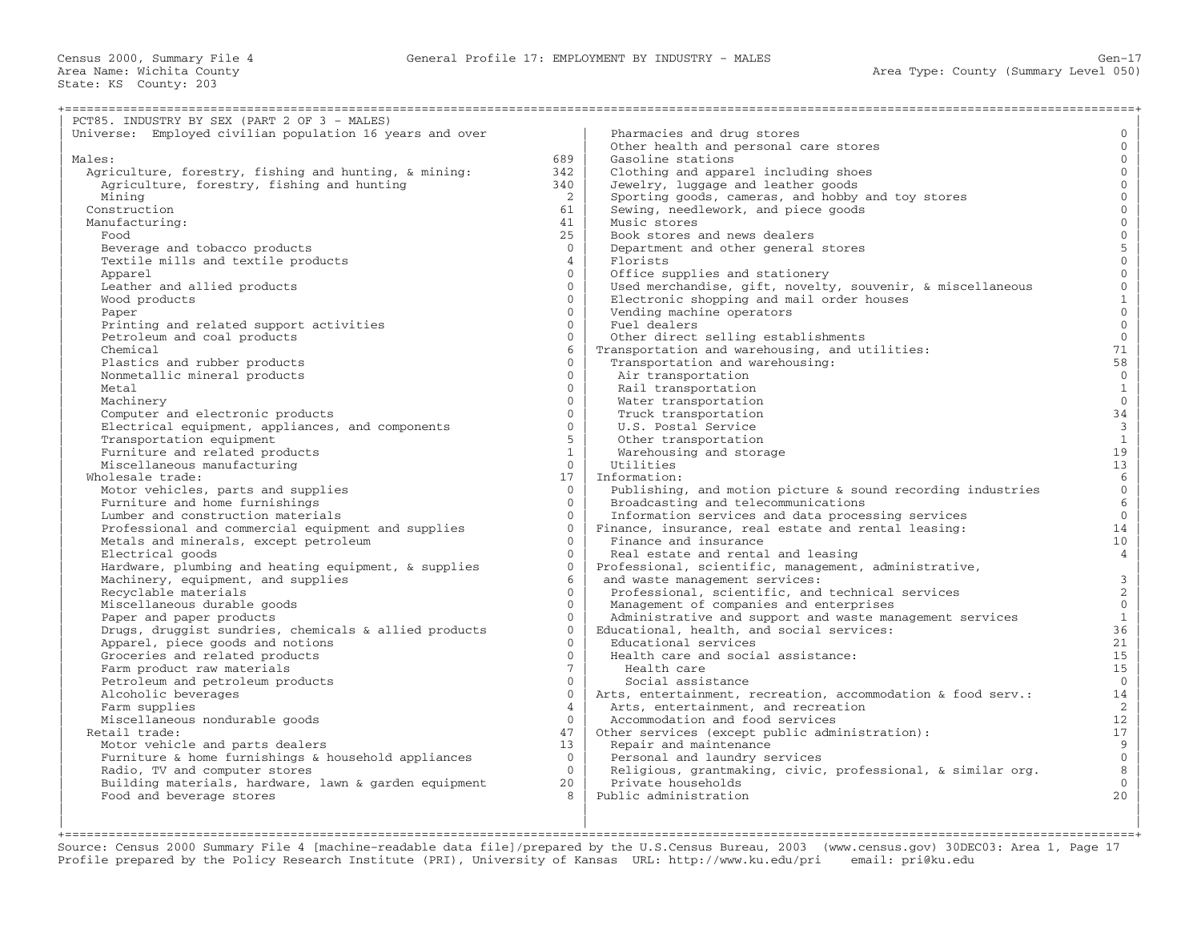Census 2000, Summary File 4 — General Profile 17: EMPLOYMENT BY INDUSTRY - MALES

Area Name: Wichita County
State: KS County: 203
Area Type: County (Summary Level 050)

## PCT85. INDUSTRY BY SEX (PART 2 OF 3 - MALES)

Universe: Employed civilian population 16 years and over

| Industry | Count |
|---|---|
| Males: | 689 |
| Agriculture, forestry, fishing and hunting, & mining: | 342 |
| Agriculture, forestry, fishing and hunting | 340 |
| Mining | 2 |
| Construction | 61 |
| Manufacturing: | 41 |
| Food | 25 |
| Beverage and tobacco products | 0 |
| Textile mills and textile products | 4 |
| Apparel | 0 |
| Leather and allied products | 0 |
| Wood products | 0 |
| Paper | 0 |
| Printing and related support activities | 0 |
| Petroleum and coal products | 0 |
| Chemical | 6 |
| Plastics and rubber products | 0 |
| Nonmetallic mineral products | 0 |
| Metal | 0 |
| Machinery | 0 |
| Computer and electronic products | 0 |
| Electrical equipment, appliances, and components | 0 |
| Transportation equipment | 5 |
| Furniture and related products | 1 |
| Miscellaneous manufacturing | 0 |
| Wholesale trade: | 17 |
| Motor vehicles, parts and supplies | 0 |
| Furniture and home furnishings | 0 |
| Lumber and construction materials | 0 |
| Professional and commercial equipment and supplies | 0 |
| Metals and minerals, except petroleum | 0 |
| Electrical goods | 0 |
| Hardware, plumbing and heating equipment, & supplies | 0 |
| Machinery, equipment, and supplies | 6 |
| Recyclable materials | 0 |
| Miscellaneous durable goods | 0 |
| Paper and paper products | 0 |
| Drugs, druggist sundries, chemicals & allied products | 0 |
| Apparel, piece goods and notions | 0 |
| Groceries and related products | 0 |
| Farm product raw materials | 7 |
| Petroleum and petroleum products | 0 |
| Alcoholic beverages | 0 |
| Farm supplies | 4 |
| Miscellaneous nondurable goods | 0 |
| Retail trade: | 47 |
| Motor vehicle and parts dealers | 13 |
| Furniture & home furnishings & household appliances | 0 |
| Radio, TV and computer stores | 0 |
| Building materials, hardware, lawn & garden equipment | 20 |
| Food and beverage stores | 8 |
| Pharmacies and drug stores | 0 |
| Other health and personal care stores | 0 |
| Gasoline stations | 0 |
| Clothing and apparel including shoes | 0 |
| Jewelry, luggage and leather goods | 0 |
| Sporting goods, cameras, and hobby and toy stores | 0 |
| Sewing, needlework, and piece goods | 0 |
| Music stores | 0 |
| Book stores and news dealers | 0 |
| Department and other general stores | 5 |
| Florists | 0 |
| Office supplies and stationery | 0 |
| Used merchandise, gift, novelty, souvenir, & miscellaneous | 0 |
| Electronic shopping and mail order houses | 1 |
| Vending machine operators | 0 |
| Fuel dealers | 0 |
| Other direct selling establishments | 0 |
| Transportation and warehousing, and utilities: | 71 |
| Transportation and warehousing: | 58 |
| Air transportation | 0 |
| Rail transportation | 1 |
| Water transportation | 0 |
| Truck transportation | 34 |
| U.S. Postal Service | 3 |
| Other transportation | 1 |
| Warehousing and storage | 19 |
| Utilities | 13 |
| Information: | 6 |
| Publishing, and motion picture & sound recording industries | 0 |
| Broadcasting and telecommunications | 6 |
| Information services and data processing services | 0 |
| Finance, insurance, real estate and rental leasing: | 14 |
| Finance and insurance | 10 |
| Real estate and rental and leasing | 4 |
| Professional, scientific, management, administrative, and waste management services: | 3 |
| Professional, scientific, and technical services | 2 |
| Management of companies and enterprises | 0 |
| Administrative and support and waste management services | 1 |
| Educational, health, and social services: | 36 |
| Educational services | 21 |
| Health care and social assistance: | 15 |
| Health care | 15 |
| Social assistance | 0 |
| Arts, entertainment, recreation, accommodation & food serv.: | 14 |
| Arts, entertainment, and recreation | 2 |
| Accommodation and food services | 12 |
| Other services (except public administration): | 17 |
| Repair and maintenance | 9 |
| Personal and laundry services | 0 |
| Religious, grantmaking, civic, professional, & similar org. | 8 |
| Private households | 0 |
| Public administration | 20 |

Source: Census 2000 Summary File 4 [machine-readable data file]/prepared by the U.S.Census Bureau, 2003 (www.census.gov) 30DEC03: Area 1, Page 17
Profile prepared by the Policy Research Institute (PRI), University of Kansas URL: http://www.ku.edu/pri email: pri@ku.edu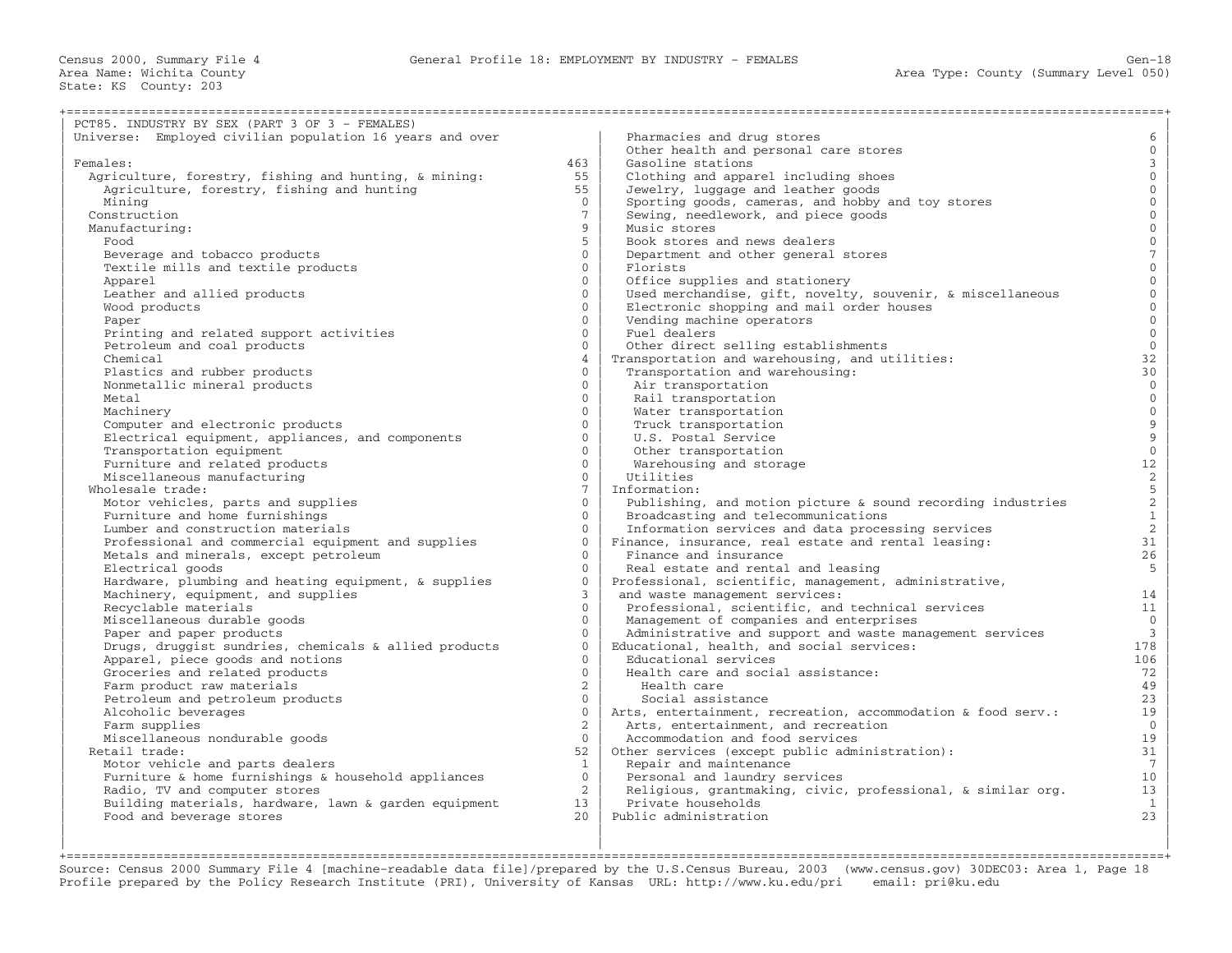Census 2000, Summary File 4 — General Profile 18: EMPLOYMENT BY INDUSTRY - FEMALES — Gen-18

Area Name: Wichita County — Area Type: County (Summary Level 050)

State: KS County: 203

## PCT85. INDUSTRY BY SEX (PART 3 OF 3 - FEMALES)

Universe: Employed civilian population 16 years and over

| Industry | Count |
|---|---|
| Females: | 463 |
| Agriculture, forestry, fishing and hunting, & mining: | 55 |
| Agriculture, forestry, fishing and hunting | 55 |
| Mining | 0 |
| Construction | 7 |
| Manufacturing: | 9 |
| Food | 5 |
| Beverage and tobacco products | 0 |
| Textile mills and textile products | 0 |
| Apparel | 0 |
| Leather and allied products | 0 |
| Wood products | 0 |
| Paper | 0 |
| Printing and related support activities | 0 |
| Petroleum and coal products | 0 |
| Chemical | 4 |
| Plastics and rubber products | 0 |
| Nonmetallic mineral products | 0 |
| Metal | 0 |
| Machinery | 0 |
| Computer and electronic products | 0 |
| Electrical equipment, appliances, and components | 0 |
| Transportation equipment | 0 |
| Furniture and related products | 0 |
| Miscellaneous manufacturing | 0 |
| Wholesale trade: | 7 |
| Motor vehicles, parts and supplies | 0 |
| Furniture and home furnishings | 0 |
| Lumber and construction materials | 0 |
| Professional and commercial equipment and supplies | 0 |
| Metals and minerals, except petroleum | 0 |
| Electrical goods | 0 |
| Hardware, plumbing and heating equipment, & supplies | 0 |
| Machinery, equipment, and supplies | 3 |
| Recyclable materials | 0 |
| Miscellaneous durable goods | 0 |
| Paper and paper products | 0 |
| Drugs, druggist sundries, chemicals & allied products | 0 |
| Apparel, piece goods and notions | 0 |
| Groceries and related products | 0 |
| Farm product raw materials | 2 |
| Petroleum and petroleum products | 0 |
| Alcoholic beverages | 0 |
| Farm supplies | 2 |
| Miscellaneous nondurable goods | 0 |
| Retail trade: | 52 |
| Motor vehicle and parts dealers | 1 |
| Furniture & home furnishings & household appliances | 0 |
| Radio, TV and computer stores | 2 |
| Building materials, hardware, lawn & garden equipment | 13 |
| Food and beverage stores | 20 |
| Pharmacies and drug stores | 6 |
| Other health and personal care stores | 0 |
| Gasoline stations | 3 |
| Clothing and apparel including shoes | 0 |
| Jewelry, luggage and leather goods | 0 |
| Sporting goods, cameras, and hobby and toy stores | 0 |
| Sewing, needlework, and piece goods | 0 |
| Music stores | 0 |
| Book stores and news dealers | 0 |
| Department and other general stores | 7 |
| Florists | 0 |
| Office supplies and stationery | 0 |
| Used merchandise, gift, novelty, souvenir, & miscellaneous | 0 |
| Electronic shopping and mail order houses | 0 |
| Vending machine operators | 0 |
| Fuel dealers | 0 |
| Other direct selling establishments | 0 |
| Transportation and warehousing, and utilities: | 32 |
| Transportation and warehousing: | 30 |
| Air transportation | 0 |
| Rail transportation | 0 |
| Water transportation | 0 |
| Truck transportation | 9 |
| U.S. Postal Service | 9 |
| Other transportation | 0 |
| Warehousing and storage | 12 |
| Utilities | 2 |
| Information: | 5 |
| Publishing, and motion picture & sound recording industries | 2 |
| Broadcasting and telecommunications | 1 |
| Information services and data processing services | 2 |
| Finance, insurance, real estate and rental leasing: | 31 |
| Finance and insurance | 26 |
| Real estate and rental and leasing | 5 |
| Professional, scientific, management, administrative, and waste management services: | 14 |
| Professional, scientific, and technical services | 11 |
| Management of companies and enterprises | 0 |
| Administrative and support and waste management services | 3 |
| Educational, health, and social services: | 178 |
| Educational services | 106 |
| Health care and social assistance: | 72 |
| Health care | 49 |
| Social assistance | 23 |
| Arts, entertainment, recreation, accommodation & food serv.: | 19 |
| Arts, entertainment, and recreation | 0 |
| Accommodation and food services | 19 |
| Other services (except public administration): | 31 |
| Repair and maintenance | 7 |
| Personal and laundry services | 10 |
| Religious, grantmaking, civic, professional, & similar org. | 13 |
| Private households | 1 |
| Public administration | 23 |

Source: Census 2000 Summary File 4 [machine-readable data file]/prepared by the U.S.Census Bureau, 2003 (www.census.gov) 30DEC03: Area 1, Page 18
Profile prepared by the Policy Research Institute (PRI), University of Kansas URL: http://www.ku.edu/pri email: pri@ku.edu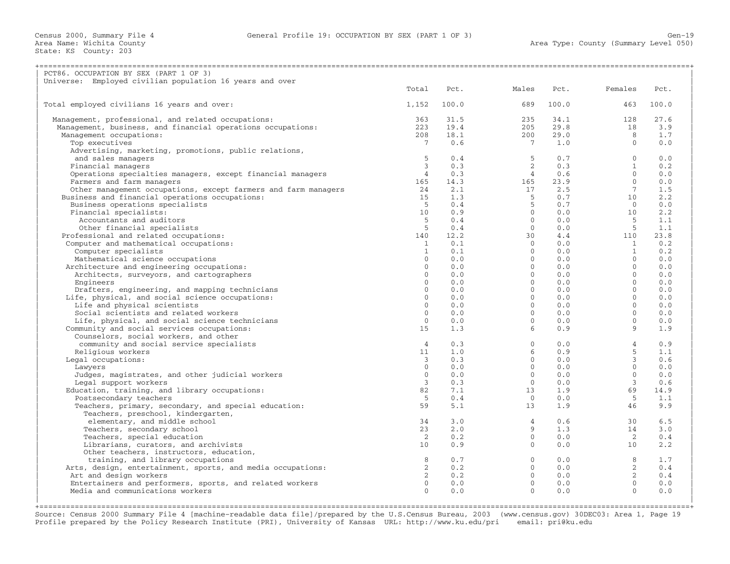Census 2000, Summary File 4 | General Profile 19: OCCUPATION BY SEX (PART 1 OF 3) | Gen-19
Area Name: Wichita County | Area Type: County (Summary Level 050)
State: KS County: 203

## PCT86. OCCUPATION BY SEX (PART 1 OF 3)

Universe: Employed civilian population 16 years and over

| | Total | Pct. | Males | Pct. | Females | Pct. |
|---|---|---|---|---|---|---|
| Total employed civilians 16 years and over: | 1,152 | 100.0 | 689 | 100.0 | 463 | 100.0 |
| Management, professional, and related occupations: | 363 | 31.5 | 235 | 34.1 | 128 | 27.6 |
| Management, business, and financial operations occupations: | 223 | 19.4 | 205 | 29.8 | 18 | 3.9 |
| Management occupations: | 208 | 18.1 | 200 | 29.0 | 8 | 1.7 |
| Top executives | 7 | 0.6 | 7 | 1.0 | 0 | 0.0 |
| Advertising, marketing, promotions, public relations, and sales managers | 5 | 0.4 | 5 | 0.7 | 0 | 0.0 |
| Financial managers | 3 | 0.3 | 2 | 0.3 | 1 | 0.2 |
| Operations specialties managers, except financial managers | 4 | 0.3 | 4 | 0.6 | 0 | 0.0 |
| Farmers and farm managers | 165 | 14.3 | 165 | 23.9 | 0 | 0.0 |
| Other management occupations, except farmers and farm managers | 24 | 2.1 | 17 | 2.5 | 7 | 1.5 |
| Business and financial operations occupations: | 15 | 1.3 | 5 | 0.7 | 10 | 2.2 |
| Business operations specialists | 5 | 0.4 | 5 | 0.7 | 0 | 0.0 |
| Financial specialists: | 10 | 0.9 | 0 | 0.0 | 10 | 2.2 |
| Accountants and auditors | 5 | 0.4 | 0 | 0.0 | 5 | 1.1 |
| Other financial specialists | 5 | 0.4 | 0 | 0.0 | 5 | 1.1 |
| Professional and related occupations: | 140 | 12.2 | 30 | 4.4 | 110 | 23.8 |
| Computer and mathematical occupations: | 1 | 0.1 | 0 | 0.0 | 1 | 0.2 |
| Computer specialists | 1 | 0.1 | 0 | 0.0 | 1 | 0.2 |
| Mathematical science occupations | 0 | 0.0 | 0 | 0.0 | 0 | 0.0 |
| Architecture and engineering occupations: | 0 | 0.0 | 0 | 0.0 | 0 | 0.0 |
| Architects, surveyors, and cartographers | 0 | 0.0 | 0 | 0.0 | 0 | 0.0 |
| Engineers | 0 | 0.0 | 0 | 0.0 | 0 | 0.0 |
| Drafters, engineering, and mapping technicians | 0 | 0.0 | 0 | 0.0 | 0 | 0.0 |
| Life, physical, and social science occupations: | 0 | 0.0 | 0 | 0.0 | 0 | 0.0 |
| Life and physical scientists | 0 | 0.0 | 0 | 0.0 | 0 | 0.0 |
| Social scientists and related workers | 0 | 0.0 | 0 | 0.0 | 0 | 0.0 |
| Life, physical, and social science technicians | 0 | 0.0 | 0 | 0.0 | 0 | 0.0 |
| Community and social services occupations: | 15 | 1.3 | 6 | 0.9 | 9 | 1.9 |
| Counselors, social workers, and other community and social service specialists | 4 | 0.3 | 0 | 0.0 | 4 | 0.9 |
| Religious workers | 11 | 1.0 | 6 | 0.9 | 5 | 1.1 |
| Legal occupations: | 3 | 0.3 | 0 | 0.0 | 3 | 0.6 |
| Lawyers | 0 | 0.0 | 0 | 0.0 | 0 | 0.0 |
| Judges, magistrates, and other judicial workers | 0 | 0.0 | 0 | 0.0 | 0 | 0.0 |
| Legal support workers | 3 | 0.3 | 0 | 0.0 | 3 | 0.6 |
| Education, training, and library occupations: | 82 | 7.1 | 13 | 1.9 | 69 | 14.9 |
| Postsecondary teachers | 5 | 0.4 | 0 | 0.0 | 5 | 1.1 |
| Teachers, primary, secondary, and special education: | 59 | 5.1 | 13 | 1.9 | 46 | 9.9 |
| Teachers, preschool, kindergarten, elementary, and middle school | 34 | 3.0 | 4 | 0.6 | 30 | 6.5 |
| Teachers, secondary school | 23 | 2.0 | 9 | 1.3 | 14 | 3.0 |
| Teachers, special education | 2 | 0.2 | 0 | 0.0 | 2 | 0.4 |
| Librarians, curators, and archivists | 10 | 0.9 | 0 | 0.0 | 10 | 2.2 |
| Other teachers, instructors, education, training, and library occupations | 8 | 0.7 | 0 | 0.0 | 8 | 1.7 |
| Arts, design, entertainment, sports, and media occupations: | 2 | 0.2 | 0 | 0.0 | 2 | 0.4 |
| Art and design workers | 2 | 0.2 | 0 | 0.0 | 2 | 0.4 |
| Entertainers and performers, sports, and related workers | 0 | 0.0 | 0 | 0.0 | 0 | 0.0 |
| Media and communications workers | 0 | 0.0 | 0 | 0.0 | 0 | 0.0 |

Source: Census 2000 Summary File 4 [machine-readable data file]/prepared by the U.S.Census Bureau, 2003 (www.census.gov) 30DEC03: Area 1, Page 19
Profile prepared by the Policy Research Institute (PRI), University of Kansas URL: http://www.ku.edu/pri email: pri@ku.edu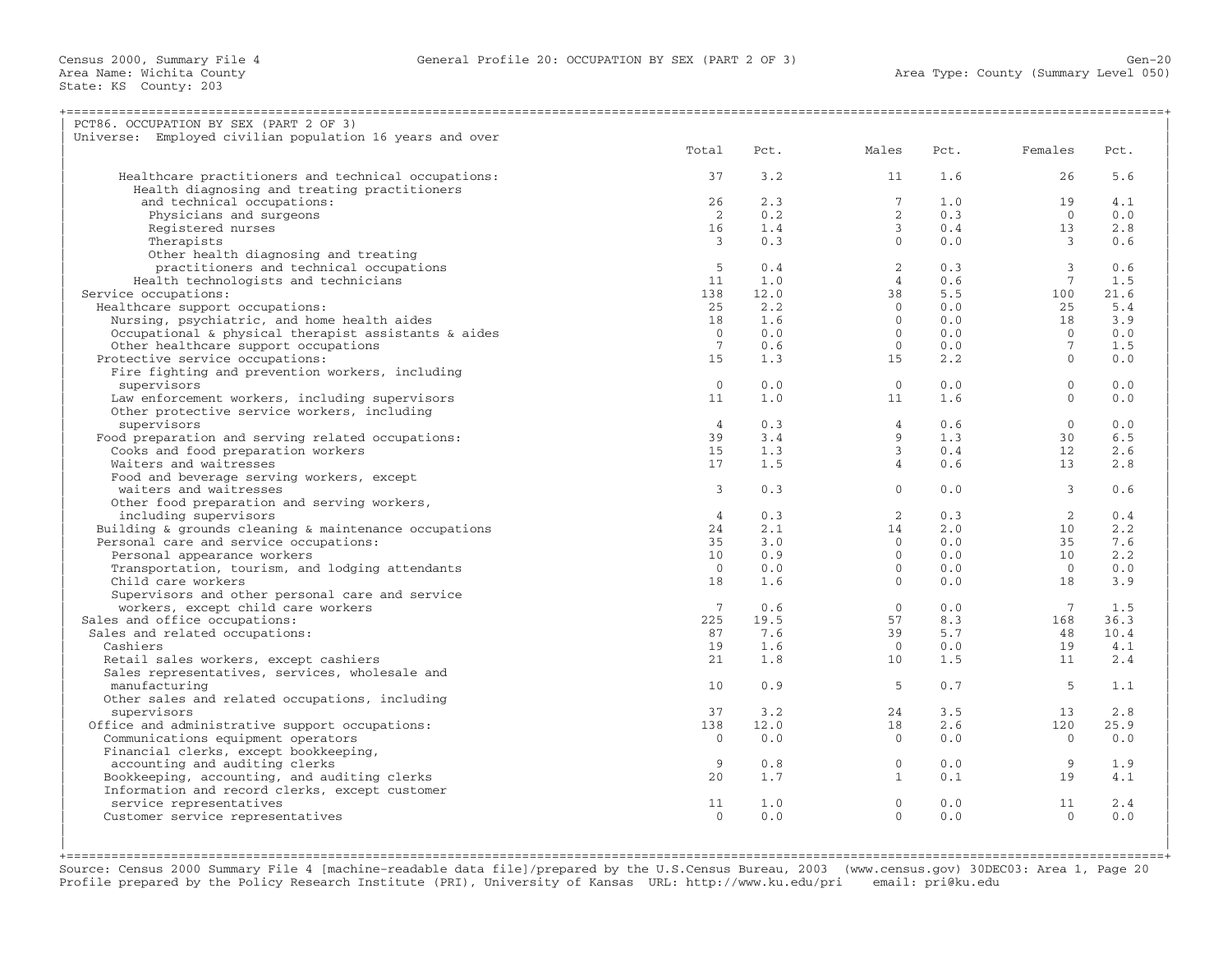Census 2000, Summary File 4 — General Profile 20: OCCUPATION BY SEX (PART 2 OF 3)

Area Name: Wichita County
State: KS County: 203

Area Type: County (Summary Level 050)

## PCT86. OCCUPATION BY SEX (PART 2 OF 3)

Universe: Employed civilian population 16 years and over

| Occupation | Total | Pct. | Males | Pct. | Females | Pct. |
|---|---|---|---|---|---|---|
| Healthcare practitioners and technical occupations: | 37 | 3.2 | 11 | 1.6 | 26 | 5.6 |
| Health diagnosing and treating practitioners and technical occupations: | 26 | 2.3 | 7 | 1.0 | 19 | 4.1 |
| Physicians and surgeons | 2 | 0.2 | 2 | 0.3 | 0 | 0.0 |
| Registered nurses | 16 | 1.4 | 3 | 0.4 | 13 | 2.8 |
| Therapists | 3 | 0.3 | 0 | 0.0 | 3 | 0.6 |
| Other health diagnosing and treating practitioners and technical occupations | 5 | 0.4 | 2 | 0.3 | 3 | 0.6 |
| Health technologists and technicians | 11 | 1.0 | 4 | 0.6 | 7 | 1.5 |
| Service occupations: | 138 | 12.0 | 38 | 5.5 | 100 | 21.6 |
| Healthcare support occupations: | 25 | 2.2 | 0 | 0.0 | 25 | 5.4 |
| Nursing, psychiatric, and home health aides | 18 | 1.6 | 0 | 0.0 | 18 | 3.9 |
| Occupational & physical therapist assistants & aides | 0 | 0.0 | 0 | 0.0 | 0 | 0.0 |
| Other healthcare support occupations | 7 | 0.6 | 0 | 0.0 | 7 | 1.5 |
| Protective service occupations: | 15 | 1.3 | 15 | 2.2 | 0 | 0.0 |
| Fire fighting and prevention workers, including supervisors | 0 | 0.0 | 0 | 0.0 | 0 | 0.0 |
| Law enforcement workers, including supervisors | 11 | 1.0 | 11 | 1.6 | 0 | 0.0 |
| Other protective service workers, including supervisors | 4 | 0.3 | 4 | 0.6 | 0 | 0.0 |
| Food preparation and serving related occupations: | 39 | 3.4 | 9 | 1.3 | 30 | 6.5 |
| Cooks and food preparation workers | 15 | 1.3 | 3 | 0.4 | 12 | 2.6 |
| Waiters and waitresses | 17 | 1.5 | 4 | 0.6 | 13 | 2.8 |
| Food and beverage serving workers, except waiters and waitresses | 3 | 0.3 | 0 | 0.0 | 3 | 0.6 |
| Other food preparation and serving workers, including supervisors | 4 | 0.3 | 2 | 0.3 | 2 | 0.4 |
| Building & grounds cleaning & maintenance occupations | 24 | 2.1 | 14 | 2.0 | 10 | 2.2 |
| Personal care and service occupations: | 35 | 3.0 | 0 | 0.0 | 35 | 7.6 |
| Personal appearance workers | 10 | 0.9 | 0 | 0.0 | 10 | 2.2 |
| Transportation, tourism, and lodging attendants | 0 | 0.0 | 0 | 0.0 | 0 | 0.0 |
| Child care workers | 18 | 1.6 | 0 | 0.0 | 18 | 3.9 |
| Supervisors and other personal care and service workers, except child care workers | 7 | 0.6 | 0 | 0.0 | 7 | 1.5 |
| Sales and office occupations: | 225 | 19.5 | 57 | 8.3 | 168 | 36.3 |
| Sales and related occupations: | 87 | 7.6 | 39 | 5.7 | 48 | 10.4 |
| Cashiers | 19 | 1.6 | 0 | 0.0 | 19 | 4.1 |
| Retail sales workers, except cashiers | 21 | 1.8 | 10 | 1.5 | 11 | 2.4 |
| Sales representatives, services, wholesale and manufacturing | 10 | 0.9 | 5 | 0.7 | 5 | 1.1 |
| Other sales and related occupations, including supervisors | 37 | 3.2 | 24 | 3.5 | 13 | 2.8 |
| Office and administrative support occupations: | 138 | 12.0 | 18 | 2.6 | 120 | 25.9 |
| Communications equipment operators | 0 | 0.0 | 0 | 0.0 | 0 | 0.0 |
| Financial clerks, except bookkeeping, accounting and auditing clerks | 9 | 0.8 | 0 | 0.0 | 9 | 1.9 |
| Bookkeeping, accounting, and auditing clerks | 20 | 1.7 | 1 | 0.1 | 19 | 4.1 |
| Information and record clerks, except customer service representatives | 11 | 1.0 | 0 | 0.0 | 11 | 2.4 |
| Customer service representatives | 0 | 0.0 | 0 | 0.0 | 0 | 0.0 |

Source: Census 2000 Summary File 4 [machine-readable data file]/prepared by the U.S.Census Bureau, 2003 (www.census.gov) 30DEC03: Area 1, Page 20
Profile prepared by the Policy Research Institute (PRI), University of Kansas URL: http://www.ku.edu/pri email: pri@ku.edu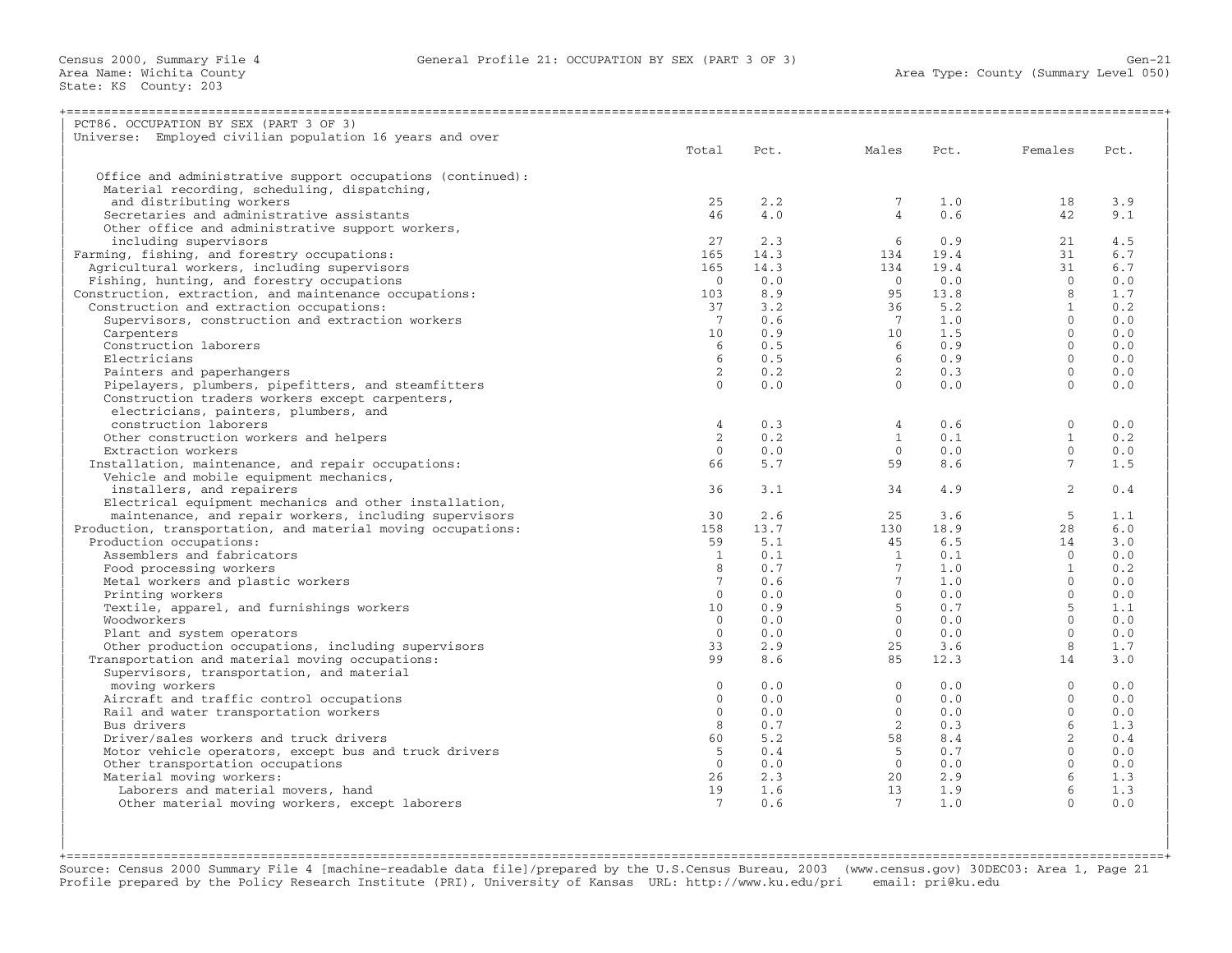Census 2000, Summary File 4 — General Profile 21: OCCUPATION BY SEX (PART 3 OF 3)

Area Name: Wichita County — Area Type: County (Summary Level 050)

State: KS County: 203

## PCT86. OCCUPATION BY SEX (PART 3 OF 3)

Universe: Employed civilian population 16 years and over

| | Total | Pct. | Males | Pct. | Females | Pct. |
|---|---|---|---|---|---|---|
| Office and administrative support occupations (continued): | | | | | | |
| Material recording, scheduling, dispatching, and distributing workers | 25 | 2.2 | 7 | 1.0 | 18 | 3.9 |
| Secretaries and administrative assistants | 46 | 4.0 | 4 | 0.6 | 42 | 9.1 |
| Other office and administrative support workers, including supervisors | 27 | 2.3 | 6 | 0.9 | 21 | 4.5 |
| Farming, fishing, and forestry occupations: | 165 | 14.3 | 134 | 19.4 | 31 | 6.7 |
| Agricultural workers, including supervisors | 165 | 14.3 | 134 | 19.4 | 31 | 6.7 |
| Fishing, hunting, and forestry occupations | 0 | 0.0 | 0 | 0.0 | 0 | 0.0 |
| Construction, extraction, and maintenance occupations: | 103 | 8.9 | 95 | 13.8 | 8 | 1.7 |
| Construction and extraction occupations: | 37 | 3.2 | 36 | 5.2 | 1 | 0.2 |
| Supervisors, construction and extraction workers | 7 | 0.6 | 7 | 1.0 | 0 | 0.0 |
| Carpenters | 10 | 0.9 | 10 | 1.5 | 0 | 0.0 |
| Construction laborers | 6 | 0.5 | 6 | 0.9 | 0 | 0.0 |
| Electricians | 6 | 0.5 | 6 | 0.9 | 0 | 0.0 |
| Painters and paperhangers | 2 | 0.2 | 2 | 0.3 | 0 | 0.0 |
| Pipelayers, plumbers, pipefitters, and steamfitters | 0 | 0.0 | 0 | 0.0 | 0 | 0.0 |
| Construction traders workers except carpenters, electricians, painters, plumbers, and construction laborers | 4 | 0.3 | 4 | 0.6 | 0 | 0.0 |
| Other construction workers and helpers | 2 | 0.2 | 1 | 0.1 | 1 | 0.2 |
| Extraction workers | 0 | 0.0 | 0 | 0.0 | 0 | 0.0 |
| Installation, maintenance, and repair occupations: | 66 | 5.7 | 59 | 8.6 | 7 | 1.5 |
| Vehicle and mobile equipment mechanics, installers, and repairers | 36 | 3.1 | 34 | 4.9 | 2 | 0.4 |
| Electrical equipment mechanics and other installation, maintenance, and repair workers, including supervisors | 30 | 2.6 | 25 | 3.6 | 5 | 1.1 |
| Production, transportation, and material moving occupations: | 158 | 13.7 | 130 | 18.9 | 28 | 6.0 |
| Production occupations: | 59 | 5.1 | 45 | 6.5 | 14 | 3.0 |
| Assemblers and fabricators | 1 | 0.1 | 1 | 0.1 | 0 | 0.0 |
| Food processing workers | 8 | 0.7 | 7 | 1.0 | 1 | 0.2 |
| Metal workers and plastic workers | 7 | 0.6 | 7 | 1.0 | 0 | 0.0 |
| Printing workers | 0 | 0.0 | 0 | 0.0 | 0 | 0.0 |
| Textile, apparel, and furnishings workers | 10 | 0.9 | 5 | 0.7 | 5 | 1.1 |
| Woodworkers | 0 | 0.0 | 0 | 0.0 | 0 | 0.0 |
| Plant and system operators | 0 | 0.0 | 0 | 0.0 | 0 | 0.0 |
| Other production occupations, including supervisors | 33 | 2.9 | 25 | 3.6 | 8 | 1.7 |
| Transportation and material moving occupations: | 99 | 8.6 | 85 | 12.3 | 14 | 3.0 |
| Supervisors, transportation, and material moving workers | 0 | 0.0 | 0 | 0.0 | 0 | 0.0 |
| Aircraft and traffic control occupations | 0 | 0.0 | 0 | 0.0 | 0 | 0.0 |
| Rail and water transportation workers | 0 | 0.0 | 0 | 0.0 | 0 | 0.0 |
| Bus drivers | 8 | 0.7 | 2 | 0.3 | 6 | 1.3 |
| Driver/sales workers and truck drivers | 60 | 5.2 | 58 | 8.4 | 2 | 0.4 |
| Motor vehicle operators, except bus and truck drivers | 5 | 0.4 | 5 | 0.7 | 0 | 0.0 |
| Other transportation occupations | 0 | 0.0 | 0 | 0.0 | 0 | 0.0 |
| Material moving workers: | 26 | 2.3 | 20 | 2.9 | 6 | 1.3 |
| Laborers and material movers, hand | 19 | 1.6 | 13 | 1.9 | 6 | 1.3 |
| Other material moving workers, except laborers | 7 | 0.6 | 7 | 1.0 | 0 | 0.0 |

Source: Census 2000 Summary File 4 [machine-readable data file]/prepared by the U.S.Census Bureau, 2003 (www.census.gov) 30DEC03: Area 1, Page 21
Profile prepared by the Policy Research Institute (PRI), University of Kansas URL: http://www.ku.edu/pri email: pri@ku.edu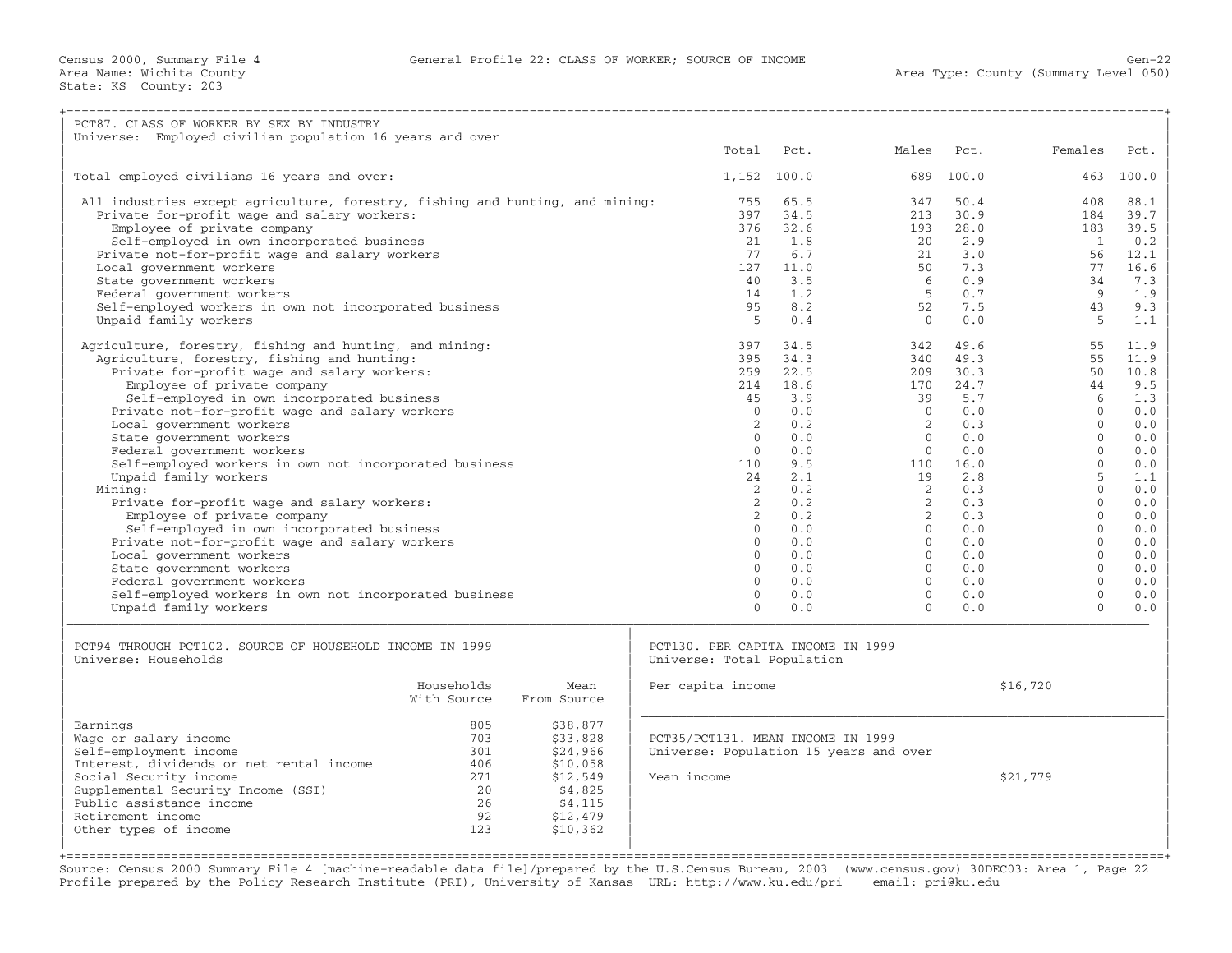Census 2000, Summary File 4 — General Profile 22: CLASS OF WORKER; SOURCE OF INCOME

Area Name: Wichita County
State: KS County: 203
Area Type: County (Summary Level 050)

## PCT87. CLASS OF WORKER BY SEX BY INDUSTRY

Universe: Employed civilian population 16 years and over

| | Total | Pct. | Males | Pct. | Females | Pct. |
|---|---|---|---|---|---|---|
| Total employed civilians 16 years and over: | 1,152 | 100.0 | 689 | 100.0 | 463 | 100.0 |
| All industries except agriculture, forestry, fishing and hunting, and mining: | 755 | 65.5 | 347 | 50.4 | 408 | 88.1 |
| Private for-profit wage and salary workers: | 397 | 34.5 | 213 | 30.9 | 184 | 39.7 |
| Employee of private company | 376 | 32.6 | 193 | 28.0 | 183 | 39.5 |
| Self-employed in own incorporated business | 21 | 1.8 | 20 | 2.9 | 1 | 0.2 |
| Private not-for-profit wage and salary workers | 77 | 6.7 | 21 | 3.0 | 56 | 12.1 |
| Local government workers | 127 | 11.0 | 50 | 7.3 | 77 | 16.6 |
| State government workers | 40 | 3.5 | 6 | 0.9 | 34 | 7.3 |
| Federal government workers | 14 | 1.2 | 5 | 0.7 | 9 | 1.9 |
| Self-employed workers in own not incorporated business | 95 | 8.2 | 52 | 7.5 | 43 | 9.3 |
| Unpaid family workers | 5 | 0.4 | 0 | 0.0 | 5 | 1.1 |
| Agriculture, forestry, fishing and hunting, and mining: | 397 | 34.5 | 342 | 49.6 | 55 | 11.9 |
| Agriculture, forestry, fishing and hunting: | 395 | 34.3 | 340 | 49.3 | 55 | 11.9 |
| Private for-profit wage and salary workers: | 259 | 22.5 | 209 | 30.3 | 50 | 10.8 |
| Employee of private company | 214 | 18.6 | 170 | 24.7 | 44 | 9.5 |
| Self-employed in own incorporated business | 45 | 3.9 | 39 | 5.7 | 6 | 1.3 |
| Private not-for-profit wage and salary workers | 0 | 0.0 | 0 | 0.0 | 0 | 0.0 |
| Local government workers | 2 | 0.2 | 2 | 0.3 | 0 | 0.0 |
| State government workers | 0 | 0.0 | 0 | 0.0 | 0 | 0.0 |
| Federal government workers | 0 | 0.0 | 0 | 0.0 | 0 | 0.0 |
| Self-employed workers in own not incorporated business | 110 | 9.5 | 110 | 16.0 | 0 | 0.0 |
| Unpaid family workers | 24 | 2.1 | 19 | 2.8 | 5 | 1.1 |
| Mining: | 2 | 0.2 | 2 | 0.3 | 0 | 0.0 |
| Private for-profit wage and salary workers: | 2 | 0.2 | 2 | 0.3 | 0 | 0.0 |
| Employee of private company | 2 | 0.2 | 2 | 0.3 | 0 | 0.0 |
| Self-employed in own incorporated business | 0 | 0.0 | 0 | 0.0 | 0 | 0.0 |
| Private not-for-profit wage and salary workers | 0 | 0.0 | 0 | 0.0 | 0 | 0.0 |
| Local government workers | 0 | 0.0 | 0 | 0.0 | 0 | 0.0 |
| State government workers | 0 | 0.0 | 0 | 0.0 | 0 | 0.0 |
| Federal government workers | 0 | 0.0 | 0 | 0.0 | 0 | 0.0 |
| Self-employed workers in own not incorporated business | 0 | 0.0 | 0 | 0.0 | 0 | 0.0 |
| Unpaid family workers | 0 | 0.0 | 0 | 0.0 | 0 | 0.0 |

## PCT94 THROUGH PCT102. SOURCE OF HOUSEHOLD INCOME IN 1999

Universe: Households

| | Households With Source | Mean From Source |
|---|---|---|
| Earnings | 805 | $38,877 |
| Wage or salary income | 703 | $33,828 |
| Self-employment income | 301 | $24,966 |
| Interest, dividends or net rental income | 406 | $10,058 |
| Social Security income | 271 | $12,549 |
| Supplemental Security Income (SSI) | 20 | $4,825 |
| Public assistance income | 26 | $4,115 |
| Retirement income | 92 | $12,479 |
| Other types of income | 123 | $10,362 |

## PCT130. PER CAPITA INCOME IN 1999

Universe: Total Population

| | |
|---|---|
| Per capita income | $16,720 |

## PCT35/PCT131. MEAN INCOME IN 1999

Universe: Population 15 years and over

| | |
|---|---|
| Mean income | $21,779 |

Source: Census 2000 Summary File 4 [machine-readable data file]/prepared by the U.S.Census Bureau, 2003 (www.census.gov) 30DEC03: Area 1, Page 22
Profile prepared by the Policy Research Institute (PRI), University of Kansas URL: http://www.ku.edu/pri email: pri@ku.edu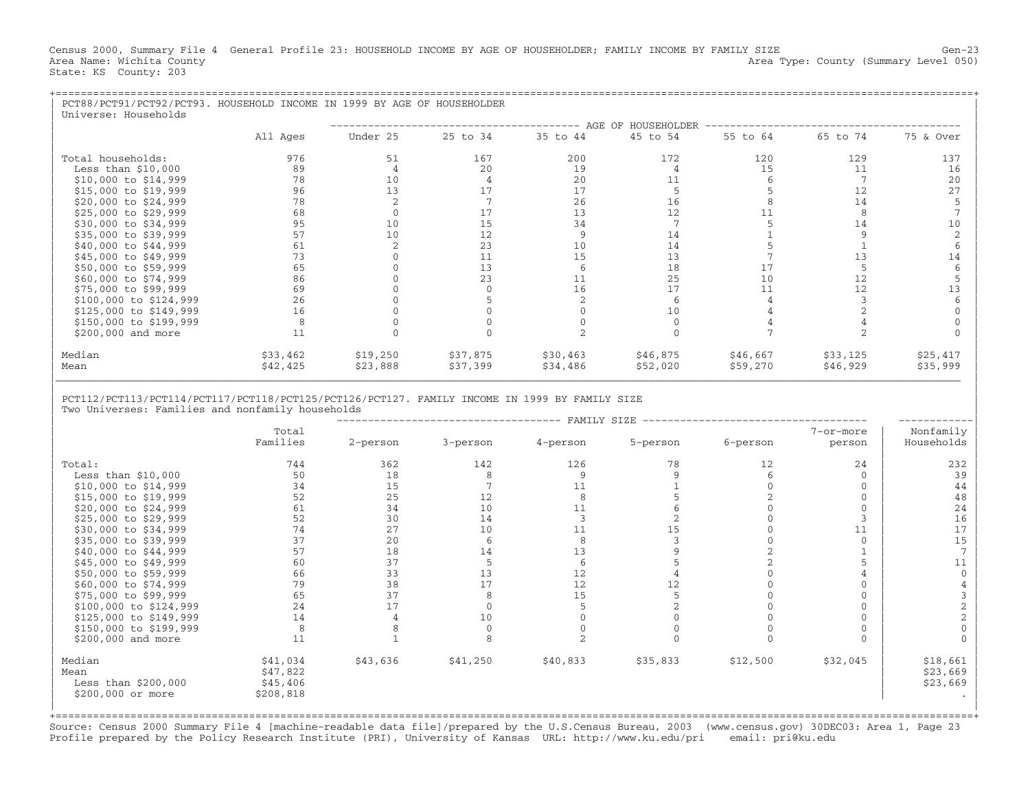Census 2000, Summary File 4 General Profile 23: HOUSEHOLD INCOME BY AGE OF HOUSEHOLDER; FAMILY INCOME BY FAMILY SIZE Gen-23
Area Name: Wichita County Area Type: County (Summary Level 050)
State: KS County: 203

## PCT88/PCT91/PCT92/PCT93. HOUSEHOLD INCOME IN 1999 BY AGE OF HOUSEHOLDER

Universe: Households

| | All Ages | AGE OF HOUSEHOLDER: Under 25 | 25 to 34 | 35 to 44 | 45 to 54 | 55 to 64 | 65 to 74 | 75 & Over |
|---|---|---|---|---|---|---|---|---|
| Total households: | 976 | 51 | 167 | 200 | 172 | 120 | 129 | 137 |
| Less than $10,000 | 89 | 4 | 20 | 19 | 4 | 15 | 11 | 16 |
| $10,000 to $14,999 | 78 | 10 | 4 | 20 | 11 | 6 | 7 | 20 |
| $15,000 to $19,999 | 96 | 13 | 17 | 17 | 5 | 5 | 12 | 27 |
| $20,000 to $24,999 | 78 | 2 | 7 | 26 | 16 | 8 | 14 | 5 |
| $25,000 to $29,999 | 68 | 0 | 17 | 13 | 12 | 11 | 8 | 7 |
| $30,000 to $34,999 | 95 | 10 | 15 | 34 | 7 | 5 | 14 | 10 |
| $35,000 to $39,999 | 57 | 10 | 12 | 9 | 14 | 1 | 9 | 2 |
| $40,000 to $44,999 | 61 | 2 | 23 | 10 | 14 | 5 | 1 | 6 |
| $45,000 to $49,999 | 73 | 0 | 11 | 15 | 13 | 7 | 13 | 14 |
| $50,000 to $59,999 | 65 | 0 | 13 | 6 | 18 | 17 | 5 | 6 |
| $60,000 to $74,999 | 86 | 0 | 23 | 11 | 25 | 10 | 12 | 5 |
| $75,000 to $99,999 | 69 | 0 | 0 | 16 | 17 | 11 | 12 | 13 |
| $100,000 to $124,999 | 26 | 0 | 5 | 2 | 6 | 4 | 3 | 6 |
| $125,000 to $149,999 | 16 | 0 | 0 | 0 | 10 | 4 | 2 | 0 |
| $150,000 to $199,999 | 8 | 0 | 0 | 0 | 0 | 4 | 4 | 0 |
| $200,000 and more | 11 | 0 | 0 | 2 | 0 | 7 | 2 | 0 |
| Median | $33,462 | $19,250 | $37,875 | $30,463 | $46,875 | $46,667 | $33,125 | $25,417 |
| Mean | $42,425 | $23,888 | $37,399 | $34,486 | $52,020 | $59,270 | $46,929 | $35,999 |

## PCT112/PCT113/PCT114/PCT117/PCT118/PCT125/PCT126/PCT127. FAMILY INCOME IN 1999 BY FAMILY SIZE

Two Universes: Families and nonfamily households

| | Total Families | FAMILY SIZE: 2-person | 3-person | 4-person | 5-person | 6-person | 7-or-more person | Nonfamily Households |
|---|---|---|---|---|---|---|---|---|
| Total: | 744 | 362 | 142 | 126 | 78 | 12 | 24 | 232 |
| Less than $10,000 | 50 | 18 | 8 | 9 | 9 | 6 | 0 | 39 |
| $10,000 to $14,999 | 34 | 15 | 7 | 11 | 1 | 0 | 0 | 44 |
| $15,000 to $19,999 | 52 | 25 | 12 | 8 | 5 | 2 | 0 | 48 |
| $20,000 to $24,999 | 61 | 34 | 10 | 11 | 6 | 0 | 0 | 24 |
| $25,000 to $29,999 | 52 | 30 | 14 | 3 | 2 | 0 | 3 | 16 |
| $30,000 to $34,999 | 74 | 27 | 10 | 11 | 15 | 0 | 11 | 17 |
| $35,000 to $39,999 | 37 | 20 | 6 | 8 | 3 | 0 | 0 | 15 |
| $40,000 to $44,999 | 57 | 18 | 14 | 13 | 9 | 2 | 1 | 7 |
| $45,000 to $49,999 | 60 | 37 | 5 | 6 | 5 | 2 | 5 | 11 |
| $50,000 to $59,999 | 66 | 33 | 13 | 12 | 4 | 0 | 4 | 0 |
| $60,000 to $74,999 | 79 | 38 | 17 | 12 | 12 | 0 | 0 | 4 |
| $75,000 to $99,999 | 65 | 37 | 8 | 15 | 5 | 0 | 0 | 3 |
| $100,000 to $124,999 | 24 | 17 | 0 | 5 | 2 | 0 | 0 | 2 |
| $125,000 to $149,999 | 14 | 4 | 10 | 0 | 0 | 0 | 0 | 2 |
| $150,000 to $199,999 | 8 | 8 | 0 | 0 | 0 | 0 | 0 | 0 |
| $200,000 and more | 11 | 1 | 8 | 2 | 0 | 0 | 0 | 0 |
| Median | $41,034 | $43,636 | $41,250 | $40,833 | $35,833 | $12,500 | $32,045 | $18,661 |
| Mean | $47,822 | | | | | | | $23,669 |
| Less than $200,000 | $45,406 | | | | | | | $23,669 |
| $200,000 or more | $208,818 | | | | | | | . |

Source: Census 2000 Summary File 4 [machine-readable data file]/prepared by the U.S.Census Bureau, 2003 (www.census.gov) 30DEC03: Area 1, Page 23
Profile prepared by the Policy Research Institute (PRI), University of Kansas URL: http://www.ku.edu/pri email: pri@ku.edu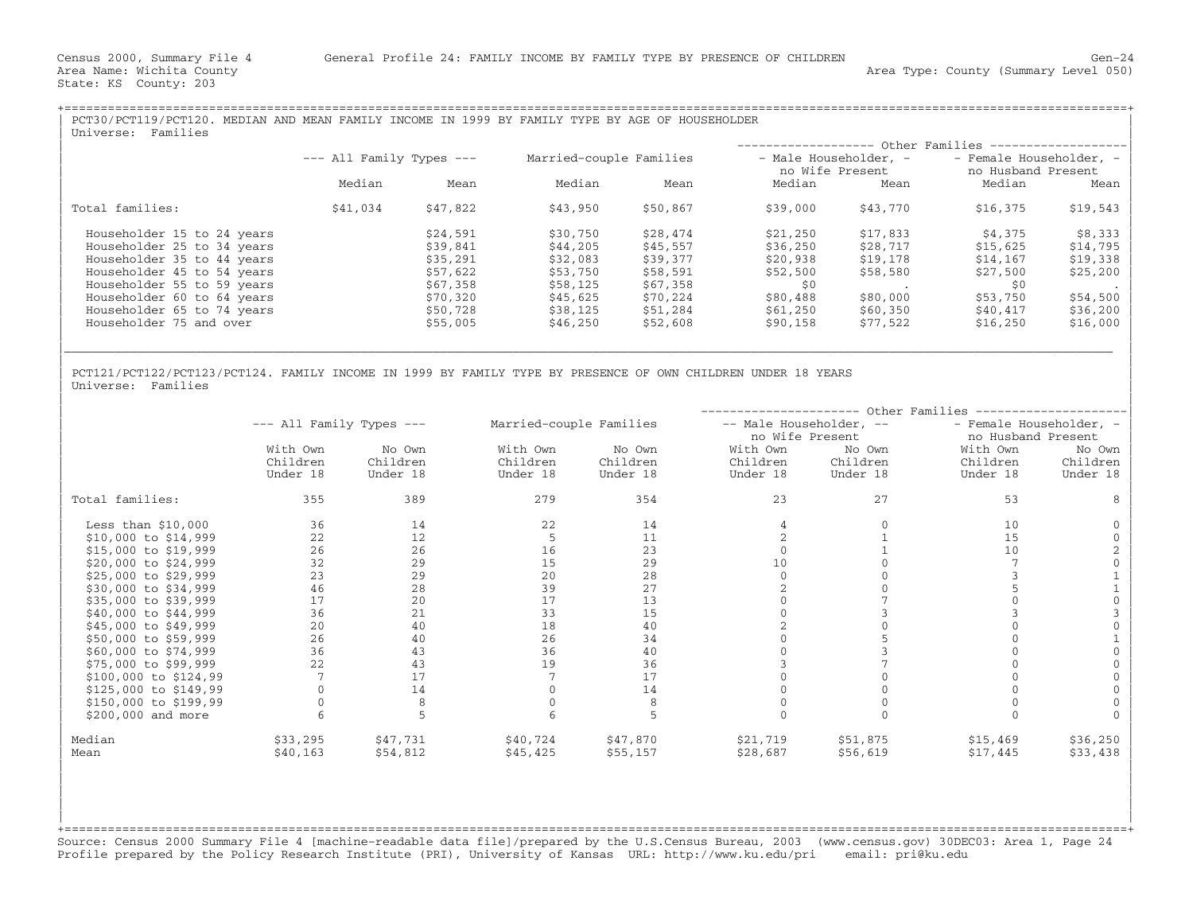Census 2000, Summary File 4 — General Profile 24: FAMILY INCOME BY FAMILY TYPE BY PRESENCE OF CHILDREN — Gen-24

Area Name: Wichita County — Area Type: County (Summary Level 050)

State: KS County: 203

## PCT30/PCT119/PCT120. MEDIAN AND MEAN FAMILY INCOME IN 1999 BY FAMILY TYPE BY AGE OF HOUSEHOLDER

Universe: Families

| | All Family Types | | Married-couple Families | | Other Families: Male Householder, no Wife Present | | Other Families: Female Householder, no Husband Present | |
|---|---|---|---|---|---|---|---|---|
| | Median | Mean | Median | Mean | Median | Mean | Median | Mean |
| Total families: | $41,034 | $47,822 | $43,950 | $50,867 | $39,000 | $43,770 | $16,375 | $19,543 |
| Householder 15 to 24 years | | $24,591 | $30,750 | $28,474 | $21,250 | $17,833 | $4,375 | $8,333 |
| Householder 25 to 34 years | | $39,841 | $44,205 | $45,557 | $36,250 | $28,717 | $15,625 | $14,795 |
| Householder 35 to 44 years | | $35,291 | $32,083 | $39,377 | $20,938 | $19,178 | $14,167 | $19,338 |
| Householder 45 to 54 years | | $57,622 | $53,750 | $58,591 | $52,500 | $58,580 | $27,500 | $25,200 |
| Householder 55 to 59 years | | $67,358 | $58,125 | $67,358 | $0 | . | $0 | . |
| Householder 60 to 64 years | | $70,320 | $45,625 | $70,224 | $80,488 | $80,000 | $53,750 | $54,500 |
| Householder 65 to 74 years | | $50,728 | $38,125 | $51,284 | $61,250 | $60,350 | $40,417 | $36,200 |
| Householder 75 and over | | $55,005 | $46,250 | $52,608 | $90,158 | $77,522 | $16,250 | $16,000 |

## PCT121/PCT122/PCT123/PCT124. FAMILY INCOME IN 1999 BY FAMILY TYPE BY PRESENCE OF OWN CHILDREN UNDER 18 YEARS

Universe: Families

| | All Family Types | | Married-couple Families | | Other Families: Male Householder, no Wife Present | | Other Families: Female Householder, no Husband Present | |
|---|---|---|---|---|---|---|---|---|
| | With Own Children Under 18 | No Own Children Under 18 | With Own Children Under 18 | No Own Children Under 18 | With Own Children Under 18 | No Own Children Under 18 | With Own Children Under 18 | No Own Children Under 18 |
| Total families: | 355 | 389 | 279 | 354 | 23 | 27 | 53 | 8 |
| Less than $10,000 | 36 | 14 | 22 | 14 | 4 | 0 | 10 | 0 |
| $10,000 to $14,999 | 22 | 12 | 5 | 11 | 2 | 1 | 15 | 0 |
| $15,000 to $19,999 | 26 | 26 | 16 | 23 | 0 | 1 | 10 | 2 |
| $20,000 to $24,999 | 32 | 29 | 15 | 29 | 10 | 0 | 7 | 0 |
| $25,000 to $29,999 | 23 | 29 | 20 | 28 | 0 | 0 | 3 | 1 |
| $30,000 to $34,999 | 46 | 28 | 39 | 27 | 2 | 0 | 5 | 1 |
| $35,000 to $39,999 | 17 | 20 | 17 | 13 | 0 | 7 | 0 | 0 |
| $40,000 to $44,999 | 36 | 21 | 33 | 15 | 0 | 3 | 3 | 3 |
| $45,000 to $49,999 | 20 | 40 | 18 | 40 | 2 | 0 | 0 | 0 |
| $50,000 to $59,999 | 26 | 40 | 26 | 34 | 0 | 5 | 0 | 1 |
| $60,000 to $74,999 | 36 | 43 | 36 | 40 | 0 | 3 | 0 | 0 |
| $75,000 to $99,999 | 22 | 43 | 19 | 36 | 3 | 7 | 0 | 0 |
| $100,000 to $124,99 | 7 | 17 | 7 | 17 | 0 | 0 | 0 | 0 |
| $125,000 to $149,99 | 0 | 14 | 0 | 14 | 0 | 0 | 0 | 0 |
| $150,000 to $199,99 | 0 | 8 | 0 | 8 | 0 | 0 | 0 | 0 |
| $200,000 and more | 6 | 5 | 6 | 5 | 0 | 0 | 0 | 0 |
| Median | $33,295 | $47,731 | $40,724 | $47,870 | $21,719 | $51,875 | $15,469 | $36,250 |
| Mean | $40,163 | $54,812 | $45,425 | $55,157 | $28,687 | $56,619 | $17,445 | $33,438 |

Source: Census 2000 Summary File 4 [machine-readable data file]/prepared by the U.S.Census Bureau, 2003 (www.census.gov) 30DEC03: Area 1, Page 24

Profile prepared by the Policy Research Institute (PRI), University of Kansas URL: http://www.ku.edu/pri email: pri@ku.edu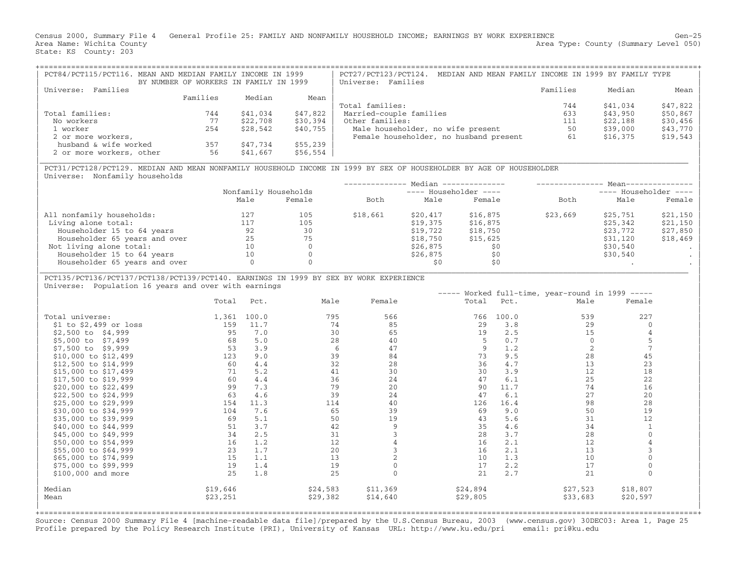Census 2000, Summary File 4 General Profile 25: FAMILY AND NONFAMILY HOUSEHOLD INCOME; EARNINGS BY WORK EXPERIENCE Gen-25
Area Name: Wichita County Area Type: County (Summary Level 050)
State: KS County: 203

## PCT84/PCT115/PCT116. MEAN AND MEDIAN FAMILY INCOME IN 1999 BY NUMBER OF WORKERS IN FAMILY IN 1999

Universe: Families

| | Families | Median | Mean |
|---|---|---|---|
| Total families: | 744 | $41,034 | $47,822 |
| No workers | 77 | $22,708 | $30,394 |
| 1 worker | 254 | $28,542 | $40,755 |
| 2 or more workers, husband & wife worked | 357 | $47,734 | $55,239 |
| 2 or more workers, other | 56 | $41,667 | $56,554 |

## PCT27/PCT123/PCT124. MEDIAN AND MEAN FAMILY INCOME IN 1999 BY FAMILY TYPE

Universe: Families

| | Families | Median | Mean |
|---|---|---|---|
| Total families: | 744 | $41,034 | $47,822 |
| Married-couple families | 633 | $43,950 | $50,867 |
| Other families: | 111 | $22,188 | $30,456 |
| Male householder, no wife present | 50 | $39,000 | $43,770 |
| Female householder, no husband present | 61 | $16,375 | $19,543 |

## PCT31/PCT128/PCT129. MEDIAN AND MEAN NONFAMILY HOUSEHOLD INCOME IN 1999 BY SEX OF HOUSEHOLDER BY AGE OF HOUSEHOLDER

Universe: Nonfamily households

| | Nonfamily Households | | Median | | | Mean | | |
|---|---|---|---|---|---|---|---|---|
| | | | | Householder | | | Householder | |
| | Male | Female | Both | Male | Female | Both | Male | Female |
| All nonfamily households: | 127 | 105 | $18,661 | $20,417 | $16,875 | $23,669 | $25,751 | $21,150 |
| Living alone total: | 117 | 105 | | $19,375 | $16,875 | | $25,342 | $21,150 |
| Householder 15 to 64 years | 92 | 30 | | $19,722 | $18,750 | | $23,772 | $27,850 |
| Householder 65 years and over | 25 | 75 | | $18,750 | $15,625 | | $31,120 | $18,469 |
| Not living alone total: | 10 | 0 | | $26,875 | $0 | | $30,540 | . |
| Householder 15 to 64 years | 10 | 0 | | $26,875 | $0 | | $30,540 | . |
| Householder 65 years and over | 0 | 0 | | $0 | $0 | | . | . |

## PCT135/PCT136/PCT137/PCT138/PCT139/PCT140. EARNINGS IN 1999 BY SEX BY WORK EXPERIENCE

Universe: Population 16 years and over with earnings

| | Total | Pct. | Male | Female | Worked full-time, year-round in 1999 Total | Pct. | Male | Female |
|---|---|---|---|---|---|---|---|---|
| Total universe: | 1,361 | 100.0 | 795 | 566 | 766 | 100.0 | 539 | 227 |
| $1 to $2,499 or loss | 159 | 11.7 | 74 | 85 | 29 | 3.8 | 29 | 0 |
| $2,500 to $4,999 | 95 | 7.0 | 30 | 65 | 19 | 2.5 | 15 | 4 |
| $5,000 to $7,499 | 68 | 5.0 | 28 | 40 | 5 | 0.7 | 0 | 5 |
| $7,500 to $9,999 | 53 | 3.9 | 6 | 47 | 9 | 1.2 | 2 | 7 |
| $10,000 to $12,499 | 123 | 9.0 | 39 | 84 | 73 | 9.5 | 28 | 45 |
| $12,500 to $14,999 | 60 | 4.4 | 32 | 28 | 36 | 4.7 | 13 | 23 |
| $15,000 to $17,499 | 71 | 5.2 | 41 | 30 | 30 | 3.9 | 12 | 18 |
| $17,500 to $19,999 | 60 | 4.4 | 36 | 24 | 47 | 6.1 | 25 | 22 |
| $20,000 to $22,499 | 99 | 7.3 | 79 | 20 | 90 | 11.7 | 74 | 16 |
| $22,500 to $24,999 | 63 | 4.6 | 39 | 24 | 47 | 6.1 | 27 | 20 |
| $25,000 to $29,999 | 154 | 11.3 | 114 | 40 | 126 | 16.4 | 98 | 28 |
| $30,000 to $34,999 | 104 | 7.6 | 65 | 39 | 69 | 9.0 | 50 | 19 |
| $35,000 to $39,999 | 69 | 5.1 | 50 | 19 | 43 | 5.6 | 31 | 12 |
| $40,000 to $44,999 | 51 | 3.7 | 42 | 9 | 35 | 4.6 | 34 | 1 |
| $45,000 to $49,999 | 34 | 2.5 | 31 | 3 | 28 | 3.7 | 28 | 0 |
| $50,000 to $54,999 | 16 | 1.2 | 12 | 4 | 16 | 2.1 | 12 | 4 |
| $55,000 to $64,999 | 23 | 1.7 | 20 | 3 | 16 | 2.1 | 13 | 3 |
| $65,000 to $74,999 | 15 | 1.1 | 13 | 2 | 10 | 1.3 | 10 | 0 |
| $75,000 to $99,999 | 19 | 1.4 | 19 | 0 | 17 | 2.2 | 17 | 0 |
| $100,000 and more | 25 | 1.8 | 25 | 0 | 21 | 2.7 | 21 | 0 |
| Median | $19,646 | | $24,583 | $11,369 | $24,894 | | $27,523 | $18,807 |
| Mean | $23,251 | | $29,382 | $14,640 | $29,805 | | $33,683 | $20,597 |

Source: Census 2000 Summary File 4 [machine-readable data file]/prepared by the U.S.Census Bureau, 2003 (www.census.gov) 30DEC03: Area 1, Page 25
Profile prepared by the Policy Research Institute (PRI), University of Kansas URL: http://www.ku.edu/pri email: pri@ku.edu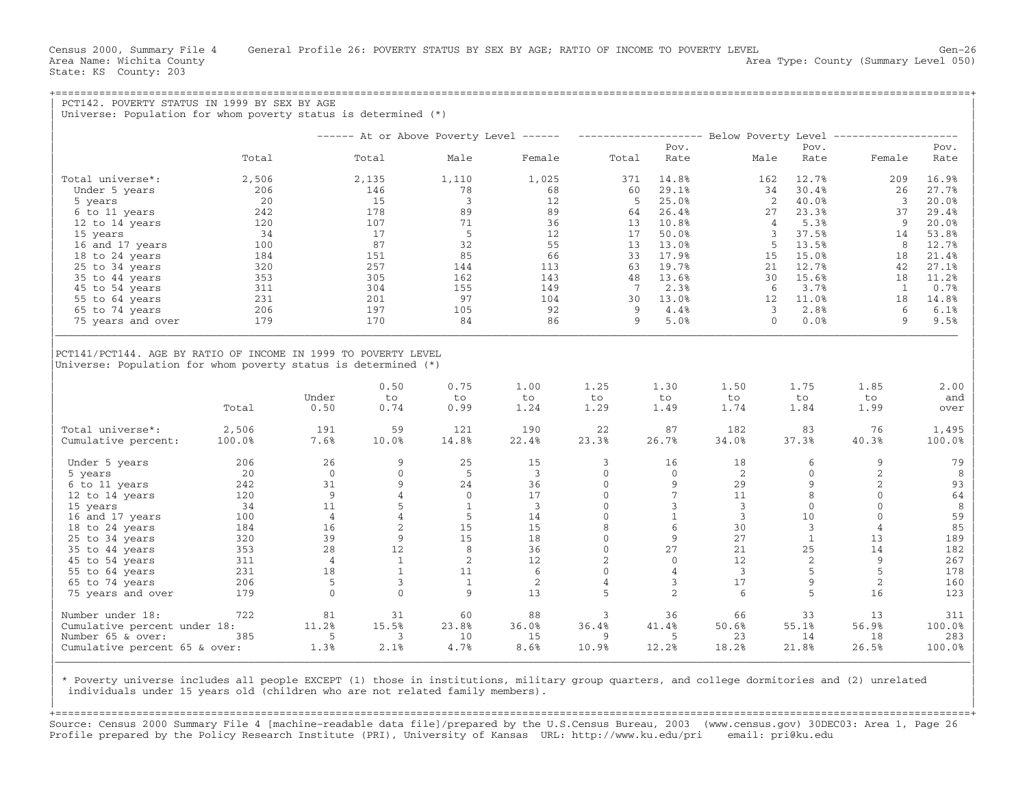Census 2000, Summary File 4 General Profile 26: POVERTY STATUS BY SEX BY AGE; RATIO OF INCOME TO POVERTY LEVEL Gen-26
Area Name: Wichita County Area Type: County (Summary Level 050)
State: KS County: 203

## PCT142. POVERTY STATUS IN 1999 BY SEX BY AGE

Universe: Population for whom poverty status is determined (*)

| | | At or Above Poverty Level | | | Below Poverty Level | | | | | |
|---|---|---|---|---|---|---|---|---|---|---|
| | Total | Total | Male | Female | Total | Pov. Rate | Male | Pov. Rate | Female | Pov. Rate |
| Total universe*: | 2,506 | 2,135 | 1,110 | 1,025 | 371 | 14.8% | 162 | 12.7% | 209 | 16.9% |
| Under 5 years | 206 | 146 | 78 | 68 | 60 | 29.1% | 34 | 30.4% | 26 | 27.7% |
| 5 years | 20 | 15 | 3 | 12 | 5 | 25.0% | 2 | 40.0% | 3 | 20.0% |
| 6 to 11 years | 242 | 178 | 89 | 89 | 64 | 26.4% | 27 | 23.3% | 37 | 29.4% |
| 12 to 14 years | 120 | 107 | 71 | 36 | 13 | 10.8% | 4 | 5.3% | 9 | 20.0% |
| 15 years | 34 | 17 | 5 | 12 | 17 | 50.0% | 3 | 37.5% | 14 | 53.8% |
| 16 and 17 years | 100 | 87 | 32 | 55 | 13 | 13.0% | 5 | 13.5% | 8 | 12.7% |
| 18 to 24 years | 184 | 151 | 85 | 66 | 33 | 17.9% | 15 | 15.0% | 18 | 21.4% |
| 25 to 34 years | 320 | 257 | 144 | 113 | 63 | 19.7% | 21 | 12.7% | 42 | 27.1% |
| 35 to 44 years | 353 | 305 | 162 | 143 | 48 | 13.6% | 30 | 15.6% | 18 | 11.2% |
| 45 to 54 years | 311 | 304 | 155 | 149 | 7 | 2.3% | 6 | 3.7% | 1 | 0.7% |
| 55 to 64 years | 231 | 201 | 97 | 104 | 30 | 13.0% | 12 | 11.0% | 18 | 14.8% |
| 65 to 74 years | 206 | 197 | 105 | 92 | 9 | 4.4% | 3 | 2.8% | 6 | 6.1% |
| 75 years and over | 179 | 170 | 84 | 86 | 9 | 5.0% | 0 | 0.0% | 9 | 9.5% |

## PCT141/PCT144. AGE BY RATIO OF INCOME IN 1999 TO POVERTY LEVEL

Universe: Population for whom poverty status is determined (*)

| | Total | Under 0.50 | 0.50 to 0.74 | 0.75 to 0.99 | 1.00 to 1.24 | 1.25 to 1.29 | 1.30 to 1.49 | 1.50 to 1.74 | 1.75 to 1.84 | 1.85 to 1.99 | 2.00 and over |
|---|---|---|---|---|---|---|---|---|---|---|---|
| Total universe*: | 2,506 | 191 | 59 | 121 | 190 | 22 | 87 | 182 | 83 | 76 | 1,495 |
| Cumulative percent: | 100.0% | 7.6% | 10.0% | 14.8% | 22.4% | 23.3% | 26.7% | 34.0% | 37.3% | 40.3% | 100.0% |
| Under 5 years | 206 | 26 | 9 | 25 | 15 | 3 | 16 | 18 | 6 | 9 | 79 |
| 5 years | 20 | 0 | 0 | 5 | 3 | 0 | 0 | 2 | 0 | 2 | 8 |
| 6 to 11 years | 242 | 31 | 9 | 24 | 36 | 0 | 9 | 29 | 9 | 2 | 93 |
| 12 to 14 years | 120 | 9 | 4 | 0 | 17 | 0 | 7 | 11 | 8 | 0 | 64 |
| 15 years | 34 | 11 | 5 | 1 | 3 | 0 | 3 | 3 | 0 | 0 | 8 |
| 16 and 17 years | 100 | 4 | 4 | 5 | 14 | 0 | 1 | 3 | 10 | 0 | 59 |
| 18 to 24 years | 184 | 16 | 2 | 15 | 15 | 8 | 6 | 30 | 3 | 4 | 85 |
| 25 to 34 years | 320 | 39 | 9 | 15 | 18 | 0 | 9 | 27 | 1 | 13 | 189 |
| 35 to 44 years | 353 | 28 | 12 | 8 | 36 | 0 | 27 | 21 | 25 | 14 | 182 |
| 45 to 54 years | 311 | 4 | 1 | 2 | 12 | 2 | 0 | 12 | 2 | 9 | 267 |
| 55 to 64 years | 231 | 18 | 1 | 11 | 6 | 0 | 4 | 3 | 5 | 5 | 178 |
| 65 to 74 years | 206 | 5 | 3 | 1 | 2 | 4 | 3 | 17 | 9 | 2 | 160 |
| 75 years and over | 179 | 0 | 0 | 9 | 13 | 5 | 2 | 6 | 5 | 16 | 123 |
| Number under 18: | 722 | 81 | 31 | 60 | 88 | 3 | 36 | 66 | 33 | 13 | 311 |
| Cumulative percent under 18: | | 11.2% | 15.5% | 23.8% | 36.0% | 36.4% | 41.4% | 50.6% | 55.1% | 56.9% | 100.0% |
| Number 65 & over: | 385 | 5 | 3 | 10 | 15 | 9 | 5 | 23 | 14 | 18 | 283 |
| Cumulative percent 65 & over: | | 1.3% | 2.1% | 4.7% | 8.6% | 10.9% | 12.2% | 18.2% | 21.8% | 26.5% | 100.0% |

\* Poverty universe includes all people EXCEPT (1) those in institutions, military group quarters, and college dormitories and (2) unrelated individuals under 15 years old (children who are not related family members).

Source: Census 2000 Summary File 4 [machine-readable data file]/prepared by the U.S.Census Bureau, 2003 (www.census.gov) 30DEC03: Area 1, Page 26
Profile prepared by the Policy Research Institute (PRI), University of Kansas URL: http://www.ku.edu/pri email: pri@ku.edu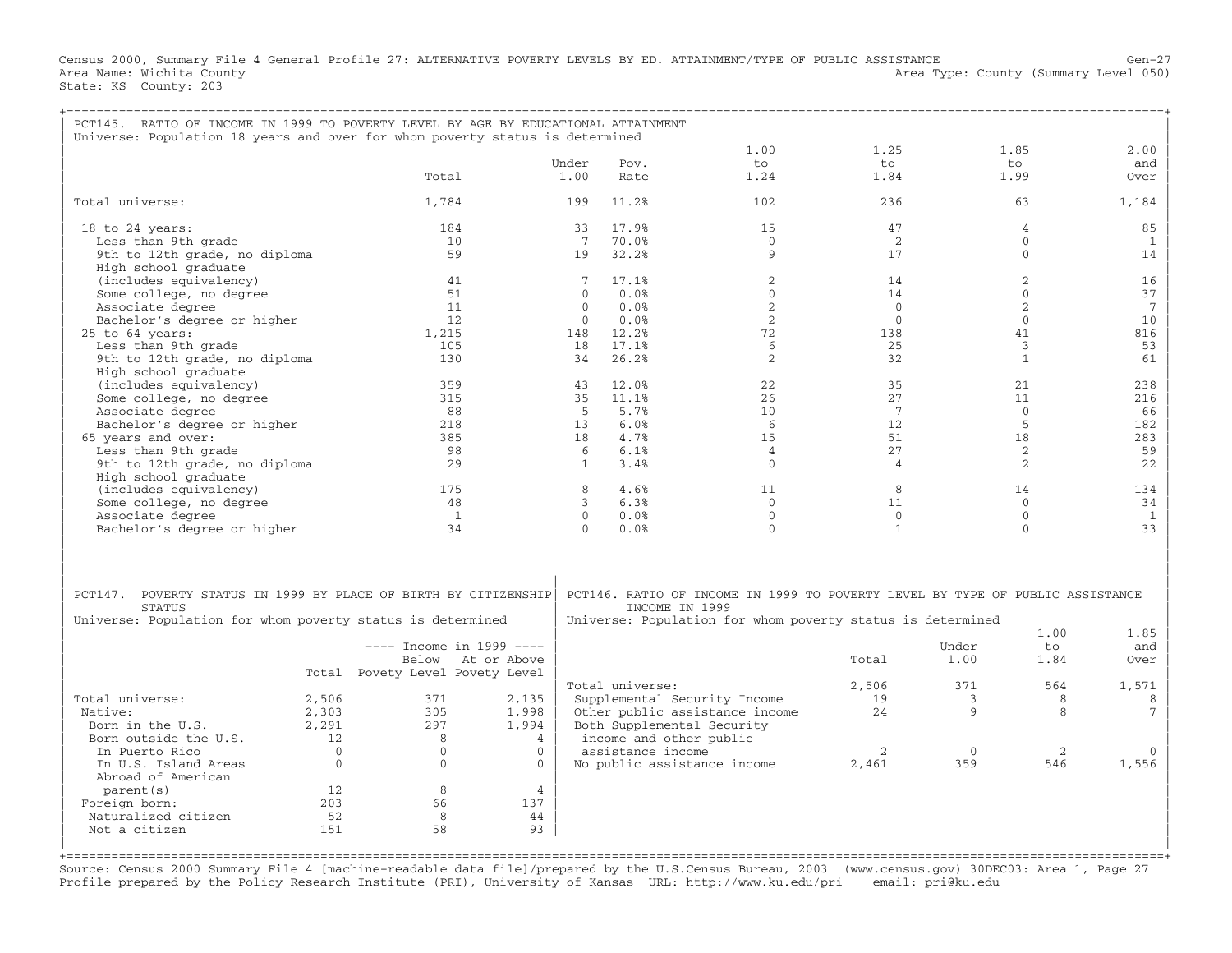Census 2000, Summary File 4 General Profile 27: ALTERNATIVE POVERTY LEVELS BY ED. ATTAINMENT/TYPE OF PUBLIC ASSISTANCE Gen-27
Area Name: Wichita County Area Type: County (Summary Level 050)
State: KS County: 203

## PCT145. RATIO OF INCOME IN 1999 TO POVERTY LEVEL BY AGE BY EDUCATIONAL ATTAINMENT

Universe: Population 18 years and over for whom poverty status is determined

| | Total | Under 1.00 | Pov. Rate | 1.00 to 1.24 | 1.25 to 1.84 | 1.85 to 1.99 | 2.00 and Over |
|---|---|---|---|---|---|---|---|
| Total universe: | 1,784 | 199 | 11.2% | 102 | 236 | 63 | 1,184 |
| 18 to 24 years: | 184 | 33 | 17.9% | 15 | 47 | 4 | 85 |
| Less than 9th grade | 10 | 7 | 70.0% | 0 | 2 | 0 | 1 |
| 9th to 12th grade, no diploma | 59 | 19 | 32.2% | 9 | 17 | 0 | 14 |
| High school graduate (includes equivalency) | 41 | 7 | 17.1% | 2 | 14 | 2 | 16 |
| Some college, no degree | 51 | 0 | 0.0% | 0 | 14 | 0 | 37 |
| Associate degree | 11 | 0 | 0.0% | 2 | 0 | 2 | 7 |
| Bachelor's degree or higher | 12 | 0 | 0.0% | 2 | 0 | 0 | 10 |
| 25 to 64 years: | 1,215 | 148 | 12.2% | 72 | 138 | 41 | 816 |
| Less than 9th grade | 105 | 18 | 17.1% | 6 | 25 | 3 | 53 |
| 9th to 12th grade, no diploma | 130 | 34 | 26.2% | 2 | 32 | 1 | 61 |
| High school graduate (includes equivalency) | 359 | 43 | 12.0% | 22 | 35 | 21 | 238 |
| Some college, no degree | 315 | 35 | 11.1% | 26 | 27 | 11 | 216 |
| Associate degree | 88 | 5 | 5.7% | 10 | 7 | 0 | 66 |
| Bachelor's degree or higher | 218 | 13 | 6.0% | 6 | 12 | 5 | 182 |
| 65 years and over: | 385 | 18 | 4.7% | 15 | 51 | 18 | 283 |
| Less than 9th grade | 98 | 6 | 6.1% | 4 | 27 | 2 | 59 |
| 9th to 12th grade, no diploma | 29 | 1 | 3.4% | 0 | 4 | 2 | 22 |
| High school graduate (includes equivalency) | 175 | 8 | 4.6% | 11 | 8 | 14 | 134 |
| Some college, no degree | 48 | 3 | 6.3% | 0 | 11 | 0 | 34 |
| Associate degree | 1 | 0 | 0.0% | 0 | 0 | 0 | 1 |
| Bachelor's degree or higher | 34 | 0 | 0.0% | 0 | 1 | 0 | 33 |

## PCT147. POVERTY STATUS IN 1999 BY PLACE OF BIRTH BY CITIZENSHIP STATUS

Universe: Population for whom poverty status is determined

| | Total | Income in 1999 Below Povety Level | Income in 1999 At or Above Povety Level |
|---|---|---|---|
| Total universe: | 2,506 | 371 | 2,135 |
| Native: | 2,303 | 305 | 1,998 |
| Born in the U.S. | 2,291 | 297 | 1,994 |
| Born outside the U.S. | 12 | 8 | 4 |
| In Puerto Rico | 0 | 0 | 0 |
| In U.S. Island Areas | 0 | 0 | 0 |
| Abroad of American parent(s) | 12 | 8 | 4 |
| Foreign born: | 203 | 66 | 137 |
| Naturalized citizen | 52 | 8 | 44 |
| Not a citizen | 151 | 58 | 93 |

## PCT146. RATIO OF INCOME IN 1999 TO POVERTY LEVEL BY TYPE OF PUBLIC ASSISTANCE INCOME IN 1999

Universe: Population for whom poverty status is determined

| | Total | Under 1.00 | 1.00 to 1.84 | 1.85 and Over |
|---|---|---|---|---|
| Total universe: | 2,506 | 371 | 564 | 1,571 |
| Supplemental Security Income | 19 | 3 | 8 | 8 |
| Other public assistance income | 24 | 9 | 8 | 7 |
| Both Supplemental Security income and other public assistance income | 2 | 0 | 2 | 0 |
| No public assistance income | 2,461 | 359 | 546 | 1,556 |

Source: Census 2000 Summary File 4 [machine-readable data file]/prepared by the U.S.Census Bureau, 2003 (www.census.gov) 30DEC03: Area 1, Page 27
Profile prepared by the Policy Research Institute (PRI), University of Kansas URL: http://www.ku.edu/pri email: pri@ku.edu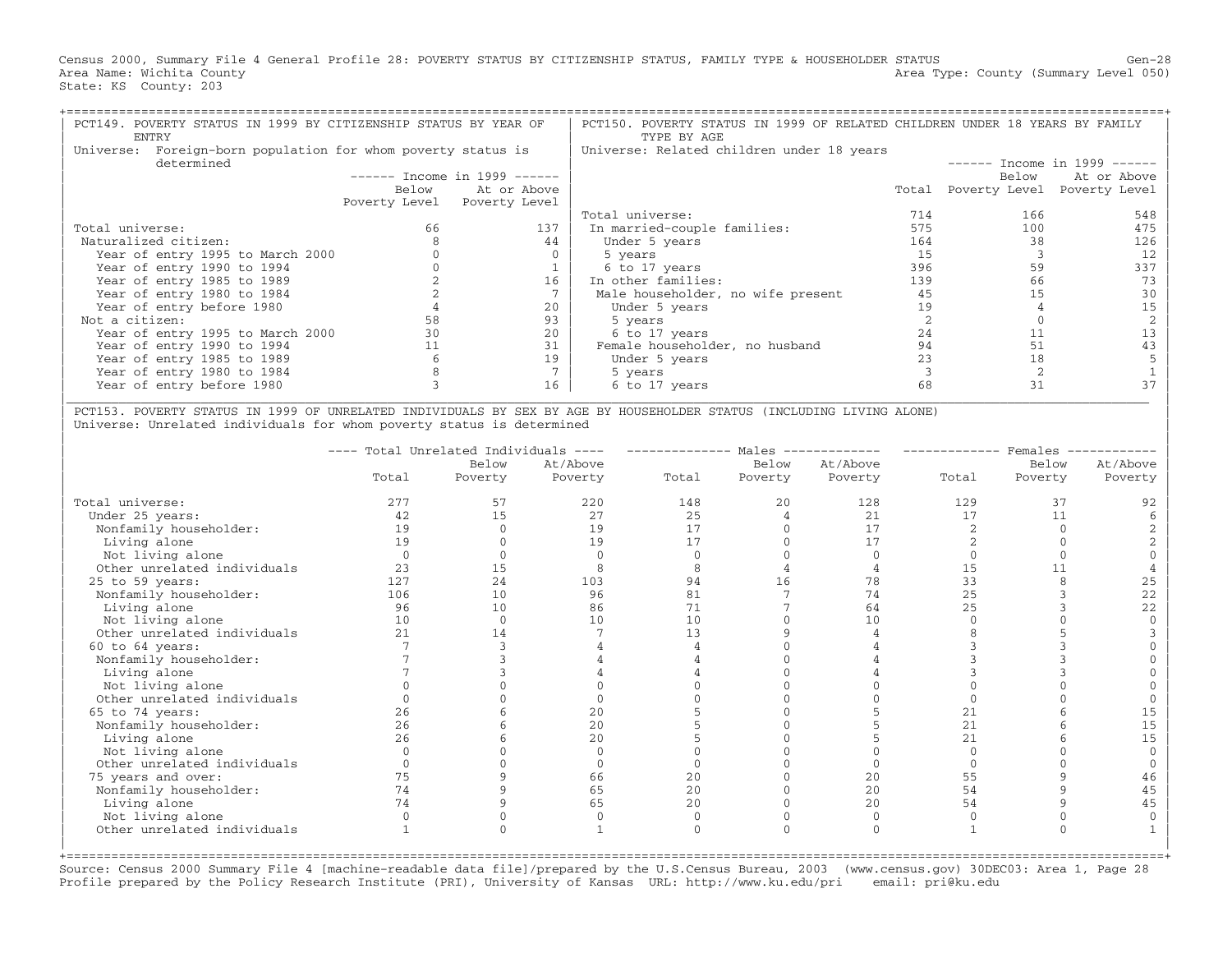Census 2000, Summary File 4 General Profile 28: POVERTY STATUS BY CITIZENSHIP STATUS, FAMILY TYPE & HOUSEHOLDER STATUS
Area Name: Wichita County
State: KS County: 203

Gen-28
Area Type: County (Summary Level 050)

## PCT149. POVERTY STATUS IN 1999 BY CITIZENSHIP STATUS BY YEAR OF ENTRY

Universe: Foreign-born population for whom poverty status is determined

| | Income in 1999: Below Poverty Level | Income in 1999: At or Above Poverty Level |
|---|---|---|
| Total universe: | 66 | 137 |
| Naturalized citizen: | 8 | 44 |
| Year of entry 1995 to March 2000 | 0 | 0 |
| Year of entry 1990 to 1994 | 0 | 1 |
| Year of entry 1985 to 1989 | 2 | 16 |
| Year of entry 1980 to 1984 | 2 | 7 |
| Year of entry before 1980 | 4 | 20 |
| Not a citizen: | 58 | 93 |
| Year of entry 1995 to March 2000 | 30 | 20 |
| Year of entry 1990 to 1994 | 11 | 31 |
| Year of entry 1985 to 1989 | 6 | 19 |
| Year of entry 1980 to 1984 | 8 | 7 |
| Year of entry before 1980 | 3 | 16 |

## PCT150. POVERTY STATUS IN 1999 OF RELATED CHILDREN UNDER 18 YEARS BY FAMILY TYPE BY AGE

Universe: Related children under 18 years

| | Total | Income in 1999: Below Poverty Level | Income in 1999: At or Above Poverty Level |
|---|---|---|---|
| Total universe: | 714 | 166 | 548 |
| In married-couple families: | 575 | 100 | 475 |
| Under 5 years | 164 | 38 | 126 |
| 5 years | 15 | 3 | 12 |
| 6 to 17 years | 396 | 59 | 337 |
| In other families: | 139 | 66 | 73 |
| Male householder, no wife present | 45 | 15 | 30 |
| Under 5 years | 19 | 4 | 15 |
| 5 years | 2 | 0 | 2 |
| 6 to 17 years | 24 | 11 | 13 |
| Female householder, no husband | 94 | 51 | 43 |
| Under 5 years | 23 | 18 | 5 |
| 5 years | 3 | 2 | 1 |
| 6 to 17 years | 68 | 31 | 37 |

## PCT153. POVERTY STATUS IN 1999 OF UNRELATED INDIVIDUALS BY SEX BY AGE BY HOUSEHOLDER STATUS (INCLUDING LIVING ALONE)

Universe: Unrelated individuals for whom poverty status is determined

| | Total Unrelated Individuals: Total | Total Unrelated Individuals: Below Poverty | Total Unrelated Individuals: At/Above Poverty | Males: Total | Males: Below Poverty | Males: At/Above Poverty | Females: Total | Females: Below Poverty | Females: At/Above Poverty |
|---|---|---|---|---|---|---|---|---|---|
| Total universe: | 277 | 57 | 220 | 148 | 20 | 128 | 129 | 37 | 92 |
| Under 25 years: | 42 | 15 | 27 | 25 | 4 | 21 | 17 | 11 | 6 |
| Nonfamily householder: | 19 | 0 | 19 | 17 | 0 | 17 | 2 | 0 | 2 |
| Living alone | 19 | 0 | 19 | 17 | 0 | 17 | 2 | 0 | 2 |
| Not living alone | 0 | 0 | 0 | 0 | 0 | 0 | 0 | 0 | 0 |
| Other unrelated individuals | 23 | 15 | 8 | 8 | 4 | 4 | 15 | 11 | 4 |
| 25 to 59 years: | 127 | 24 | 103 | 94 | 16 | 78 | 33 | 8 | 25 |
| Nonfamily householder: | 106 | 10 | 96 | 81 | 7 | 74 | 25 | 3 | 22 |
| Living alone | 96 | 10 | 86 | 71 | 7 | 64 | 25 | 3 | 22 |
| Not living alone | 10 | 0 | 10 | 10 | 0 | 10 | 0 | 0 | 0 |
| Other unrelated individuals | 21 | 14 | 7 | 13 | 9 | 4 | 8 | 5 | 3 |
| 60 to 64 years: | 7 | 3 | 4 | 4 | 0 | 4 | 3 | 3 | 0 |
| Nonfamily householder: | 7 | 3 | 4 | 4 | 0 | 4 | 3 | 3 | 0 |
| Living alone | 7 | 3 | 4 | 4 | 0 | 4 | 3 | 3 | 0 |
| Not living alone | 0 | 0 | 0 | 0 | 0 | 0 | 0 | 0 | 0 |
| Other unrelated individuals | 0 | 0 | 0 | 0 | 0 | 0 | 0 | 0 | 0 |
| 65 to 74 years: | 26 | 6 | 20 | 5 | 0 | 5 | 21 | 6 | 15 |
| Nonfamily householder: | 26 | 6 | 20 | 5 | 0 | 5 | 21 | 6 | 15 |
| Living alone | 26 | 6 | 20 | 5 | 0 | 5 | 21 | 6 | 15 |
| Not living alone | 0 | 0 | 0 | 0 | 0 | 0 | 0 | 0 | 0 |
| Other unrelated individuals | 0 | 0 | 0 | 0 | 0 | 0 | 0 | 0 | 0 |
| 75 years and over: | 75 | 9 | 66 | 20 | 0 | 20 | 55 | 9 | 46 |
| Nonfamily householder: | 74 | 9 | 65 | 20 | 0 | 20 | 54 | 9 | 45 |
| Living alone | 74 | 9 | 65 | 20 | 0 | 20 | 54 | 9 | 45 |
| Not living alone | 0 | 0 | 0 | 0 | 0 | 0 | 0 | 0 | 0 |
| Other unrelated individuals | 1 | 0 | 1 | 0 | 0 | 0 | 1 | 0 | 1 |

Source: Census 2000 Summary File 4 [machine-readable data file]/prepared by the U.S.Census Bureau, 2003 (www.census.gov) 30DEC03: Area 1, Page 28
Profile prepared by the Policy Research Institute (PRI), University of Kansas URL: http://www.ku.edu/pri email: pri@ku.edu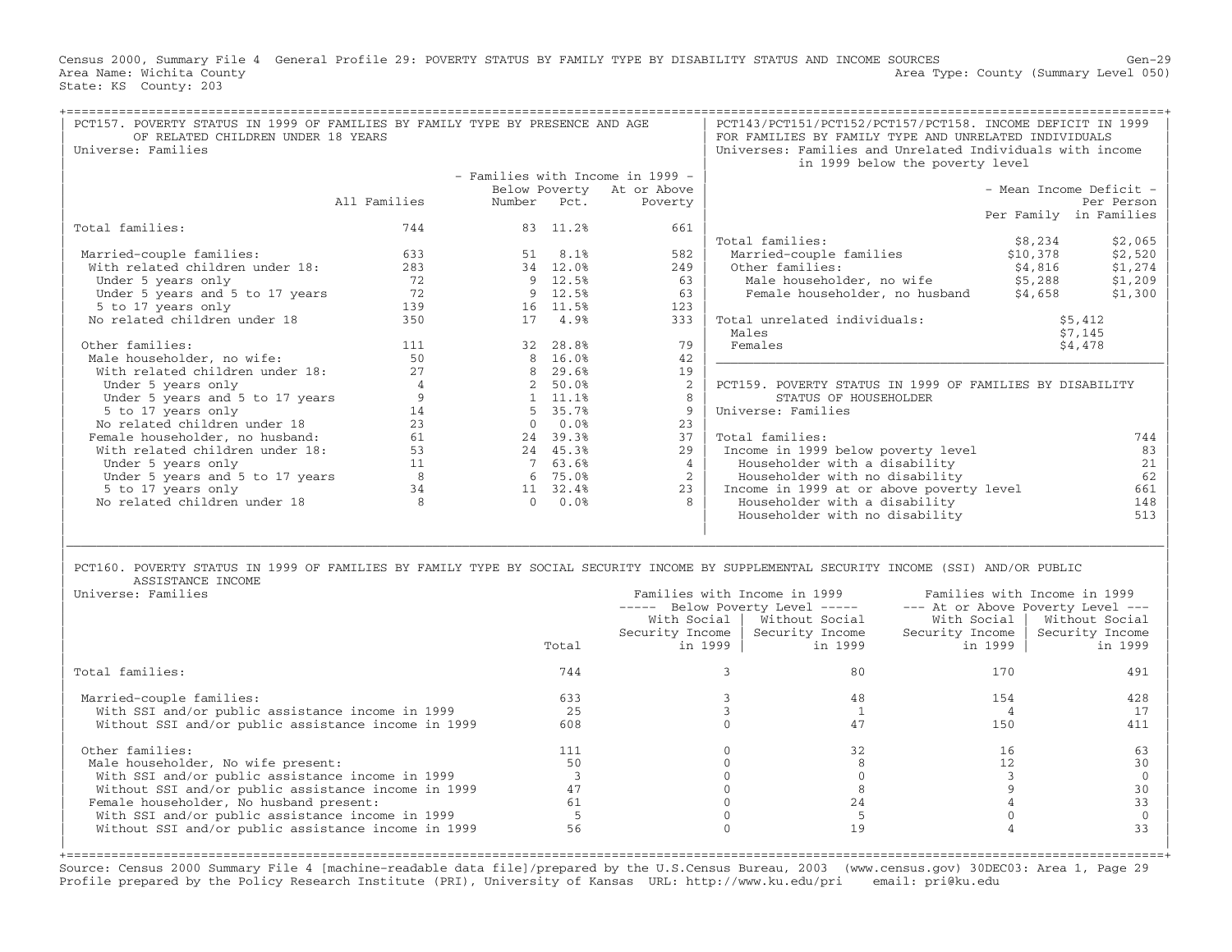Census 2000, Summary File 4 General Profile 29: POVERTY STATUS BY FAMILY TYPE BY DISABILITY STATUS AND INCOME SOURCES
Area Name: Wichita County
State: KS County: 203

Area Type: County (Summary Level 050)

## PCT157. POVERTY STATUS IN 1999 OF FAMILIES BY FAMILY TYPE BY PRESENCE AND AGE OF RELATED CHILDREN UNDER 18 YEARS

Universe: Families

| | All Families | Families with Income in 1999 – Below Poverty Number | Below Poverty Pct. | At or Above Poverty |
|---|---|---|---|---|
| Total families: | 744 | 83 | 11.2% | 661 |
| Married-couple families: | 633 | 51 | 8.1% | 582 |
| With related children under 18: | 283 | 34 | 12.0% | 249 |
| Under 5 years only | 72 | 9 | 12.5% | 63 |
| Under 5 years and 5 to 17 years | 72 | 9 | 12.5% | 63 |
| 5 to 17 years only | 139 | 16 | 11.5% | 123 |
| No related children under 18 | 350 | 17 | 4.9% | 333 |
| Other families: | 111 | 32 | 28.8% | 79 |
| Male householder, no wife: | 50 | 8 | 16.0% | 42 |
| With related children under 18: | 27 | 8 | 29.6% | 19 |
| Under 5 years only | 4 | 2 | 50.0% | 2 |
| Under 5 years and 5 to 17 years | 9 | 1 | 11.1% | 8 |
| 5 to 17 years only | 14 | 5 | 35.7% | 9 |
| No related children under 18 | 23 | 0 | 0.0% | 23 |
| Female householder, no husband: | 61 | 24 | 39.3% | 37 |
| With related children under 18: | 53 | 24 | 45.3% | 29 |
| Under 5 years only | 11 | 7 | 63.6% | 4 |
| Under 5 years and 5 to 17 years | 8 | 6 | 75.0% | 2 |
| 5 to 17 years only | 34 | 11 | 32.4% | 23 |
| No related children under 18 | 8 | 0 | 0.0% | 8 |

## PCT143/PCT151/PCT152/PCT157/PCT158. INCOME DEFICIT IN 1999 FOR FAMILIES BY FAMILY TYPE AND UNRELATED INDIVIDUALS

Universes: Families and Unrelated Individuals with income in 1999 below the poverty level

| | Mean Income Deficit – Per Family | Per Person in Families |
|---|---|---|
| Total families: | $8,234 | $2,065 |
| Married-couple families | $10,378 | $2,520 |
| Other families: | $4,816 | $1,274 |
| Male householder, no wife | $5,288 | $1,209 |
| Female householder, no husband | $4,658 | $1,300 |
| Total unrelated individuals: | $5,412 | |
| Males | $7,145 | |
| Females | $4,478 | |

## PCT159. POVERTY STATUS IN 1999 OF FAMILIES BY DISABILITY STATUS OF HOUSEHOLDER

Universe: Families

| | |
|---|---|
| Total families: | 744 |
| Income in 1999 below poverty level | 83 |
| Householder with a disability | 21 |
| Householder with no disability | 62 |
| Income in 1999 at or above poverty level | 661 |
| Householder with a disability | 148 |
| Householder with no disability | 513 |

## PCT160. POVERTY STATUS IN 1999 OF FAMILIES BY FAMILY TYPE BY SOCIAL SECURITY INCOME BY SUPPLEMENTAL SECURITY INCOME (SSI) AND/OR PUBLIC ASSISTANCE INCOME

Universe: Families

| | Total | Below Poverty Level: With Social Security Income in 1999 | Below Poverty Level: Without Social Security Income in 1999 | At or Above Poverty Level: With Social Security Income in 1999 | At or Above Poverty Level: Without Social Security Income in 1999 |
|---|---|---|---|---|---|
| Total families: | 744 | 3 | 80 | 170 | 491 |
| Married-couple families: | 633 | 3 | 48 | 154 | 428 |
| With SSI and/or public assistance income in 1999 | 25 | 3 | 1 | 4 | 17 |
| Without SSI and/or public assistance income in 1999 | 608 | 0 | 47 | 150 | 411 |
| Other families: | 111 | 0 | 32 | 16 | 63 |
| Male householder, No wife present: | 50 | 0 | 8 | 12 | 30 |
| With SSI and/or public assistance income in 1999 | 3 | 0 | 0 | 3 | 0 |
| Without SSI and/or public assistance income in 1999 | 47 | 0 | 8 | 9 | 30 |
| Female householder, No husband present: | 61 | 0 | 24 | 4 | 33 |
| With SSI and/or public assistance income in 1999 | 5 | 0 | 5 | 0 | 0 |
| Without SSI and/or public assistance income in 1999 | 56 | 0 | 19 | 4 | 33 |

Source: Census 2000 Summary File 4 [machine-readable data file]/prepared by the U.S.Census Bureau, 2003 (www.census.gov) 30DEC03: Area 1, Page 29
Profile prepared by the Policy Research Institute (PRI), University of Kansas URL: http://www.ku.edu/pri email: pri@ku.edu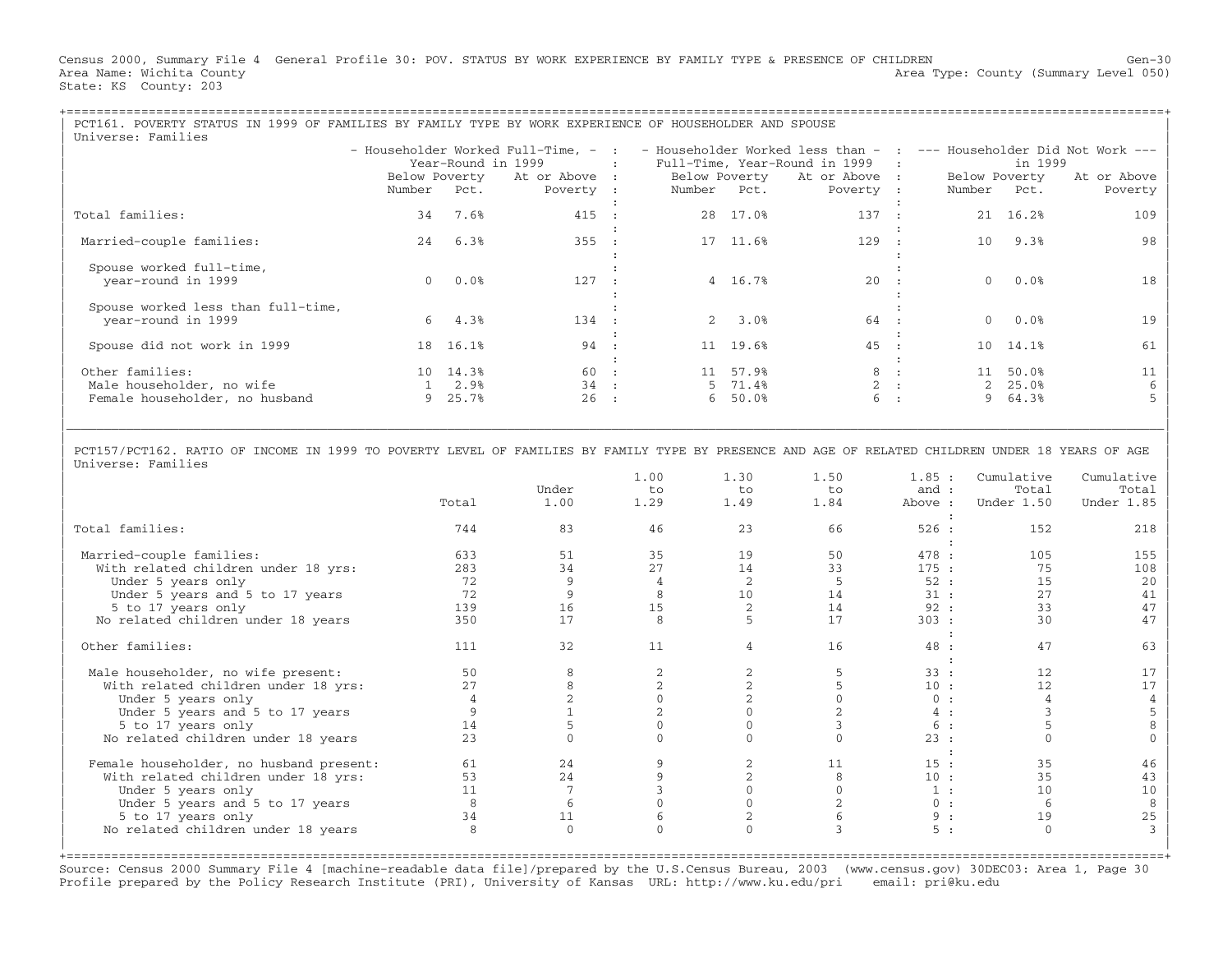Census 2000, Summary File 4 General Profile 30: POV. STATUS BY WORK EXPERIENCE BY FAMILY TYPE & PRESENCE OF CHILDREN
Area Name: Wichita County
State: KS County: 203

Gen-30
Area Type: County (Summary Level 050)

## PCT161. POVERTY STATUS IN 1999 OF FAMILIES BY FAMILY TYPE BY WORK EXPERIENCE OF HOUSEHOLDER AND SPOUSE

Universe: Families

| | Householder Worked Full-Time, Year-Round in 1999 | | | Householder Worked less than Full-Time, Year-Round in 1999 | | | Householder Did Not Work in 1999 | | |
|---|---|---|---|---|---|---|---|---|---|
| | Below Poverty Number | Below Poverty Pct. | At or Above Poverty | Below Poverty Number | Below Poverty Pct. | At or Above Poverty | Below Poverty Number | Below Poverty Pct. | At or Above Poverty |
| Total families: | 34 | 7.6% | 415 | 28 | 17.0% | 137 | 21 | 16.2% | 109 |
| Married-couple families: | 24 | 6.3% | 355 | 17 | 11.6% | 129 | 10 | 9.3% | 98 |
| Spouse worked full-time, year-round in 1999 | 0 | 0.0% | 127 | 4 | 16.7% | 20 | 0 | 0.0% | 18 |
| Spouse worked less than full-time, year-round in 1999 | 6 | 4.3% | 134 | 2 | 3.0% | 64 | 0 | 0.0% | 19 |
| Spouse did not work in 1999 | 18 | 16.1% | 94 | 11 | 19.6% | 45 | 10 | 14.1% | 61 |
| Other families: | 10 | 14.3% | 60 | 11 | 57.9% | 8 | 11 | 50.0% | 11 |
| Male householder, no wife | 1 | 2.9% | 34 | 5 | 71.4% | 2 | 2 | 25.0% | 6 |
| Female householder, no husband | 9 | 25.7% | 26 | 6 | 50.0% | 6 | 9 | 64.3% | 5 |

## PCT157/PCT162. RATIO OF INCOME IN 1999 TO POVERTY LEVEL OF FAMILIES BY FAMILY TYPE BY PRESENCE AND AGE OF RELATED CHILDREN UNDER 18 YEARS OF AGE

Universe: Families

| | Total | Under 1.00 | 1.00 to 1.29 | 1.30 to 1.49 | 1.50 to 1.84 | 1.85 and Above | Cumulative Total Under 1.50 | Cumulative Total Under 1.85 |
|---|---|---|---|---|---|---|---|---|
| Total families: | 744 | 83 | 46 | 23 | 66 | 526 | 152 | 218 |
| Married-couple families: | 633 | 51 | 35 | 19 | 50 | 478 | 105 | 155 |
| With related children under 18 yrs: | 283 | 34 | 27 | 14 | 33 | 175 | 75 | 108 |
| Under 5 years only | 72 | 9 | 4 | 2 | 5 | 52 | 15 | 20 |
| Under 5 years and 5 to 17 years | 72 | 9 | 8 | 10 | 14 | 31 | 27 | 41 |
| 5 to 17 years only | 139 | 16 | 15 | 2 | 14 | 92 | 33 | 47 |
| No related children under 18 years | 350 | 17 | 8 | 5 | 17 | 303 | 30 | 47 |
| Other families: | 111 | 32 | 11 | 4 | 16 | 48 | 47 | 63 |
| Male householder, no wife present: | 50 | 8 | 2 | 2 | 5 | 33 | 12 | 17 |
| With related children under 18 yrs: | 27 | 8 | 2 | 2 | 5 | 10 | 12 | 17 |
| Under 5 years only | 4 | 2 | 0 | 2 | 0 | 0 | 4 | 4 |
| Under 5 years and 5 to 17 years | 9 | 1 | 2 | 0 | 2 | 4 | 3 | 5 |
| 5 to 17 years only | 14 | 5 | 0 | 0 | 3 | 6 | 5 | 8 |
| No related children under 18 years | 23 | 0 | 0 | 0 | 0 | 23 | 0 | 0 |
| Female householder, no husband present: | 61 | 24 | 9 | 2 | 11 | 15 | 35 | 46 |
| With related children under 18 yrs: | 53 | 24 | 9 | 2 | 8 | 10 | 35 | 43 |
| Under 5 years only | 11 | 7 | 3 | 0 | 0 | 1 | 10 | 10 |
| Under 5 years and 5 to 17 years | 8 | 6 | 0 | 0 | 2 | 0 | 6 | 8 |
| 5 to 17 years only | 34 | 11 | 6 | 2 | 6 | 9 | 19 | 25 |
| No related children under 18 years | 8 | 0 | 0 | 0 | 3 | 5 | 0 | 3 |

Source: Census 2000 Summary File 4 [machine-readable data file]/prepared by the U.S.Census Bureau, 2003 (www.census.gov) 30DEC03: Area 1, Page 30
Profile prepared by the Policy Research Institute (PRI), University of Kansas URL: http://www.ku.edu/pri email: pri@ku.edu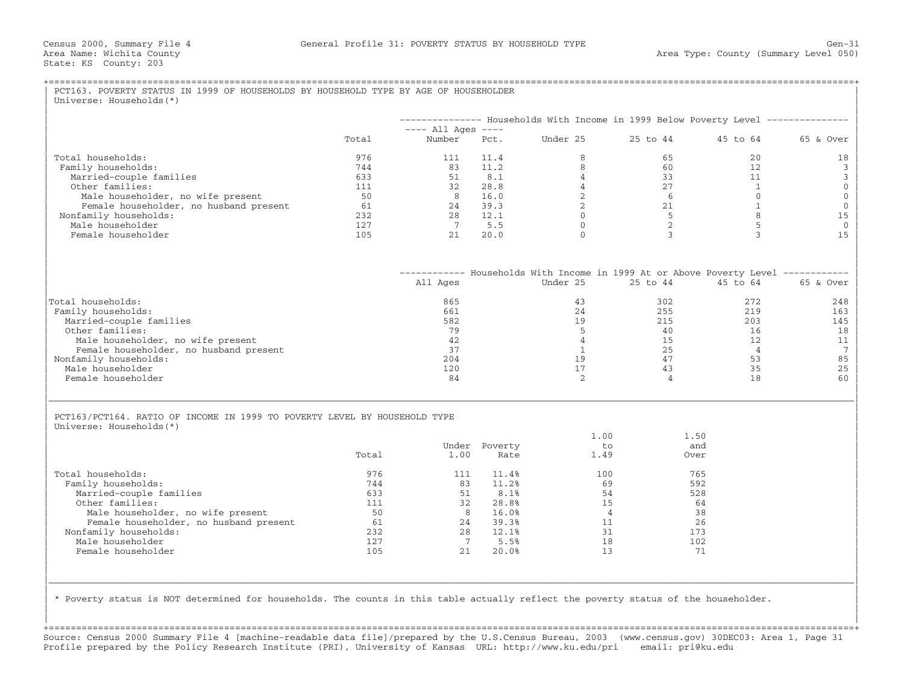Census 2000, Summary File 4 — General Profile 31: POVERTY STATUS BY HOUSEHOLD TYPE — Gen-31

Area Name: Wichita County — Area Type: County (Summary Level 050)

State: KS County: 203

## PCT163. POVERTY STATUS IN 1999 OF HOUSEHOLDS BY HOUSEHOLD TYPE BY AGE OF HOUSEHOLDER

Universe: Households(*)

| | Total | Households With Income in 1999 Below Poverty Level: All Ages Number | All Ages Pct. | Under 25 | 25 to 44 | 45 to 64 | 65 & Over |
|---|---|---|---|---|---|---|---|
| Total households: | 976 | 111 | 11.4 | 8 | 65 | 20 | 18 |
| Family households: | 744 | 83 | 11.2 | 8 | 60 | 12 | 3 |
| Married-couple families | 633 | 51 | 8.1 | 4 | 33 | 11 | 3 |
| Other families: | 111 | 32 | 28.8 | 4 | 27 | 1 | 0 |
| Male householder, no wife present | 50 | 8 | 16.0 | 2 | 6 | 0 | 0 |
| Female householder, no husband present | 61 | 24 | 39.3 | 2 | 21 | 1 | 0 |
| Nonfamily households: | 232 | 28 | 12.1 | 0 | 5 | 8 | 15 |
| Male householder | 127 | 7 | 5.5 | 0 | 2 | 5 | 0 |
| Female householder | 105 | 21 | 20.0 | 0 | 3 | 3 | 15 |

| | Households With Income in 1999 At or Above Poverty Level: All Ages | Under 25 | 25 to 44 | 45 to 64 | 65 & Over |
|---|---|---|---|---|---|
| Total households: | 865 | 43 | 302 | 272 | 248 |
| Family households: | 661 | 24 | 255 | 219 | 163 |
| Married-couple families | 582 | 19 | 215 | 203 | 145 |
| Other families: | 79 | 5 | 40 | 16 | 18 |
| Male householder, no wife present | 42 | 4 | 15 | 12 | 11 |
| Female householder, no husband present | 37 | 1 | 25 | 4 | 7 |
| Nonfamily households: | 204 | 19 | 47 | 53 | 85 |
| Male householder | 120 | 17 | 43 | 35 | 25 |
| Female householder | 84 | 2 | 4 | 18 | 60 |

## PCT163/PCT164. RATIO OF INCOME IN 1999 TO POVERTY LEVEL BY HOUSEHOLD TYPE

Universe: Households(*)

| | Total | Under 1.00 | Poverty Rate | 1.00 to 1.49 | 1.50 and Over |
|---|---|---|---|---|---|
| Total households: | 976 | 111 | 11.4% | 100 | 765 |
| Family households: | 744 | 83 | 11.2% | 69 | 592 |
| Married-couple families | 633 | 51 | 8.1% | 54 | 528 |
| Other families: | 111 | 32 | 28.8% | 15 | 64 |
| Male householder, no wife present | 50 | 8 | 16.0% | 4 | 38 |
| Female householder, no husband present | 61 | 24 | 39.3% | 11 | 26 |
| Nonfamily households: | 232 | 28 | 12.1% | 31 | 173 |
| Male householder | 127 | 7 | 5.5% | 18 | 102 |
| Female householder | 105 | 21 | 20.0% | 13 | 71 |

* Poverty status is NOT determined for households. The counts in this table actually reflect the poverty status of the householder.

Source: Census 2000 Summary File 4 [machine-readable data file]/prepared by the U.S.Census Bureau, 2003 (www.census.gov) 30DEC03: Area 1, Page 31
Profile prepared by the Policy Research Institute (PRI), University of Kansas URL: http://www.ku.edu/pri email: pri@ku.edu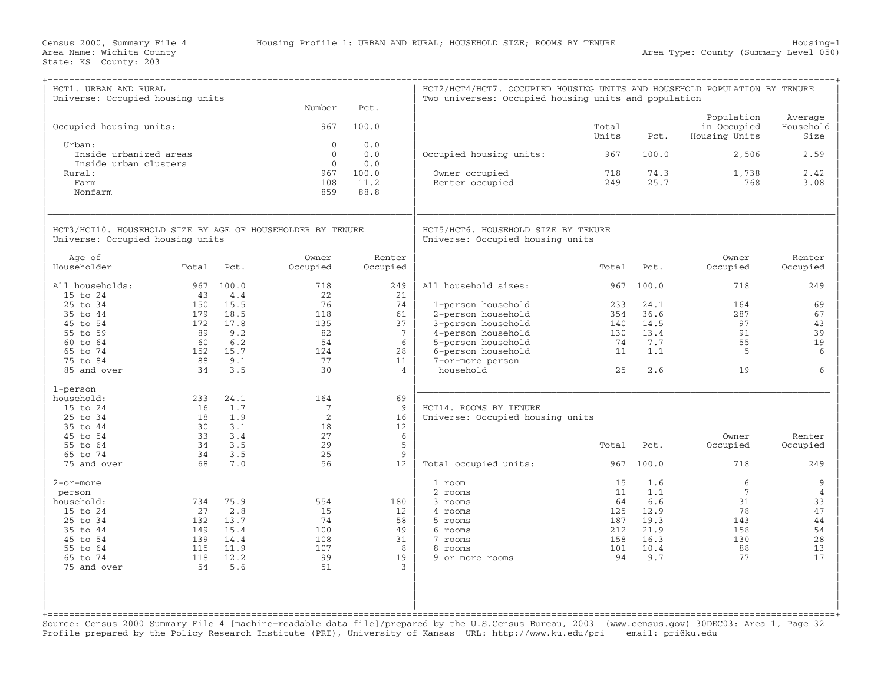Census 2000, Summary File 4 — Housing Profile 1: URBAN AND RURAL; HOUSEHOLD SIZE; ROOMS BY TENURE — Housing-1

Area Name: Wichita County — Area Type: County (Summary Level 050)

State: KS County: 203

## HCT1. URBAN AND RURAL

Universe: Occupied housing units

| | Number | Pct. |
|---|---|---|
| Occupied housing units: | 967 | 100.0 |
| Urban: | 0 | 0.0 |
| Inside urbanized areas | 0 | 0.0 |
| Inside urban clusters | 0 | 0.0 |
| Rural: | 967 | 100.0 |
| Farm | 108 | 11.2 |
| Nonfarm | 859 | 88.8 |

## HCT2/HCT4/HCT7. OCCUPIED HOUSING UNITS AND HOUSEHOLD POPULATION BY TENURE

Two universes: Occupied housing units and population

| | Total Units | Pct. | Population in Occupied Housing Units | Average Household Size |
|---|---|---|---|---|
| Occupied housing units: | 967 | 100.0 | 2,506 | 2.59 |
| Owner occupied | 718 | 74.3 | 1,738 | 2.42 |
| Renter occupied | 249 | 25.7 | 768 | 3.08 |

## HCT3/HCT10. HOUSEHOLD SIZE BY AGE OF HOUSEHOLDER BY TENURE

Universe: Occupied housing units

| Age of Householder | Total | Pct. | Owner Occupied | Renter Occupied |
|---|---|---|---|---|
| All households: | 967 | 100.0 | 718 | 249 |
| 15 to 24 | 43 | 4.4 | 22 | 21 |
| 25 to 34 | 150 | 15.5 | 76 | 74 |
| 35 to 44 | 179 | 18.5 | 118 | 61 |
| 45 to 54 | 172 | 17.8 | 135 | 37 |
| 55 to 59 | 89 | 9.2 | 82 | 7 |
| 60 to 64 | 60 | 6.2 | 54 | 6 |
| 65 to 74 | 152 | 15.7 | 124 | 28 |
| 75 to 84 | 88 | 9.1 | 77 | 11 |
| 85 and over | 34 | 3.5 | 30 | 4 |
| 1-person household: | 233 | 24.1 | 164 | 69 |
| 15 to 24 | 16 | 1.7 | 7 | 9 |
| 25 to 34 | 18 | 1.9 | 2 | 16 |
| 35 to 44 | 30 | 3.1 | 18 | 12 |
| 45 to 54 | 33 | 3.4 | 27 | 6 |
| 55 to 64 | 34 | 3.5 | 29 | 5 |
| 65 to 74 | 34 | 3.5 | 25 | 9 |
| 75 and over | 68 | 7.0 | 56 | 12 |
| 2-or-more person household: | 734 | 75.9 | 554 | 180 |
| 15 to 24 | 27 | 2.8 | 15 | 12 |
| 25 to 34 | 132 | 13.7 | 74 | 58 |
| 35 to 44 | 149 | 15.4 | 100 | 49 |
| 45 to 54 | 139 | 14.4 | 108 | 31 |
| 55 to 64 | 115 | 11.9 | 107 | 8 |
| 65 to 74 | 118 | 12.2 | 99 | 19 |
| 75 and over | 54 | 5.6 | 51 | 3 |

## HCT5/HCT6. HOUSEHOLD SIZE BY TENURE

Universe: Occupied housing units

| | Total | Pct. | Owner Occupied | Renter Occupied |
|---|---|---|---|---|
| All household sizes: | 967 | 100.0 | 718 | 249 |
| 1-person household | 233 | 24.1 | 164 | 69 |
| 2-person household | 354 | 36.6 | 287 | 67 |
| 3-person household | 140 | 14.5 | 97 | 43 |
| 4-person household | 130 | 13.4 | 91 | 39 |
| 5-person household | 74 | 7.7 | 55 | 19 |
| 6-person household | 11 | 1.1 | 5 | 6 |
| 7-or-more person household | 25 | 2.6 | 19 | 6 |

## HCT14. ROOMS BY TENURE

Universe: Occupied housing units

| | Total | Pct. | Owner Occupied | Renter Occupied |
|---|---|---|---|---|
| Total occupied units: | 967 | 100.0 | 718 | 249 |
| 1 room | 15 | 1.6 | 6 | 9 |
| 2 rooms | 11 | 1.1 | 7 | 4 |
| 3 rooms | 64 | 6.6 | 31 | 33 |
| 4 rooms | 125 | 12.9 | 78 | 47 |
| 5 rooms | 187 | 19.3 | 143 | 44 |
| 6 rooms | 212 | 21.9 | 158 | 54 |
| 7 rooms | 158 | 16.3 | 130 | 28 |
| 8 rooms | 101 | 10.4 | 88 | 13 |
| 9 or more rooms | 94 | 9.7 | 77 | 17 |

Source: Census 2000 Summary File 4 [machine-readable data file]/prepared by the U.S.Census Bureau, 2003 (www.census.gov) 30DEC03: Area 1, Page 32

Profile prepared by the Policy Research Institute (PRI), University of Kansas URL: http://www.ku.edu/pri email: pri@ku.edu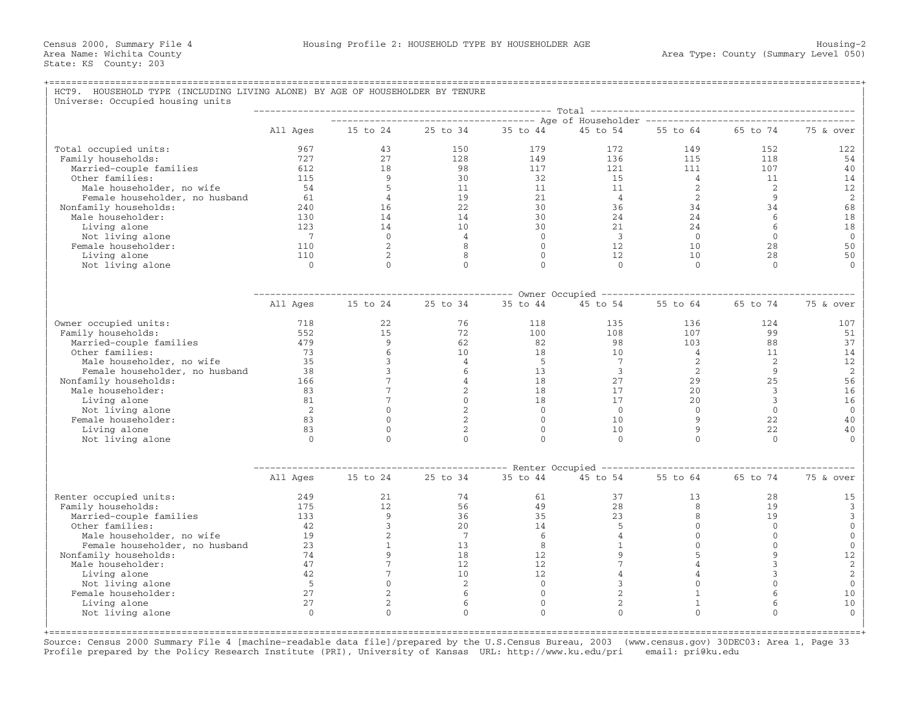Census 2000, Summary File 4 — Housing Profile 2: HOUSEHOLD TYPE BY HOUSEHOLDER AGE — Housing-2
Area Name: Wichita County — Area Type: County (Summary Level 050)
State: KS County: 203

## HCT9. HOUSEHOLD TYPE (INCLUDING LIVING ALONE) BY AGE OF HOUSEHOLDER BY TENURE

Universe: Occupied housing units

| Total | All Ages | 15 to 24 | 25 to 34 | 35 to 44 | 45 to 54 | 55 to 64 | 65 to 74 | 75 & over |
|---|---|---|---|---|---|---|---|---|
| Total occupied units: | 967 | 43 | 150 | 179 | 172 | 149 | 152 | 122 |
| Family households: | 727 | 27 | 128 | 149 | 136 | 115 | 118 | 54 |
| Married-couple families | 612 | 18 | 98 | 117 | 121 | 111 | 107 | 40 |
| Other families: | 115 | 9 | 30 | 32 | 15 | 4 | 11 | 14 |
| Male householder, no wife | 54 | 5 | 11 | 11 | 11 | 2 | 2 | 12 |
| Female householder, no husband | 61 | 4 | 19 | 21 | 4 | 2 | 9 | 2 |
| Nonfamily households: | 240 | 16 | 22 | 30 | 36 | 34 | 34 | 68 |
| Male householder: | 130 | 14 | 14 | 30 | 24 | 24 | 6 | 18 |
| Living alone | 123 | 14 | 10 | 30 | 21 | 24 | 6 | 18 |
| Not living alone | 7 | 0 | 4 | 0 | 3 | 0 | 0 | 0 |
| Female householder: | 110 | 2 | 8 | 0 | 12 | 10 | 28 | 50 |
| Living alone | 110 | 2 | 8 | 0 | 12 | 10 | 28 | 50 |
| Not living alone | 0 | 0 | 0 | 0 | 0 | 0 | 0 | 0 |

| Owner Occupied | All Ages | 15 to 24 | 25 to 34 | 35 to 44 | 45 to 54 | 55 to 64 | 65 to 74 | 75 & over |
|---|---|---|---|---|---|---|---|---|
| Owner occupied units: | 718 | 22 | 76 | 118 | 135 | 136 | 124 | 107 |
| Family households: | 552 | 15 | 72 | 100 | 108 | 107 | 99 | 51 |
| Married-couple families | 479 | 9 | 62 | 82 | 98 | 103 | 88 | 37 |
| Other families: | 73 | 6 | 10 | 18 | 10 | 4 | 11 | 14 |
| Male householder, no wife | 35 | 3 | 4 | 5 | 7 | 2 | 2 | 12 |
| Female householder, no husband | 38 | 3 | 6 | 13 | 3 | 2 | 9 | 2 |
| Nonfamily households: | 166 | 7 | 4 | 18 | 27 | 29 | 25 | 56 |
| Male householder: | 83 | 7 | 2 | 18 | 17 | 20 | 3 | 16 |
| Living alone | 81 | 7 | 0 | 18 | 17 | 20 | 3 | 16 |
| Not living alone | 2 | 0 | 2 | 0 | 0 | 0 | 0 | 0 |
| Female householder: | 83 | 0 | 2 | 0 | 10 | 9 | 22 | 40 |
| Living alone | 83 | 0 | 2 | 0 | 10 | 9 | 22 | 40 |
| Not living alone | 0 | 0 | 0 | 0 | 0 | 0 | 0 | 0 |

| Renter Occupied | All Ages | 15 to 24 | 25 to 34 | 35 to 44 | 45 to 54 | 55 to 64 | 65 to 74 | 75 & over |
|---|---|---|---|---|---|---|---|---|
| Renter occupied units: | 249 | 21 | 74 | 61 | 37 | 13 | 28 | 15 |
| Family households: | 175 | 12 | 56 | 49 | 28 | 8 | 19 | 3 |
| Married-couple families | 133 | 9 | 36 | 35 | 23 | 8 | 19 | 3 |
| Other families: | 42 | 3 | 20 | 14 | 5 | 0 | 0 | 0 |
| Male householder, no wife | 19 | 2 | 7 | 6 | 4 | 0 | 0 | 0 |
| Female householder, no husband | 23 | 1 | 13 | 8 | 1 | 0 | 0 | 0 |
| Nonfamily households: | 74 | 9 | 18 | 12 | 9 | 5 | 9 | 12 |
| Male householder: | 47 | 7 | 12 | 12 | 7 | 4 | 3 | 2 |
| Living alone | 42 | 7 | 10 | 12 | 4 | 4 | 3 | 2 |
| Not living alone | 5 | 0 | 2 | 0 | 3 | 0 | 0 | 0 |
| Female householder: | 27 | 2 | 6 | 0 | 2 | 1 | 6 | 10 |
| Living alone | 27 | 2 | 6 | 0 | 2 | 1 | 6 | 10 |
| Not living alone | 0 | 0 | 0 | 0 | 0 | 0 | 0 | 0 |

Source: Census 2000 Summary File 4 [machine-readable data file]/prepared by the U.S.Census Bureau, 2003 (www.census.gov) 30DEC03: Area 1, Page 33
Profile prepared by the Policy Research Institute (PRI), University of Kansas URL: http://www.ku.edu/pri email: pri@ku.edu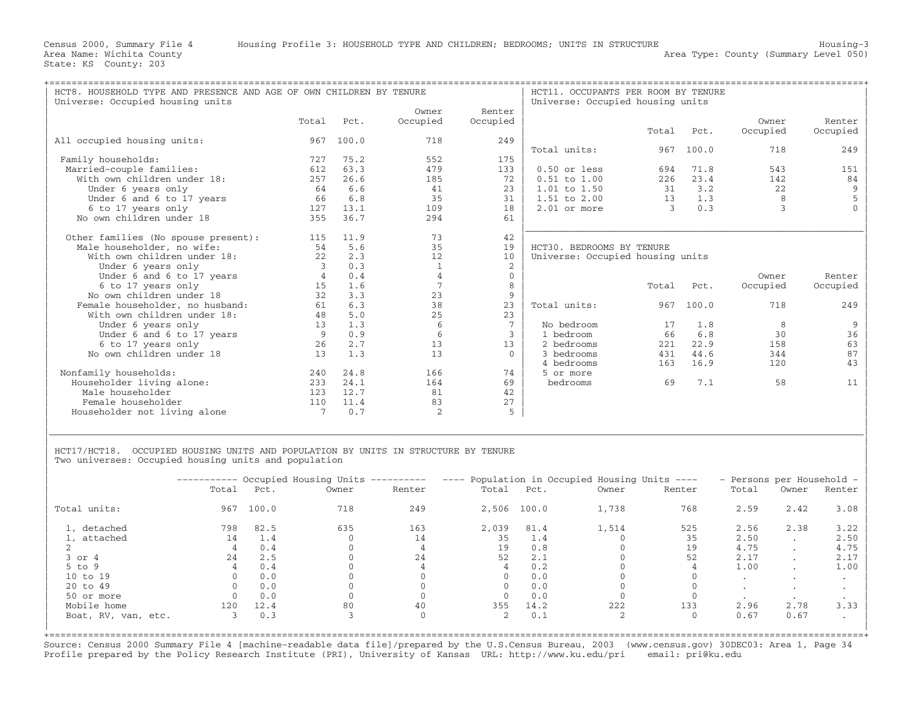Census 2000, Summary File 4 Housing Profile 3: HOUSEHOLD TYPE AND CHILDREN; BEDROOMS; UNITS IN STRUCTURE Housing-3
Area Name: Wichita County Area Type: County (Summary Level 050)
State: KS County: 203

## HCT8. HOUSEHOLD TYPE AND PRESENCE AND AGE OF OWN CHILDREN BY TENURE

Universe: Occupied housing units

| | Total | Pct. | Owner Occupied | Renter Occupied |
|---|---|---|---|---|
| All occupied housing units: | 967 | 100.0 | 718 | 249 |
| Family households: | 727 | 75.2 | 552 | 175 |
| Married-couple families: | 612 | 63.3 | 479 | 133 |
| With own children under 18: | 257 | 26.6 | 185 | 72 |
| Under 6 years only | 64 | 6.6 | 41 | 23 |
| Under 6 and 6 to 17 years | 66 | 6.8 | 35 | 31 |
| 6 to 17 years only | 127 | 13.1 | 109 | 18 |
| No own children under 18 | 355 | 36.7 | 294 | 61 |
| Other families (No spouse present): | 115 | 11.9 | 73 | 42 |
| Male householder, no wife: | 54 | 5.6 | 35 | 19 |
| With own children under 18: | 22 | 2.3 | 12 | 10 |
| Under 6 years only | 3 | 0.3 | 1 | 2 |
| Under 6 and 6 to 17 years | 4 | 0.4 | 4 | 0 |
| 6 to 17 years only | 15 | 1.6 | 7 | 8 |
| No own children under 18 | 32 | 3.3 | 23 | 9 |
| Female householder, no husband: | 61 | 6.3 | 38 | 23 |
| With own children under 18: | 48 | 5.0 | 25 | 23 |
| Under 6 years only | 13 | 1.3 | 6 | 7 |
| Under 6 and 6 to 17 years | 9 | 0.9 | 6 | 3 |
| 6 to 17 years only | 26 | 2.7 | 13 | 13 |
| No own children under 18 | 13 | 1.3 | 13 | 0 |
| Nonfamily households: | 240 | 24.8 | 166 | 74 |
| Householder living alone: | 233 | 24.1 | 164 | 69 |
| Male householder | 123 | 12.7 | 81 | 42 |
| Female householder | 110 | 11.4 | 83 | 27 |
| Householder not living alone | 7 | 0.7 | 2 | 5 |

## HCT11. OCCUPANTS PER ROOM BY TENURE

Universe: Occupied housing units

| | Total | Pct. | Owner Occupied | Renter Occupied |
|---|---|---|---|---|
| Total units: | 967 | 100.0 | 718 | 249 |
| 0.50 or less | 694 | 71.8 | 543 | 151 |
| 0.51 to 1.00 | 226 | 23.4 | 142 | 84 |
| 1.01 to 1.50 | 31 | 3.2 | 22 | 9 |
| 1.51 to 2.00 | 13 | 1.3 | 8 | 5 |
| 2.01 or more | 3 | 0.3 | 3 | 0 |

## HCT30. BEDROOMS BY TENURE

Universe: Occupied housing units

| | Total | Pct. | Owner Occupied | Renter Occupied |
|---|---|---|---|---|
| Total units: | 967 | 100.0 | 718 | 249 |
| No bedroom | 17 | 1.8 | 8 | 9 |
| 1 bedroom | 66 | 6.8 | 30 | 36 |
| 2 bedrooms | 221 | 22.9 | 158 | 63 |
| 3 bedrooms | 431 | 44.6 | 344 | 87 |
| 4 bedrooms | 163 | 16.9 | 120 | 43 |
| 5 or more bedrooms | 69 | 7.1 | 58 | 11 |

## HCT17/HCT18. OCCUPIED HOUSING UNITS AND POPULATION BY UNITS IN STRUCTURE BY TENURE

Two universes: Occupied housing units and population

| | Occupied Housing Units | | | | Population in Occupied Housing Units | | | | Persons per Household | | |
|---|---|---|---|---|---|---|---|---|---|---|---|
| | Total | Pct. | Owner | Renter | Total | Pct. | Owner | Renter | Total | Owner | Renter |
| Total units: | 967 | 100.0 | 718 | 249 | 2,506 | 100.0 | 1,738 | 768 | 2.59 | 2.42 | 3.08 |
| 1, detached | 798 | 82.5 | 635 | 163 | 2,039 | 81.4 | 1,514 | 525 | 2.56 | 2.38 | 3.22 |
| 1, attached | 14 | 1.4 | 0 | 14 | 35 | 1.4 | 0 | 35 | 2.50 | . | 2.50 |
| 2 | 4 | 0.4 | 0 | 4 | 19 | 0.8 | 0 | 19 | 4.75 | . | 4.75 |
| 3 or 4 | 24 | 2.5 | 0 | 24 | 52 | 2.1 | 0 | 52 | 2.17 | . | 2.17 |
| 5 to 9 | 4 | 0.4 | 0 | 4 | 4 | 0.2 | 0 | 4 | 1.00 | . | 1.00 |
| 10 to 19 | 0 | 0.0 | 0 | 0 | 0 | 0.0 | 0 | 0 | . | . | . |
| 20 to 49 | 0 | 0.0 | 0 | 0 | 0 | 0.0 | 0 | 0 | . | . | . |
| 50 or more | 0 | 0.0 | 0 | 0 | 0 | 0.0 | 0 | 0 | . | . | . |
| Mobile home | 120 | 12.4 | 80 | 40 | 355 | 14.2 | 222 | 133 | 2.96 | 2.78 | 3.33 |
| Boat, RV, van, etc. | 3 | 0.3 | 3 | 0 | 2 | 0.1 | 2 | 0 | 0.67 | 0.67 | . |

Source: Census 2000 Summary File 4 [machine-readable data file]/prepared by the U.S.Census Bureau, 2003 (www.census.gov) 30DEC03: Area 1, Page 34
Profile prepared by the Policy Research Institute (PRI), University of Kansas URL: http://www.ku.edu/pri email: pri@ku.edu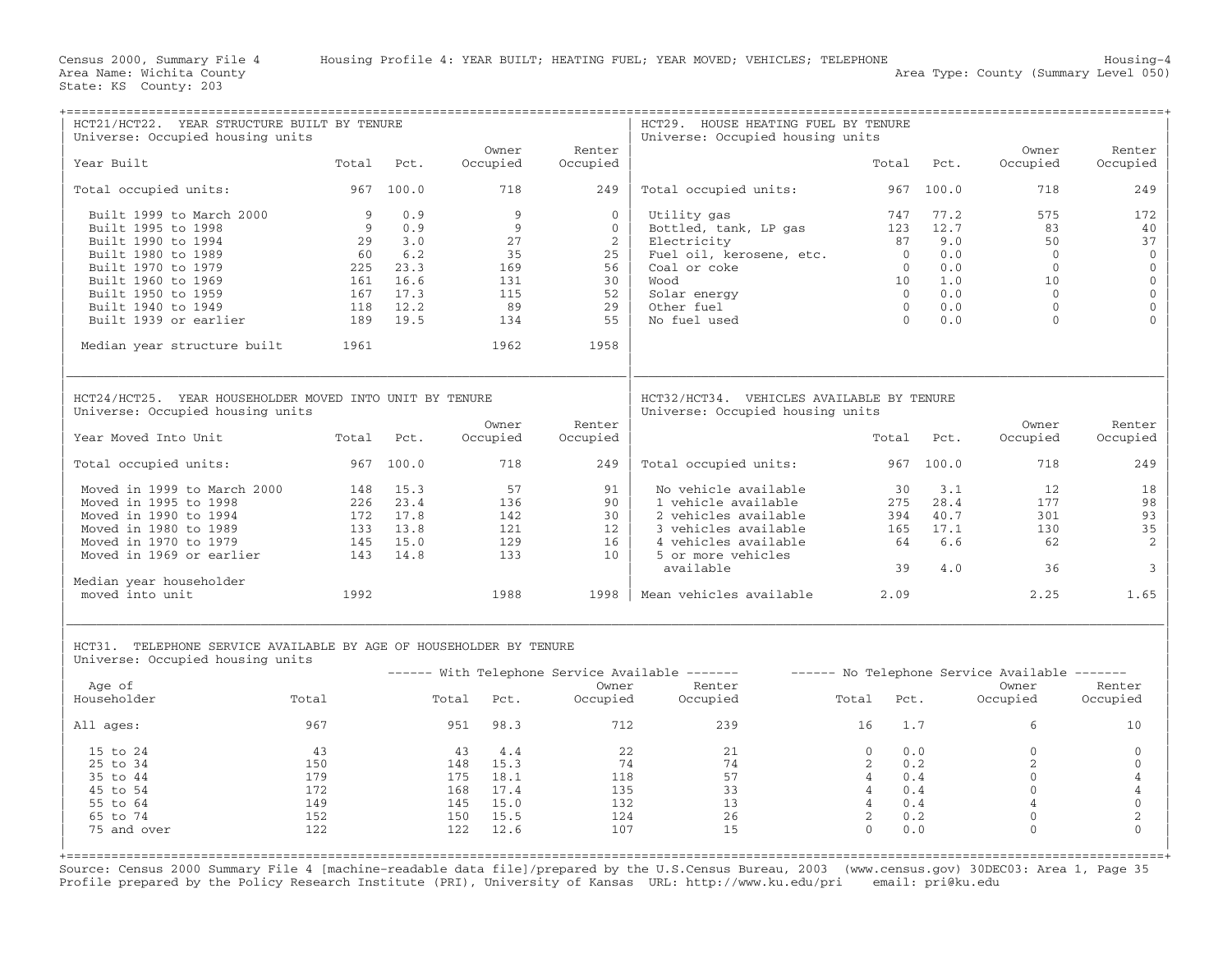Census 2000, Summary File 4 Housing Profile 4: YEAR BUILT; HEATING FUEL; YEAR MOVED; VEHICLES; TELEPHONE Housing-4
Area Name: Wichita County Area Type: County (Summary Level 050)
State: KS County: 203

## HCT21/HCT22. YEAR STRUCTURE BUILT BY TENURE

Universe: Occupied housing units

| Year Built | Total | Pct. | Owner Occupied | Renter Occupied |
|---|---|---|---|---|
| Total occupied units: | 967 | 100.0 | 718 | 249 |
| Built 1999 to March 2000 | 9 | 0.9 | 9 | 0 |
| Built 1995 to 1998 | 9 | 0.9 | 9 | 0 |
| Built 1990 to 1994 | 29 | 3.0 | 27 | 2 |
| Built 1980 to 1989 | 60 | 6.2 | 35 | 25 |
| Built 1970 to 1979 | 225 | 23.3 | 169 | 56 |
| Built 1960 to 1969 | 161 | 16.6 | 131 | 30 |
| Built 1950 to 1959 | 167 | 17.3 | 115 | 52 |
| Built 1940 to 1949 | 118 | 12.2 | 89 | 29 |
| Built 1939 or earlier | 189 | 19.5 | 134 | 55 |
| Median year structure built | 1961 | | 1962 | 1958 |

## HCT29. HOUSE HEATING FUEL BY TENURE

Universe: Occupied housing units

| | Total | Pct. | Owner Occupied | Renter Occupied |
|---|---|---|---|---|
| Total occupied units: | 967 | 100.0 | 718 | 249 |
| Utility gas | 747 | 77.2 | 575 | 172 |
| Bottled, tank, LP gas | 123 | 12.7 | 83 | 40 |
| Electricity | 87 | 9.0 | 50 | 37 |
| Fuel oil, kerosene, etc. | 0 | 0.0 | 0 | 0 |
| Coal or coke | 0 | 0.0 | 0 | 0 |
| Wood | 10 | 1.0 | 10 | 0 |
| Solar energy | 0 | 0.0 | 0 | 0 |
| Other fuel | 0 | 0.0 | 0 | 0 |
| No fuel used | 0 | 0.0 | 0 | 0 |

## HCT24/HCT25. YEAR HOUSEHOLDER MOVED INTO UNIT BY TENURE

Universe: Occupied housing units

| Year Moved Into Unit | Total | Pct. | Owner Occupied | Renter Occupied |
|---|---|---|---|---|
| Total occupied units: | 967 | 100.0 | 718 | 249 |
| Moved in 1999 to March 2000 | 148 | 15.3 | 57 | 91 |
| Moved in 1995 to 1998 | 226 | 23.4 | 136 | 90 |
| Moved in 1990 to 1994 | 172 | 17.8 | 142 | 30 |
| Moved in 1980 to 1989 | 133 | 13.8 | 121 | 12 |
| Moved in 1970 to 1979 | 145 | 15.0 | 129 | 16 |
| Moved in 1969 or earlier | 143 | 14.8 | 133 | 10 |
| Median year householder moved into unit | 1992 | | 1988 | 1998 |

## HCT32/HCT34. VEHICLES AVAILABLE BY TENURE

Universe: Occupied housing units

| | Total | Pct. | Owner Occupied | Renter Occupied |
|---|---|---|---|---|
| Total occupied units: | 967 | 100.0 | 718 | 249 |
| No vehicle available | 30 | 3.1 | 12 | 18 |
| 1 vehicle available | 275 | 28.4 | 177 | 98 |
| 2 vehicles available | 394 | 40.7 | 301 | 93 |
| 3 vehicles available | 165 | 17.1 | 130 | 35 |
| 4 vehicles available | 64 | 6.6 | 62 | 2 |
| 5 or more vehicles available | 39 | 4.0 | 36 | 3 |
| Mean vehicles available | 2.09 | | 2.25 | 1.65 |

## HCT31. TELEPHONE SERVICE AVAILABLE BY AGE OF HOUSEHOLDER BY TENURE

Universe: Occupied housing units

| Age of Householder | Total | With Telephone Service Available | | | | No Telephone Service Available | | | |
|---|---|---|---|---|---|---|---|---|---|
| | | Total | Pct. | Owner Occupied | Renter Occupied | Total | Pct. | Owner Occupied | Renter Occupied |
| All ages: | 967 | 951 | 98.3 | 712 | 239 | 16 | 1.7 | 6 | 10 |
| 15 to 24 | 43 | 43 | 4.4 | 22 | 21 | 0 | 0.0 | 0 | 0 |
| 25 to 34 | 150 | 148 | 15.3 | 74 | 74 | 2 | 0.2 | 2 | 0 |
| 35 to 44 | 179 | 175 | 18.1 | 118 | 57 | 4 | 0.4 | 0 | 4 |
| 45 to 54 | 172 | 168 | 17.4 | 135 | 33 | 4 | 0.4 | 0 | 4 |
| 55 to 64 | 149 | 145 | 15.0 | 132 | 13 | 4 | 0.4 | 4 | 0 |
| 65 to 74 | 152 | 150 | 15.5 | 124 | 26 | 2 | 0.2 | 0 | 2 |
| 75 and over | 122 | 122 | 12.6 | 107 | 15 | 0 | 0.0 | 0 | 0 |

Source: Census 2000 Summary File 4 [machine-readable data file]/prepared by the U.S.Census Bureau, 2003 (www.census.gov) 30DEC03: Area 1, Page 35
Profile prepared by the Policy Research Institute (PRI), University of Kansas URL: http://www.ku.edu/pri email: pri@ku.edu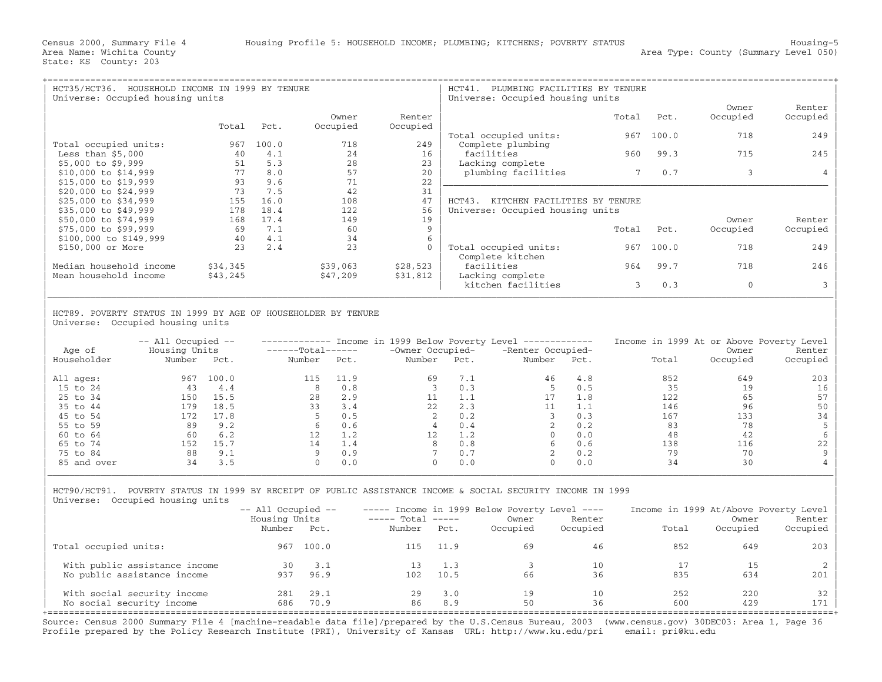Census 2000, Summary File 4 — Housing Profile 5: HOUSEHOLD INCOME; PLUMBING; KITCHENS; POVERTY STATUS — Housing-5

Area Name: Wichita County — Area Type: County (Summary Level 050)

State: KS County: 203

## HCT35/HCT36. HOUSEHOLD INCOME IN 1999 BY TENURE

Universe: Occupied housing units

| | Total | Pct. | Owner Occupied | Renter Occupied |
|---|---|---|---|---|
| Total occupied units: | 967 | 100.0 | 718 | 249 |
| Less than $5,000 | 40 | 4.1 | 24 | 16 |
| $5,000 to $9,999 | 51 | 5.3 | 28 | 23 |
| $10,000 to $14,999 | 77 | 8.0 | 57 | 20 |
| $15,000 to $19,999 | 93 | 9.6 | 71 | 22 |
| $20,000 to $24,999 | 73 | 7.5 | 42 | 31 |
| $25,000 to $34,999 | 155 | 16.0 | 108 | 47 |
| $35,000 to $49,999 | 178 | 18.4 | 122 | 56 |
| $50,000 to $74,999 | 168 | 17.4 | 149 | 19 |
| $75,000 to $99,999 | 69 | 7.1 | 60 | 9 |
| $100,000 to $149,999 | 40 | 4.1 | 34 | 6 |
| $150,000 or More | 23 | 2.4 | 23 | 0 |
| Median household income | $34,345 | | $39,063 | $28,523 |
| Mean household income | $43,245 | | $47,209 | $31,812 |

## HCT41. PLUMBING FACILITIES BY TENURE

Universe: Occupied housing units

| | Total | Pct. | Owner Occupied | Renter Occupied |
|---|---|---|---|---|
| Total occupied units: | 967 | 100.0 | 718 | 249 |
| Complete plumbing facilities | 960 | 99.3 | 715 | 245 |
| Lacking complete plumbing facilities | 7 | 0.7 | 3 | 4 |

## HCT43. KITCHEN FACILITIES BY TENURE

Universe: Occupied housing units

| | Total | Pct. | Owner Occupied | Renter Occupied |
|---|---|---|---|---|
| Total occupied units: | 967 | 100.0 | 718 | 249 |
| Complete kitchen facilities | 964 | 99.7 | 718 | 246 |
| Lacking complete kitchen facilities | 3 | 0.3 | 0 | 3 |

## HCT89. POVERTY STATUS IN 1999 BY AGE OF HOUSEHOLDER BY TENURE

Universe: Occupied housing units

| Age of Householder | All Occupied Housing Units Number | Pct. | Below Poverty Total Number | Pct. | Owner Occupied Number | Pct. | Renter Occupied Number | Pct. | At or Above Poverty Total | Owner Occupied | Renter Occupied |
|---|---|---|---|---|---|---|---|---|---|---|---|
| All ages: | 967 | 100.0 | 115 | 11.9 | 69 | 7.1 | 46 | 4.8 | 852 | 649 | 203 |
| 15 to 24 | 43 | 4.4 | 8 | 0.8 | 3 | 0.3 | 5 | 0.5 | 35 | 19 | 16 |
| 25 to 34 | 150 | 15.5 | 28 | 2.9 | 11 | 1.1 | 17 | 1.8 | 122 | 65 | 57 |
| 35 to 44 | 179 | 18.5 | 33 | 3.4 | 22 | 2.3 | 11 | 1.1 | 146 | 96 | 50 |
| 45 to 54 | 172 | 17.8 | 5 | 0.5 | 2 | 0.2 | 3 | 0.3 | 167 | 133 | 34 |
| 55 to 59 | 89 | 9.2 | 6 | 0.6 | 4 | 0.4 | 2 | 0.2 | 83 | 78 | 5 |
| 60 to 64 | 60 | 6.2 | 12 | 1.2 | 12 | 1.2 | 0 | 0.0 | 48 | 42 | 6 |
| 65 to 74 | 152 | 15.7 | 14 | 1.4 | 8 | 0.8 | 6 | 0.6 | 138 | 116 | 22 |
| 75 to 84 | 88 | 9.1 | 9 | 0.9 | 7 | 0.7 | 2 | 0.2 | 79 | 70 | 9 |
| 85 and over | 34 | 3.5 | 0 | 0.0 | 0 | 0.0 | 0 | 0.0 | 34 | 30 | 4 |

## HCT90/HCT91. POVERTY STATUS IN 1999 BY RECEIPT OF PUBLIC ASSISTANCE INCOME & SOCIAL SECURITY INCOME IN 1999

Universe: Occupied housing units

| | All Occupied Housing Units Number | Pct. | Below Poverty Total Number | Pct. | Owner Occupied | Renter Occupied | At/Above Poverty Total | Owner Occupied | Renter Occupied |
|---|---|---|---|---|---|---|---|---|---|
| Total occupied units: | 967 | 100.0 | 115 | 11.9 | 69 | 46 | 852 | 649 | 203 |
| With public assistance income | 30 | 3.1 | 13 | 1.3 | 3 | 10 | 17 | 15 | 2 |
| No public assistance income | 937 | 96.9 | 102 | 10.5 | 66 | 36 | 835 | 634 | 201 |
| With social security income | 281 | 29.1 | 29 | 3.0 | 19 | 10 | 252 | 220 | 32 |
| No social security income | 686 | 70.9 | 86 | 8.9 | 50 | 36 | 600 | 429 | 171 |

Source: Census 2000 Summary File 4 [machine-readable data file]/prepared by the U.S.Census Bureau, 2003 (www.census.gov) 30DEC03: Area 1, Page 36
Profile prepared by the Policy Research Institute (PRI), University of Kansas URL: http://www.ku.edu/pri email: pri@ku.edu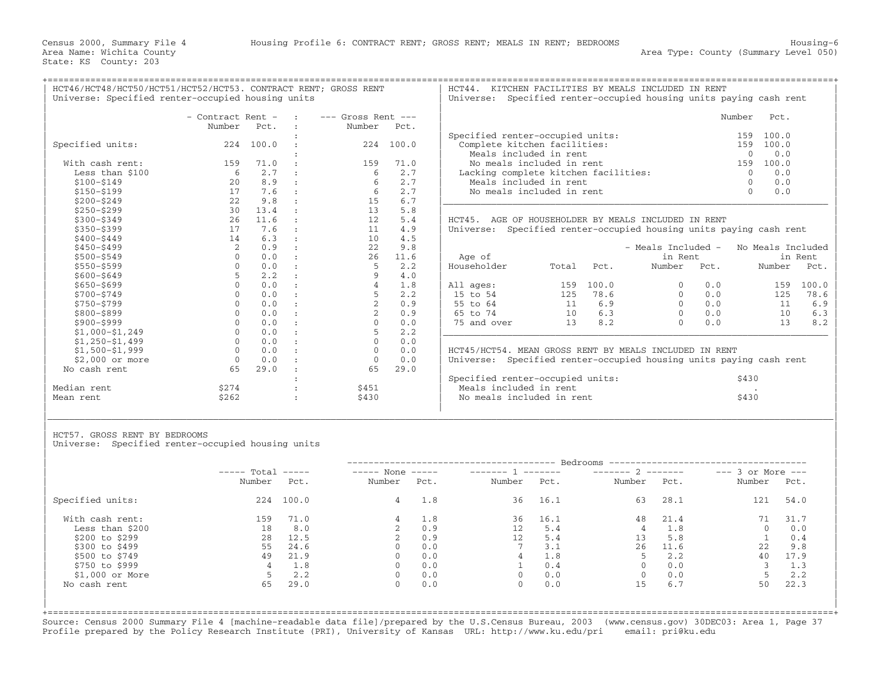Census 2000, Summary File 4 — Housing Profile 6: CONTRACT RENT; GROSS RENT; MEALS IN RENT; BEDROOMS — Housing-6

Area Name: Wichita County — Area Type: County (Summary Level 050)

State: KS County: 203

## HCT46/HCT48/HCT50/HCT51/HCT52/HCT53. CONTRACT RENT; GROSS RENT

Universe: Specified renter-occupied housing units

| | Contract Rent Number | Contract Rent Pct. | Gross Rent Number | Gross Rent Pct. |
|---|---|---|---|---|
| Specified units: | 224 | 100.0 | 224 | 100.0 |
| With cash rent: | 159 | 71.0 | 159 | 71.0 |
| Less than $100 | 6 | 2.7 | 6 | 2.7 |
| $100-$149 | 20 | 8.9 | 6 | 2.7 |
| $150-$199 | 17 | 7.6 | 6 | 2.7 |
| $200-$249 | 22 | 9.8 | 15 | 6.7 |
| $250-$299 | 30 | 13.4 | 13 | 5.8 |
| $300-$349 | 26 | 11.6 | 12 | 5.4 |
| $350-$399 | 17 | 7.6 | 11 | 4.9 |
| $400-$449 | 14 | 6.3 | 10 | 4.5 |
| $450-$499 | 2 | 0.9 | 22 | 9.8 |
| $500-$549 | 0 | 0.0 | 26 | 11.6 |
| $550-$599 | 0 | 0.0 | 5 | 2.2 |
| $600-$649 | 5 | 2.2 | 9 | 4.0 |
| $650-$699 | 0 | 0.0 | 4 | 1.8 |
| $700-$749 | 0 | 0.0 | 5 | 2.2 |
| $750-$799 | 0 | 0.0 | 2 | 0.9 |
| $800-$899 | 0 | 0.0 | 2 | 0.9 |
| $900-$999 | 0 | 0.0 | 0 | 0.0 |
| $1,000-$1,249 | 0 | 0.0 | 5 | 2.2 |
| $1,250-$1,499 | 0 | 0.0 | 0 | 0.0 |
| $1,500-$1,999 | 0 | 0.0 | 0 | 0.0 |
| $2,000 or more | 0 | 0.0 | 0 | 0.0 |
| No cash rent | 65 | 29.0 | 65 | 29.0 |
| Median rent | $274 | | $451 | |
| Mean rent | $262 | | $430 | |

## HCT44. KITCHEN FACILITIES BY MEALS INCLUDED IN RENT

Universe: Specified renter-occupied housing units paying cash rent

| | Number | Pct. |
|---|---|---|
| Specified renter-occupied units: | 159 | 100.0 |
| Complete kitchen facilities: | 159 | 100.0 |
| Meals included in rent | 0 | 0.0 |
| No meals included in rent | 159 | 100.0 |
| Lacking complete kitchen facilities: | 0 | 0.0 |
| Meals included in rent | 0 | 0.0 |
| No meals included in rent | 0 | 0.0 |

## HCT45. AGE OF HOUSEHOLDER BY MEALS INCLUDED IN RENT

Universe: Specified renter-occupied housing units paying cash rent

| Age of Householder | Total | Pct. | Meals Included in Rent Number | Meals Included in Rent Pct. | No Meals Included in Rent Number | No Meals Included in Rent Pct. |
|---|---|---|---|---|---|---|
| All ages: | 159 | 100.0 | 0 | 0.0 | 159 | 100.0 |
| 15 to 54 | 125 | 78.6 | 0 | 0.0 | 125 | 78.6 |
| 55 to 64 | 11 | 6.9 | 0 | 0.0 | 11 | 6.9 |
| 65 to 74 | 10 | 6.3 | 0 | 0.0 | 10 | 6.3 |
| 75 and over | 13 | 8.2 | 0 | 0.0 | 13 | 8.2 |

## HCT45/HCT54. MEAN GROSS RENT BY MEALS INCLUDED IN RENT

Universe: Specified renter-occupied housing units paying cash rent

| | |
|---|---|
| Specified renter-occupied units: | $430 |
| Meals included in rent | . |
| No meals included in rent | $430 |

## HCT57. GROSS RENT BY BEDROOMS

Universe: Specified renter-occupied housing units

| | Total Number | Total Pct. | None Number | None Pct. | 1 Number | 1 Pct. | 2 Number | 2 Pct. | 3 or More Number | 3 or More Pct. |
|---|---|---|---|---|---|---|---|---|---|---|
| Specified units: | 224 | 100.0 | 4 | 1.8 | 36 | 16.1 | 63 | 28.1 | 121 | 54.0 |
| With cash rent: | 159 | 71.0 | 4 | 1.8 | 36 | 16.1 | 48 | 21.4 | 71 | 31.7 |
| Less than $200 | 18 | 8.0 | 2 | 0.9 | 12 | 5.4 | 4 | 1.8 | 0 | 0.0 |
| $200 to $299 | 28 | 12.5 | 2 | 0.9 | 12 | 5.4 | 13 | 5.8 | 1 | 0.4 |
| $300 to $499 | 55 | 24.6 | 0 | 0.0 | 7 | 3.1 | 26 | 11.6 | 22 | 9.8 |
| $500 to $749 | 49 | 21.9 | 0 | 0.0 | 4 | 1.8 | 5 | 2.2 | 40 | 17.9 |
| $750 to $999 | 4 | 1.8 | 0 | 0.0 | 1 | 0.4 | 0 | 0.0 | 3 | 1.3 |
| $1,000 or More | 5 | 2.2 | 0 | 0.0 | 0 | 0.0 | 0 | 0.0 | 5 | 2.2 |
| No cash rent | 65 | 29.0 | 0 | 0.0 | 0 | 0.0 | 15 | 6.7 | 50 | 22.3 |

Source: Census 2000 Summary File 4 [machine-readable data file]/prepared by the U.S.Census Bureau, 2003 (www.census.gov) 30DEC03: Area 1, Page 37
Profile prepared by the Policy Research Institute (PRI), University of Kansas URL: http://www.ku.edu/pri email: pri@ku.edu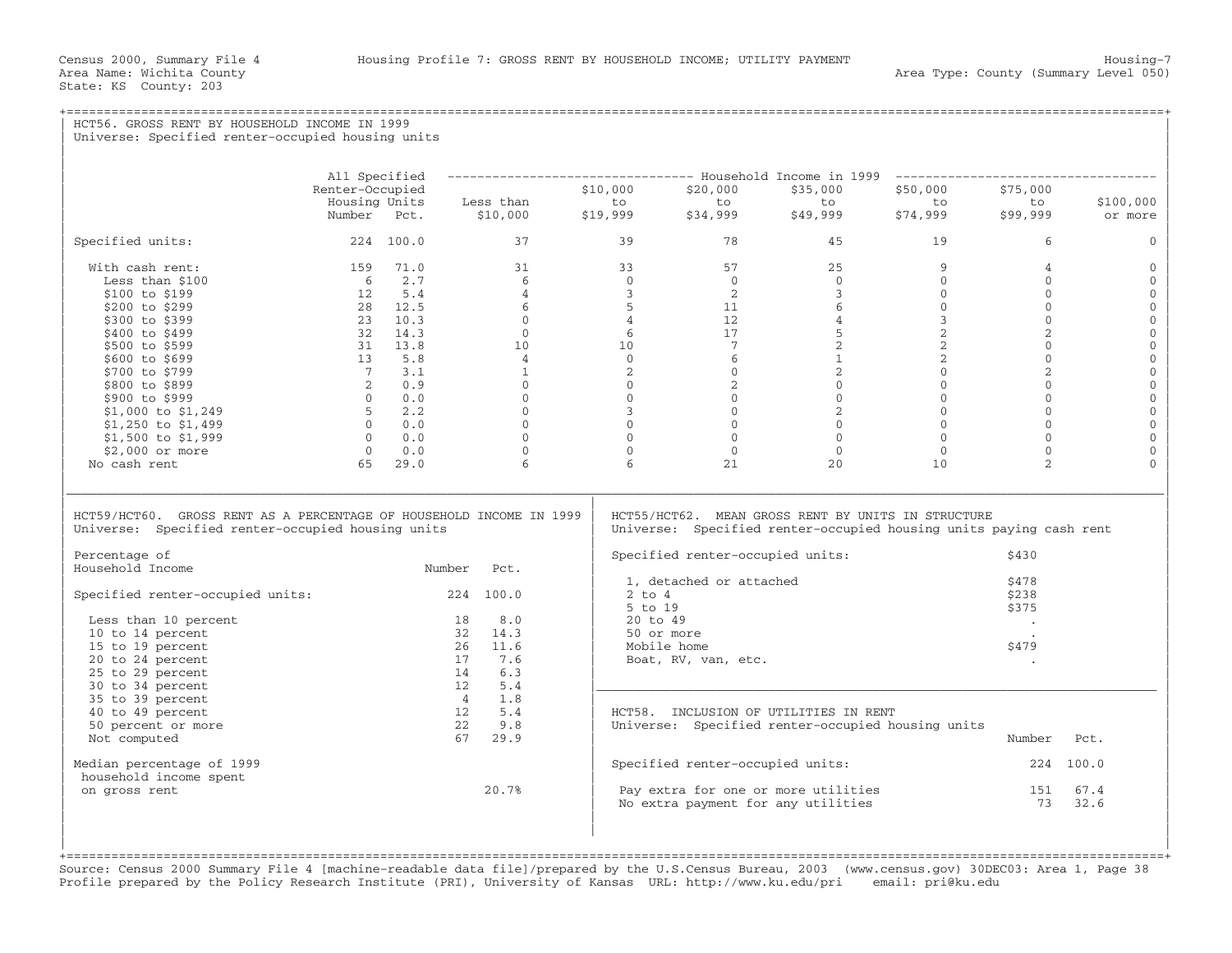Census 2000, Summary File 4 — Housing Profile 7: GROSS RENT BY HOUSEHOLD INCOME; UTILITY PAYMENT — Housing-7

Area Name: Wichita County — Area Type: County (Summary Level 050)

State: KS County: 203

## HCT56. GROSS RENT BY HOUSEHOLD INCOME IN 1999

Universe: Specified renter-occupied housing units

| | All Specified Renter-Occupied Housing Units Number | Pct. | Household Income in 1999: Less than $10,000 | $10,000 to $19,999 | $20,000 to $34,999 | $35,000 to $49,999 | $50,000 to $74,999 | $75,000 to $99,999 | $100,000 or more |
|---|---|---|---|---|---|---|---|---|---|
| Specified units: | 224 | 100.0 | 37 | 39 | 78 | 45 | 19 | 6 | 0 |
| With cash rent: | 159 | 71.0 | 31 | 33 | 57 | 25 | 9 | 4 | 0 |
| Less than $100 | 6 | 2.7 | 6 | 0 | 0 | 0 | 0 | 0 | 0 |
| $100 to $199 | 12 | 5.4 | 4 | 3 | 2 | 3 | 0 | 0 | 0 |
| $200 to $299 | 28 | 12.5 | 6 | 5 | 11 | 6 | 0 | 0 | 0 |
| $300 to $399 | 23 | 10.3 | 0 | 4 | 12 | 4 | 3 | 0 | 0 |
| $400 to $499 | 32 | 14.3 | 0 | 6 | 17 | 5 | 2 | 2 | 0 |
| $500 to $599 | 31 | 13.8 | 10 | 10 | 7 | 2 | 2 | 0 | 0 |
| $600 to $699 | 13 | 5.8 | 4 | 0 | 6 | 1 | 2 | 0 | 0 |
| $700 to $799 | 7 | 3.1 | 1 | 2 | 0 | 2 | 0 | 2 | 0 |
| $800 to $899 | 2 | 0.9 | 0 | 0 | 2 | 0 | 0 | 0 | 0 |
| $900 to $999 | 0 | 0.0 | 0 | 0 | 0 | 0 | 0 | 0 | 0 |
| $1,000 to $1,249 | 5 | 2.2 | 0 | 3 | 0 | 2 | 0 | 0 | 0 |
| $1,250 to $1,499 | 0 | 0.0 | 0 | 0 | 0 | 0 | 0 | 0 | 0 |
| $1,500 to $1,999 | 0 | 0.0 | 0 | 0 | 0 | 0 | 0 | 0 | 0 |
| $2,000 or more | 0 | 0.0 | 0 | 0 | 0 | 0 | 0 | 0 | 0 |
| No cash rent | 65 | 29.0 | 6 | 6 | 21 | 20 | 10 | 2 | 0 |

## HCT59/HCT60. GROSS RENT AS A PERCENTAGE OF HOUSEHOLD INCOME IN 1999

Universe: Specified renter-occupied housing units

| Percentage of Household Income | Number | Pct. |
|---|---|---|
| Specified renter-occupied units: | 224 | 100.0 |
| Less than 10 percent | 18 | 8.0 |
| 10 to 14 percent | 32 | 14.3 |
| 15 to 19 percent | 26 | 11.6 |
| 20 to 24 percent | 17 | 7.6 |
| 25 to 29 percent | 14 | 6.3 |
| 30 to 34 percent | 12 | 5.4 |
| 35 to 39 percent | 4 | 1.8 |
| 40 to 49 percent | 12 | 5.4 |
| 50 percent or more | 22 | 9.8 |
| Not computed | 67 | 29.9 |
| Median percentage of 1999 household income spent on gross rent | | 20.7% |

## HCT55/HCT62. MEAN GROSS RENT BY UNITS IN STRUCTURE

Universe: Specified renter-occupied housing units paying cash rent

| | |
|---|---|
| Specified renter-occupied units: | $430 |
| 1, detached or attached | $478 |
| 2 to 4 | $238 |
| 5 to 19 | $375 |
| 20 to 49 | . |
| 50 or more | . |
| Mobile home | $479 |
| Boat, RV, van, etc. | . |

## HCT58. INCLUSION OF UTILITIES IN RENT

Universe: Specified renter-occupied housing units

| | Number | Pct. |
|---|---|---|
| Specified renter-occupied units: | 224 | 100.0 |
| Pay extra for one or more utilities | 151 | 67.4 |
| No extra payment for any utilities | 73 | 32.6 |

Source: Census 2000 Summary File 4 [machine-readable data file]/prepared by the U.S.Census Bureau, 2003 (www.census.gov) 30DEC03: Area 1, Page 38
Profile prepared by the Policy Research Institute (PRI), University of Kansas URL: http://www.ku.edu/pri email: pri@ku.edu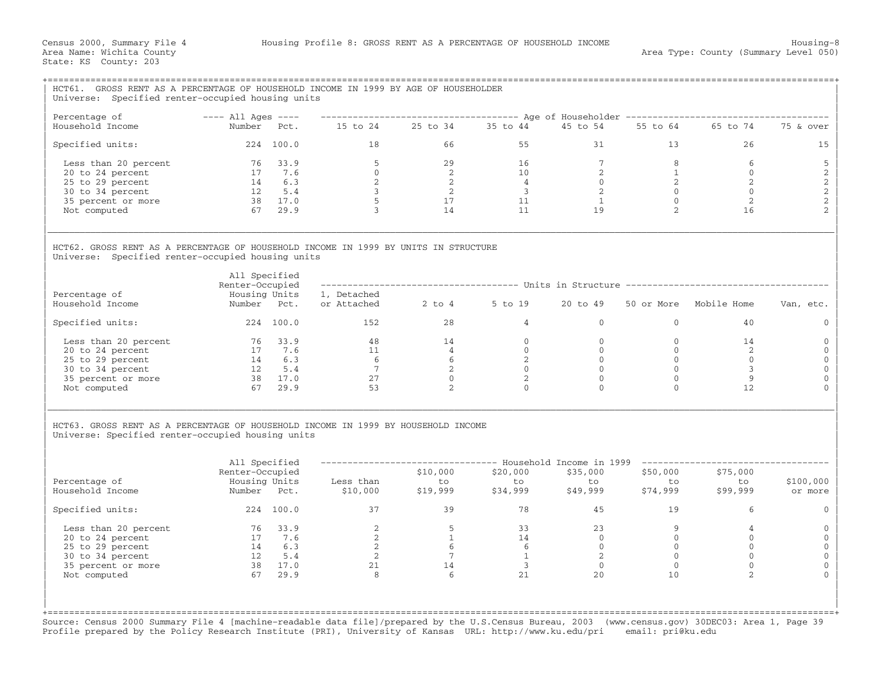Census 2000, Summary File 4 — Housing Profile 8: GROSS RENT AS A PERCENTAGE OF HOUSEHOLD INCOME — Housing-8

Area Name: Wichita County — Area Type: County (Summary Level 050)

State: KS County: 203

## HCT61. GROSS RENT AS A PERCENTAGE OF HOUSEHOLD INCOME IN 1999 BY AGE OF HOUSEHOLDER

Universe: Specified renter-occupied housing units

| Percentage of Household Income | All Ages Number | All Ages Pct. | 15 to 24 | 25 to 34 | 35 to 44 | 45 to 54 | 55 to 64 | 65 to 74 | 75 & over |
|---|---|---|---|---|---|---|---|---|---|
| Specified units: | 224 | 100.0 | 18 | 66 | 55 | 31 | 13 | 26 | 15 |
| Less than 20 percent | 76 | 33.9 | 5 | 29 | 16 | 7 | 8 | 6 | 5 |
| 20 to 24 percent | 17 | 7.6 | 0 | 2 | 10 | 2 | 1 | 0 | 2 |
| 25 to 29 percent | 14 | 6.3 | 2 | 2 | 4 | 0 | 2 | 2 | 2 |
| 30 to 34 percent | 12 | 5.4 | 3 | 2 | 3 | 2 | 0 | 0 | 2 |
| 35 percent or more | 38 | 17.0 | 5 | 17 | 11 | 1 | 0 | 2 | 2 |
| Not computed | 67 | 29.9 | 3 | 14 | 11 | 19 | 2 | 16 | 2 |

## HCT62. GROSS RENT AS A PERCENTAGE OF HOUSEHOLD INCOME IN 1999 BY UNITS IN STRUCTURE

Universe: Specified renter-occupied housing units

| Percentage of Household Income | All Specified Renter-Occupied Housing Units Number | Pct. | 1, Detached or Attached | 2 to 4 | 5 to 19 | 20 to 49 | 50 or More | Mobile Home | Van, etc. |
|---|---|---|---|---|---|---|---|---|---|
| Specified units: | 224 | 100.0 | 152 | 28 | 4 | 0 | 0 | 40 | 0 |
| Less than 20 percent | 76 | 33.9 | 48 | 14 | 0 | 0 | 0 | 14 | 0 |
| 20 to 24 percent | 17 | 7.6 | 11 | 4 | 0 | 0 | 0 | 2 | 0 |
| 25 to 29 percent | 14 | 6.3 | 6 | 6 | 2 | 0 | 0 | 0 | 0 |
| 30 to 34 percent | 12 | 5.4 | 7 | 2 | 0 | 0 | 0 | 3 | 0 |
| 35 percent or more | 38 | 17.0 | 27 | 0 | 2 | 0 | 0 | 9 | 0 |
| Not computed | 67 | 29.9 | 53 | 2 | 0 | 0 | 0 | 12 | 0 |

## HCT63. GROSS RENT AS A PERCENTAGE OF HOUSEHOLD INCOME IN 1999 BY HOUSEHOLD INCOME

Universe: Specified renter-occupied housing units

| Percentage of Household Income | All Specified Renter-Occupied Housing Units Number | Pct. | Less than $10,000 | $10,000 to $19,999 | $20,000 to $34,999 | $35,000 to $49,999 | $50,000 to $74,999 | $75,000 to $99,999 | $100,000 or more |
|---|---|---|---|---|---|---|---|---|---|
| Specified units: | 224 | 100.0 | 37 | 39 | 78 | 45 | 19 | 6 | 0 |
| Less than 20 percent | 76 | 33.9 | 2 | 5 | 33 | 23 | 9 | 4 | 0 |
| 20 to 24 percent | 17 | 7.6 | 2 | 1 | 14 | 0 | 0 | 0 | 0 |
| 25 to 29 percent | 14 | 6.3 | 2 | 6 | 6 | 0 | 0 | 0 | 0 |
| 30 to 34 percent | 12 | 5.4 | 2 | 7 | 1 | 2 | 0 | 0 | 0 |
| 35 percent or more | 38 | 17.0 | 21 | 14 | 3 | 0 | 0 | 0 | 0 |
| Not computed | 67 | 29.9 | 8 | 6 | 21 | 20 | 10 | 2 | 0 |

Source: Census 2000 Summary File 4 [machine-readable data file]/prepared by the U.S.Census Bureau, 2003 (www.census.gov) 30DEC03: Area 1, Page 39

Profile prepared by the Policy Research Institute (PRI), University of Kansas URL: http://www.ku.edu/pri email: pri@ku.edu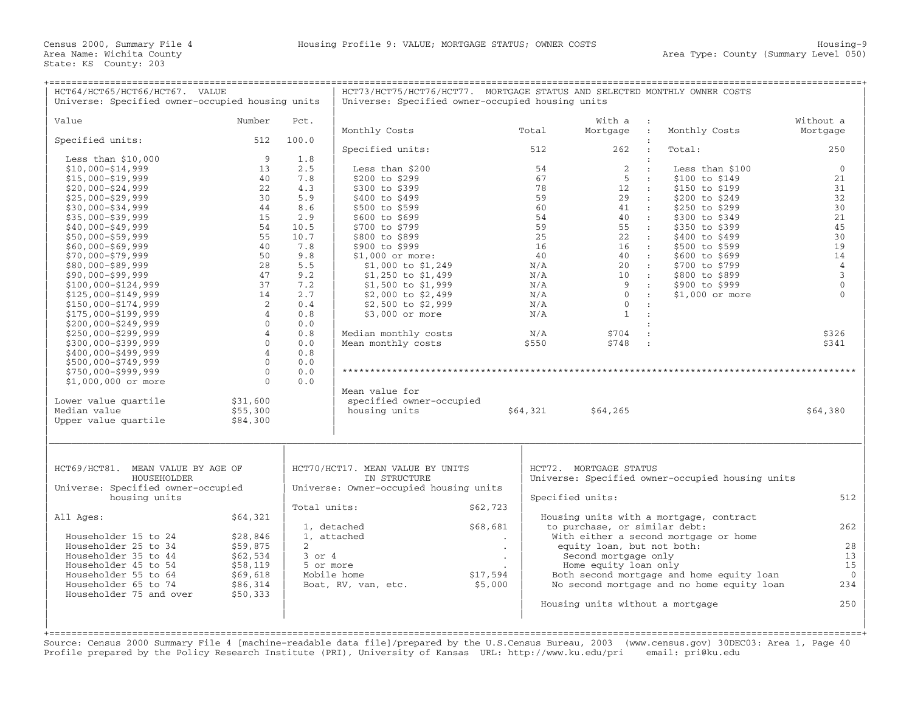Census 2000, Summary File 4 — Housing Profile 9: VALUE; MORTGAGE STATUS; OWNER COSTS — Housing-9

Area Name: Wichita County — Area Type: County (Summary Level 050)

State: KS County: 203

## HCT64/HCT65/HCT66/HCT67. VALUE

Universe: Specified owner-occupied housing units

| Value | Number | Pct. |
|---|---|---|
| Specified units: | 512 | 100.0 |
| Less than $10,000 | 9 | 1.8 |
| $10,000-$14,999 | 13 | 2.5 |
| $15,000-$19,999 | 40 | 7.8 |
| $20,000-$24,999 | 22 | 4.3 |
| $25,000-$29,999 | 30 | 5.9 |
| $30,000-$34,999 | 44 | 8.6 |
| $35,000-$39,999 | 15 | 2.9 |
| $40,000-$49,999 | 54 | 10.5 |
| $50,000-$59,999 | 55 | 10.7 |
| $60,000-$69,999 | 40 | 7.8 |
| $70,000-$79,999 | 50 | 9.8 |
| $80,000-$89,999 | 28 | 5.5 |
| $90,000-$99,999 | 47 | 9.2 |
| $100,000-$124,999 | 37 | 7.2 |
| $125,000-$149,999 | 14 | 2.7 |
| $150,000-$174,999 | 2 | 0.4 |
| $175,000-$199,999 | 4 | 0.8 |
| $200,000-$249,999 | 0 | 0.0 |
| $250,000-$299,999 | 4 | 0.8 |
| $300,000-$399,999 | 0 | 0.0 |
| $400,000-$499,999 | 4 | 0.8 |
| $500,000-$749,999 | 0 | 0.0 |
| $750,000-$999,999 | 0 | 0.0 |
| $1,000,000 or more | 0 | 0.0 |
| Lower value quartile | $31,600 | |
| Median value | $55,300 | |
| Upper value quartile | $84,300 | |

## HCT73/HCT75/HCT76/HCT77. MORTGAGE STATUS AND SELECTED MONTHLY OWNER COSTS

Universe: Specified owner-occupied housing units

| Monthly Costs | Total | With a Mortgage |
|---|---|---|
| Specified units: | 512 | 262 |
| Less than $200 | 54 | 2 |
| $200 to $299 | 67 | 5 |
| $300 to $399 | 78 | 12 |
| $400 to $499 | 59 | 29 |
| $500 to $599 | 60 | 41 |
| $600 to $699 | 54 | 40 |
| $700 to $799 | 59 | 55 |
| $800 to $899 | 25 | 22 |
| $900 to $999 | 16 | 16 |
| $1,000 or more: | 40 | 40 |
| $1,000 to $1,249 | N/A | 20 |
| $1,250 to $1,499 | N/A | 10 |
| $1,500 to $1,999 | N/A | 9 |
| $2,000 to $2,499 | N/A | 0 |
| $2,500 to $2,999 | N/A | 0 |
| $3,000 or more | N/A | 1 |
| Median monthly costs | N/A | $704 |
| Mean monthly costs | $550 | $748 |

| Monthly Costs | Without a Mortgage |
|---|---|
| Total: | 250 |
| Less than $100 | 0 |
| $100 to $149 | 21 |
| $150 to $199 | 31 |
| $200 to $249 | 32 |
| $250 to $299 | 30 |
| $300 to $349 | 21 |
| $350 to $399 | 45 |
| $400 to $499 | 30 |
| $500 to $599 | 19 |
| $600 to $699 | 14 |
| $700 to $799 | 4 |
| $800 to $899 | 3 |
| $900 to $999 | 0 |
| $1,000 or more | 0 |
| Median monthly costs | $326 |
| Mean monthly costs | $341 |

| | Total | With a Mortgage | Without a Mortgage |
|---|---|---|---|
| Mean value for specified owner-occupied housing units | $64,321 | $64,265 | $64,380 |

## HCT69/HCT81. MEAN VALUE BY AGE OF HOUSEHOLDER

Universe: Specified owner-occupied housing units

| Age | Mean value |
|---|---|
| All Ages: | $64,321 |
| Householder 15 to 24 | $28,846 |
| Householder 25 to 34 | $59,875 |
| Householder 35 to 44 | $62,534 |
| Householder 45 to 54 | $58,119 |
| Householder 55 to 64 | $69,618 |
| Householder 65 to 74 | $86,314 |
| Householder 75 and over | $50,333 |

## HCT70/HCT17. MEAN VALUE BY UNITS IN STRUCTURE

Universe: Owner-occupied housing units

| Units in structure | Mean value |
|---|---|
| Total units: | $62,723 |
| 1, detached | $68,681 |
| 1, attached | . |
| 2 | . |
| 3 or 4 | . |
| 5 or more | . |
| Mobile home | $17,594 |
| Boat, RV, van, etc. | $5,000 |

## HCT72. MORTGAGE STATUS

Universe: Specified owner-occupied housing units

| | |
|---|---|
| Specified units: | 512 |
| Housing units with a mortgage, contract to purchase, or similar debt: | 262 |
| With either a second mortgage or home equity loan, but not both: | 28 |
| Second mortgage only | 13 |
| Home equity loan only | 15 |
| Both second mortgage and home equity loan | 0 |
| No second mortgage and no home equity loan | 234 |
| Housing units without a mortgage | 250 |

Source: Census 2000 Summary File 4 [machine-readable data file]/prepared by the U.S.Census Bureau, 2003 (www.census.gov) 30DEC03: Area 1, Page 40

Profile prepared by the Policy Research Institute (PRI), University of Kansas URL: http://www.ku.edu/pri email: pri@ku.edu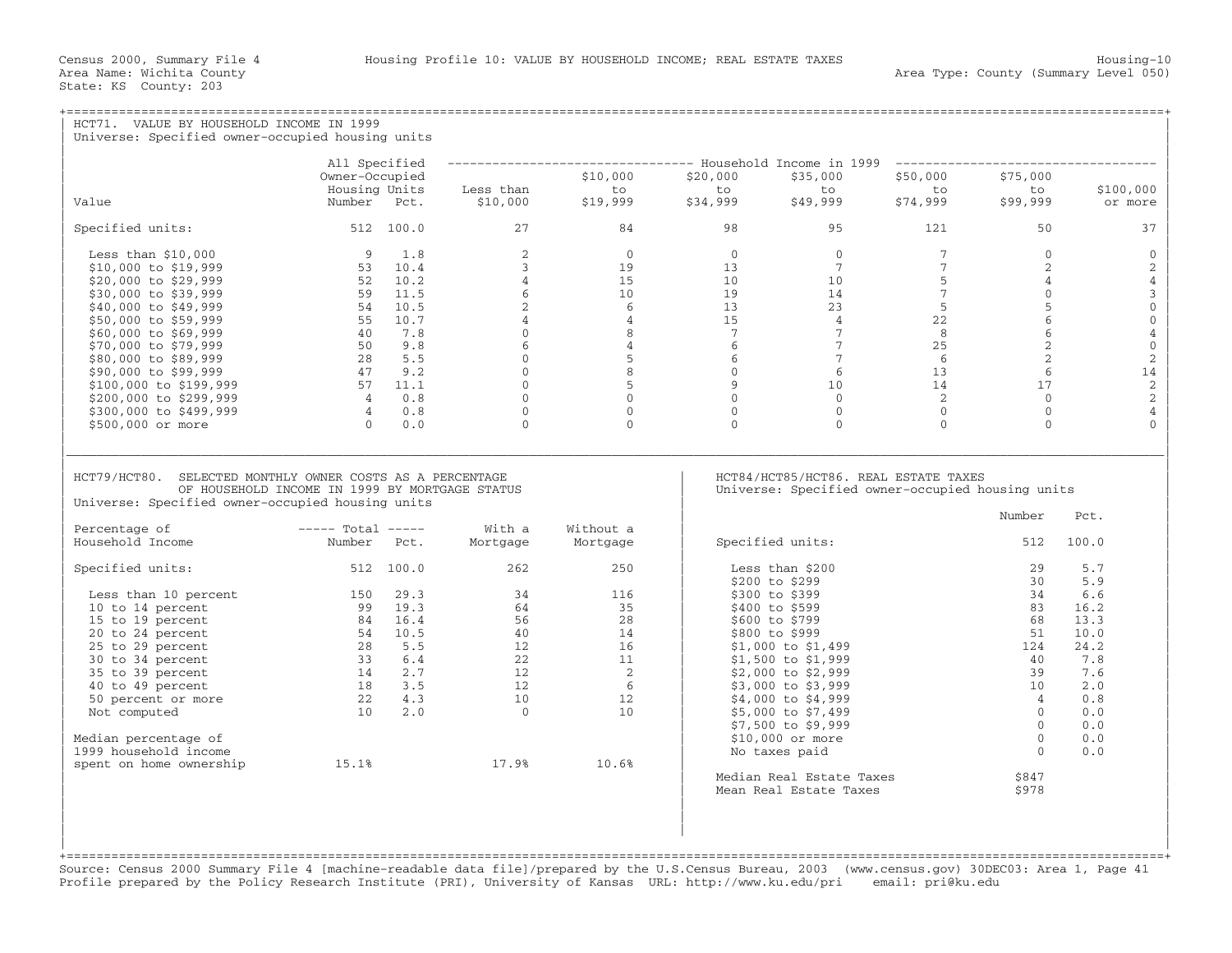Census 2000, Summary File 4 — Housing Profile 10: VALUE BY HOUSEHOLD INCOME; REAL ESTATE TAXES — Housing-10

Area Name: Wichita County — Area Type: County (Summary Level 050)

State: KS County: 203

## HCT71. VALUE BY HOUSEHOLD INCOME IN 1999

Universe: Specified owner-occupied housing units

| Value | All Specified Owner-Occupied Housing Units Number | Pct. | Household Income in 1999: Less than $10,000 | $10,000 to $19,999 | $20,000 to $34,999 | $35,000 to $49,999 | $50,000 to $74,999 | $75,000 to $99,999 | $100,000 or more |
|---|---|---|---|---|---|---|---|---|---|
| Specified units: | 512 | 100.0 | 27 | 84 | 98 | 95 | 121 | 50 | 37 |
| Less than $10,000 | 9 | 1.8 | 2 | 0 | 0 | 0 | 7 | 0 | 0 |
| $10,000 to $19,999 | 53 | 10.4 | 3 | 19 | 13 | 7 | 7 | 2 | 2 |
| $20,000 to $29,999 | 52 | 10.2 | 4 | 15 | 10 | 10 | 5 | 4 | 4 |
| $30,000 to $39,999 | 59 | 11.5 | 6 | 10 | 19 | 14 | 7 | 0 | 3 |
| $40,000 to $49,999 | 54 | 10.5 | 2 | 6 | 13 | 23 | 5 | 5 | 0 |
| $50,000 to $59,999 | 55 | 10.7 | 4 | 4 | 15 | 4 | 22 | 6 | 0 |
| $60,000 to $69,999 | 40 | 7.8 | 0 | 8 | 7 | 7 | 8 | 6 | 4 |
| $70,000 to $79,999 | 50 | 9.8 | 6 | 4 | 6 | 7 | 25 | 2 | 0 |
| $80,000 to $89,999 | 28 | 5.5 | 0 | 5 | 6 | 7 | 6 | 2 | 2 |
| $90,000 to $99,999 | 47 | 9.2 | 0 | 8 | 0 | 6 | 13 | 6 | 14 |
| $100,000 to $199,999 | 57 | 11.1 | 0 | 5 | 9 | 10 | 14 | 17 | 2 |
| $200,000 to $299,999 | 4 | 0.8 | 0 | 0 | 0 | 0 | 2 | 0 | 2 |
| $300,000 to $499,999 | 4 | 0.8 | 0 | 0 | 0 | 0 | 0 | 0 | 4 |
| $500,000 or more | 0 | 0.0 | 0 | 0 | 0 | 0 | 0 | 0 | 0 |

## HCT79/HCT80. SELECTED MONTHLY OWNER COSTS AS A PERCENTAGE OF HOUSEHOLD INCOME IN 1999 BY MORTGAGE STATUS

Universe: Specified owner-occupied housing units

| Percentage of Household Income | Total Number | Total Pct. | With a Mortgage | Without a Mortgage |
|---|---|---|---|---|
| Specified units: | 512 | 100.0 | 262 | 250 |
| Less than 10 percent | 150 | 29.3 | 34 | 116 |
| 10 to 14 percent | 99 | 19.3 | 64 | 35 |
| 15 to 19 percent | 84 | 16.4 | 56 | 28 |
| 20 to 24 percent | 54 | 10.5 | 40 | 14 |
| 25 to 29 percent | 28 | 5.5 | 12 | 16 |
| 30 to 34 percent | 33 | 6.4 | 22 | 11 |
| 35 to 39 percent | 14 | 2.7 | 12 | 2 |
| 40 to 49 percent | 18 | 3.5 | 12 | 6 |
| 50 percent or more | 22 | 4.3 | 10 | 12 |
| Not computed | 10 | 2.0 | 0 | 10 |
| Median percentage of 1999 household income spent on home ownership | 15.1% | | 17.9% | 10.6% |

## HCT84/HCT85/HCT86. REAL ESTATE TAXES

Universe: Specified owner-occupied housing units

| | Number | Pct. |
|---|---|---|
| Specified units: | 512 | 100.0 |
| Less than $200 | 29 | 5.7 |
| $200 to $299 | 30 | 5.9 |
| $300 to $399 | 34 | 6.6 |
| $400 to $599 | 83 | 16.2 |
| $600 to $799 | 68 | 13.3 |
| $800 to $999 | 51 | 10.0 |
| $1,000 to $1,499 | 124 | 24.2 |
| $1,500 to $1,999 | 40 | 7.8 |
| $2,000 to $2,999 | 39 | 7.6 |
| $3,000 to $3,999 | 10 | 2.0 |
| $4,000 to $4,999 | 4 | 0.8 |
| $5,000 to $7,499 | 0 | 0.0 |
| $7,500 to $9,999 | 0 | 0.0 |
| $10,000 or more | 0 | 0.0 |
| No taxes paid | 0 | 0.0 |
| Median Real Estate Taxes | $847 | |
| Mean Real Estate Taxes | $978 | |

Source: Census 2000 Summary File 4 [machine-readable data file]/prepared by the U.S.Census Bureau, 2003 (www.census.gov) 30DEC03: Area 1, Page 41
Profile prepared by the Policy Research Institute (PRI), University of Kansas URL: http://www.ku.edu/pri email: pri@ku.edu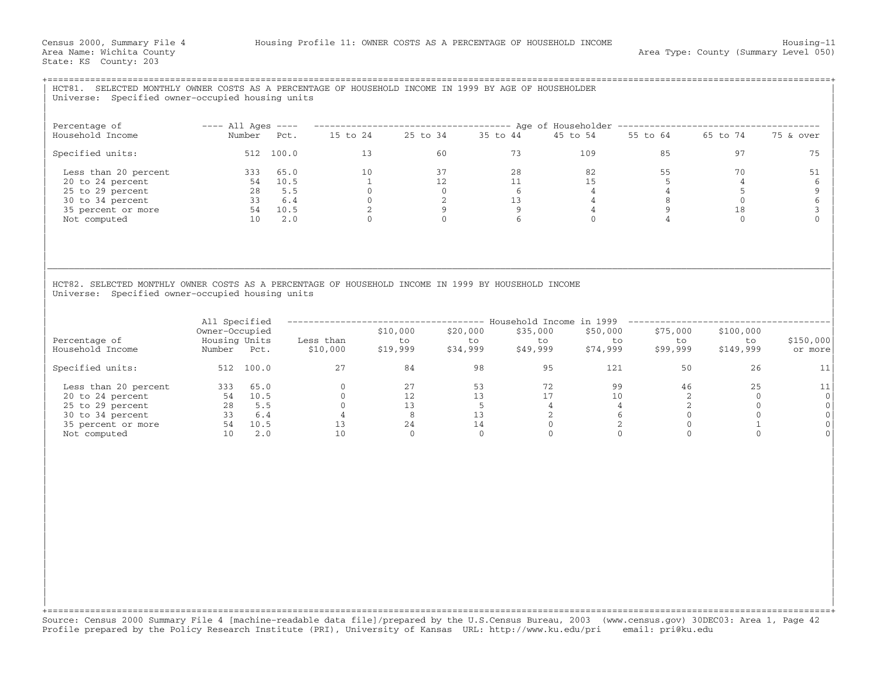Census 2000, Summary File 4
Area Name: Wichita County
State: KS County: 203

Housing Profile 11: OWNER COSTS AS A PERCENTAGE OF HOUSEHOLD INCOME

Housing-11
Area Type: County (Summary Level 050)

## HCT81. SELECTED MONTHLY OWNER COSTS AS A PERCENTAGE OF HOUSEHOLD INCOME IN 1999 BY AGE OF HOUSEHOLDER

Universe: Specified owner-occupied housing units

| Percentage of Household Income | All Ages Number | All Ages Pct. | 15 to 24 | 25 to 34 | 35 to 44 | 45 to 54 | 55 to 64 | 65 to 74 | 75 & over |
|---|---|---|---|---|---|---|---|---|---|
| Specified units: | 512 | 100.0 | 13 | 60 | 73 | 109 | 85 | 97 | 75 |
| Less than 20 percent | 333 | 65.0 | 10 | 37 | 28 | 82 | 55 | 70 | 51 |
| 20 to 24 percent | 54 | 10.5 | 1 | 12 | 11 | 15 | 5 | 4 | 6 |
| 25 to 29 percent | 28 | 5.5 | 0 | 0 | 6 | 4 | 4 | 5 | 9 |
| 30 to 34 percent | 33 | 6.4 | 0 | 2 | 13 | 4 | 8 | 0 | 6 |
| 35 percent or more | 54 | 10.5 | 2 | 9 | 9 | 4 | 9 | 18 | 3 |
| Not computed | 10 | 2.0 | 0 | 0 | 6 | 0 | 4 | 0 | 0 |

## HCT82. SELECTED MONTHLY OWNER COSTS AS A PERCENTAGE OF HOUSEHOLD INCOME IN 1999 BY HOUSEHOLD INCOME

Universe: Specified owner-occupied housing units

| Percentage of Household Income | All Specified Owner-Occupied Housing Units Number | All Specified Owner-Occupied Housing Units Pct. | Less than $10,000 | $10,000 to $19,999 | $20,000 to $34,999 | $35,000 to $49,999 | $50,000 to $74,999 | $75,000 to $99,999 | $100,000 to $149,999 | $150,000 or more |
|---|---|---|---|---|---|---|---|---|---|---|
| Specified units: | 512 | 100.0 | 27 | 84 | 98 | 95 | 121 | 50 | 26 | 11 |
| Less than 20 percent | 333 | 65.0 | 0 | 27 | 53 | 72 | 99 | 46 | 25 | 11 |
| 20 to 24 percent | 54 | 10.5 | 0 | 12 | 13 | 17 | 10 | 2 | 0 | 0 |
| 25 to 29 percent | 28 | 5.5 | 0 | 13 | 5 | 4 | 4 | 2 | 0 | 0 |
| 30 to 34 percent | 33 | 6.4 | 4 | 8 | 13 | 2 | 6 | 0 | 0 | 0 |
| 35 percent or more | 54 | 10.5 | 13 | 24 | 14 | 0 | 2 | 0 | 1 | 0 |
| Not computed | 10 | 2.0 | 10 | 0 | 0 | 0 | 0 | 0 | 0 | 0 |

Source: Census 2000 Summary File 4 [machine-readable data file]/prepared by the U.S.Census Bureau, 2003 (www.census.gov) 30DEC03: Area 1, Page 42
Profile prepared by the Policy Research Institute (PRI), University of Kansas URL: http://www.ku.edu/pri email: pri@ku.edu